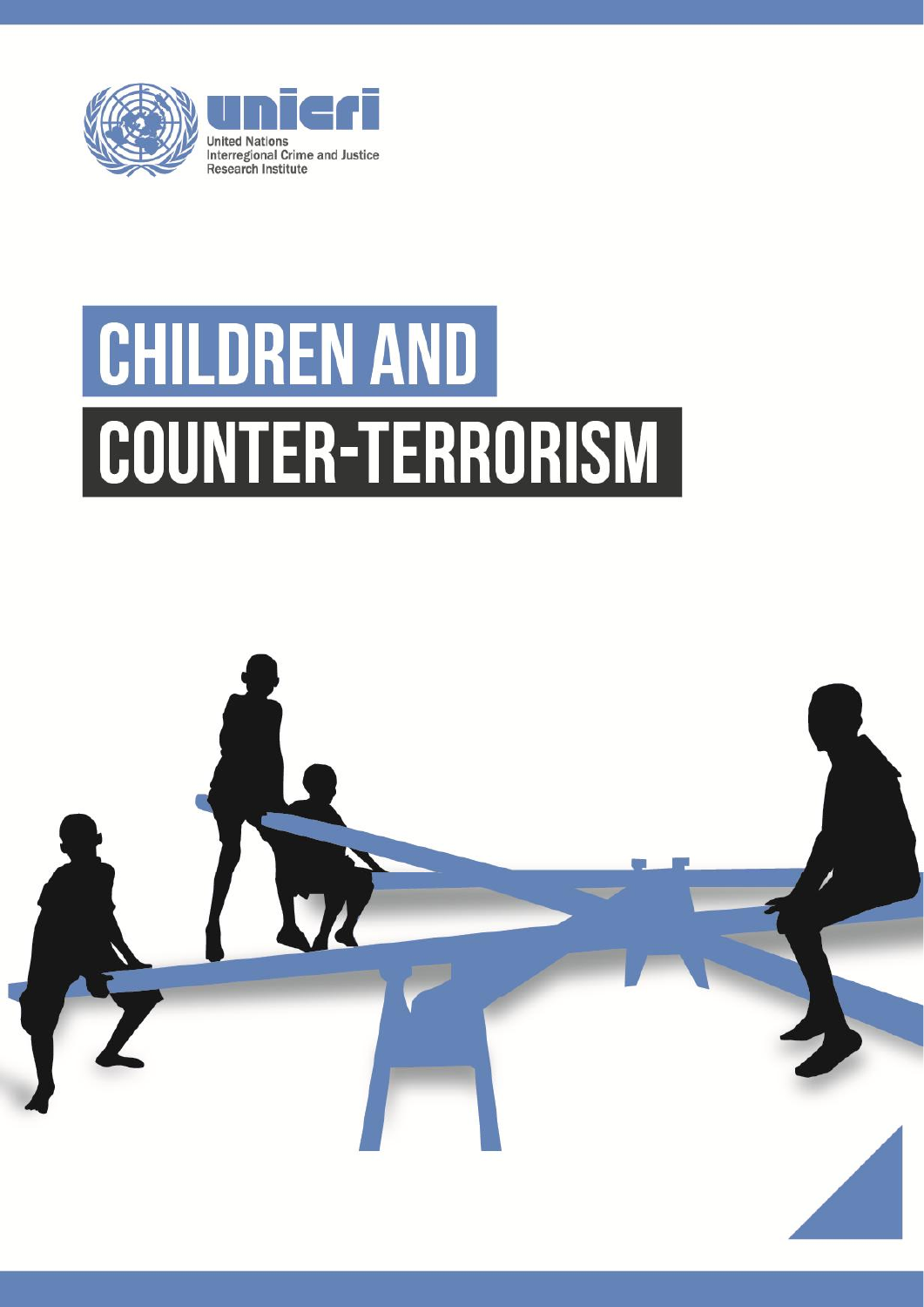unicri

United Nations
Interregional Crime and Justice
Research Institute

# CHILDREN AND COUNTER-TERRORISM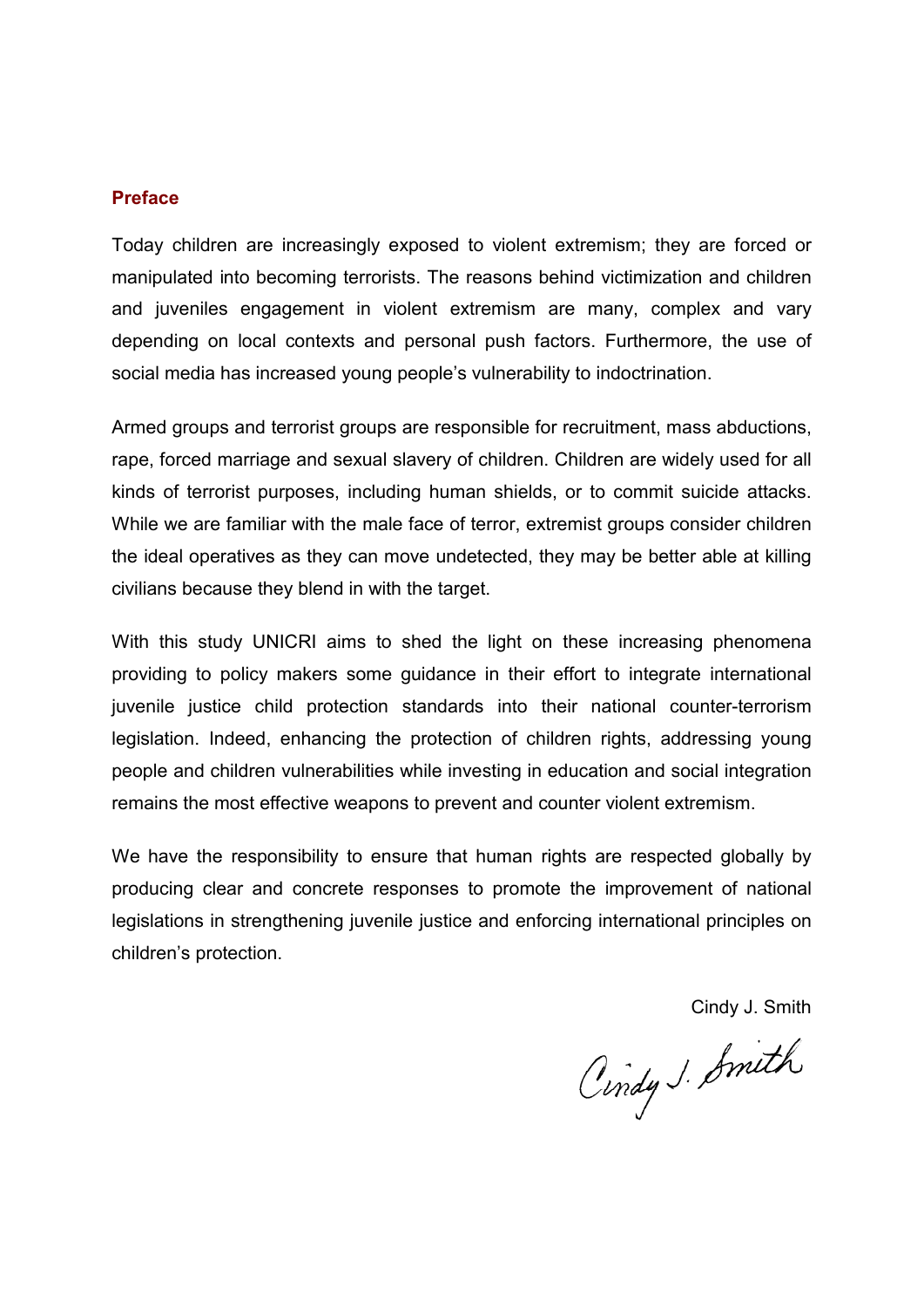## Preface

Today children are increasingly exposed to violent extremism; they are forced or manipulated into becoming terrorists. The reasons behind victimization and children and juveniles engagement in violent extremism are many, complex and vary depending on local contexts and personal push factors. Furthermore, the use of social media has increased young people's vulnerability to indoctrination.

Armed groups and terrorist groups are responsible for recruitment, mass abductions, rape, forced marriage and sexual slavery of children. Children are widely used for all kinds of terrorist purposes, including human shields, or to commit suicide attacks. While we are familiar with the male face of terror, extremist groups consider children the ideal operatives as they can move undetected, they may be better able at killing civilians because they blend in with the target.

With this study UNICRI aims to shed the light on these increasing phenomena providing to policy makers some guidance in their effort to integrate international juvenile justice child protection standards into their national counter-terrorism legislation. Indeed, enhancing the protection of children rights, addressing young people and children vulnerabilities while investing in education and social integration remains the most effective weapons to prevent and counter violent extremism.

We have the responsibility to ensure that human rights are respected globally by producing clear and concrete responses to promote the improvement of national legislations in strengthening juvenile justice and enforcing international principles on children's protection.

Cindy J. Smith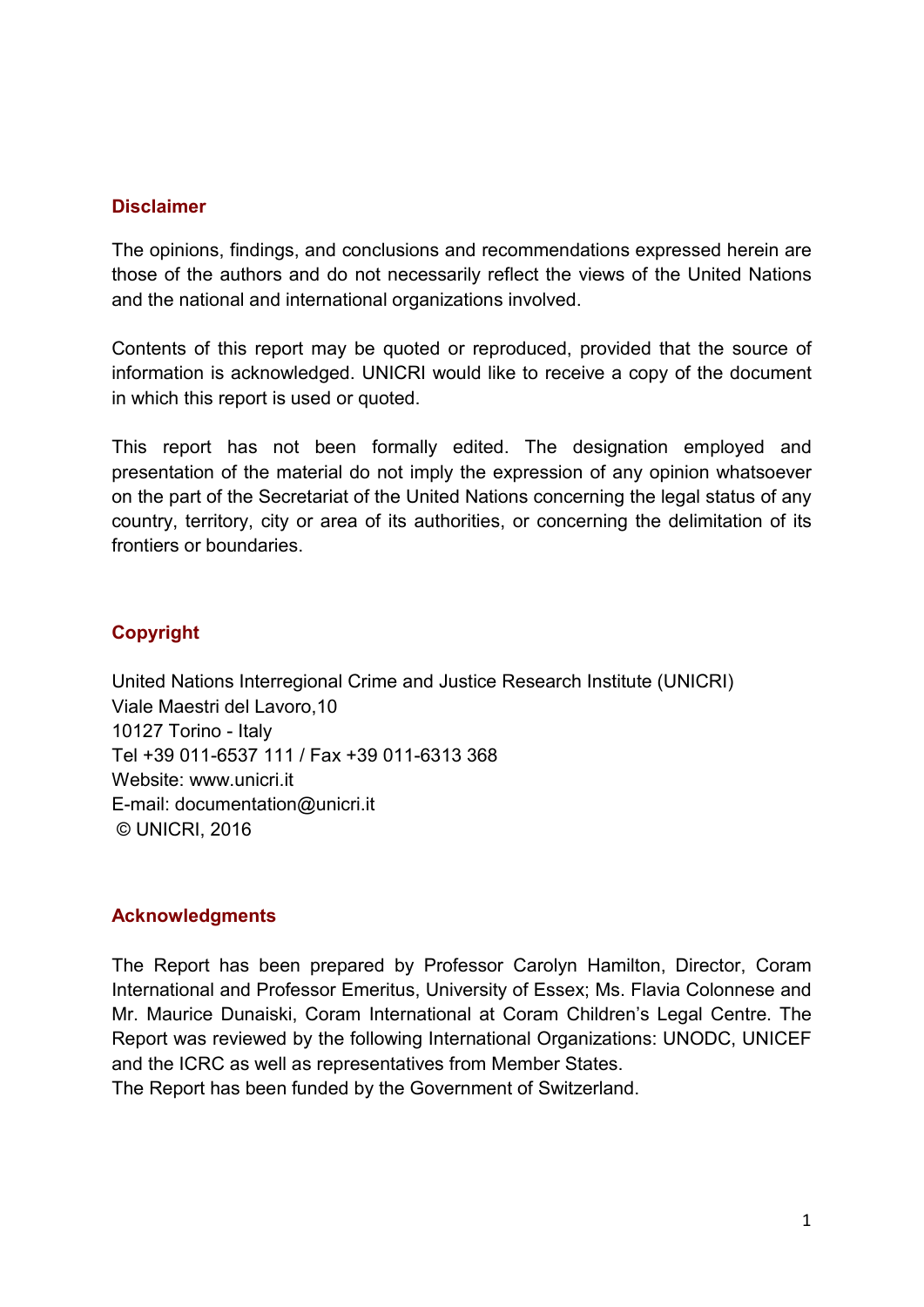## Disclaimer

The opinions, findings, and conclusions and recommendations expressed herein are those of the authors and do not necessarily reflect the views of the United Nations and the national and international organizations involved.

Contents of this report may be quoted or reproduced, provided that the source of information is acknowledged. UNICRI would like to receive a copy of the document in which this report is used or quoted.

This report has not been formally edited. The designation employed and presentation of the material do not imply the expression of any opinion whatsoever on the part of the Secretariat of the United Nations concerning the legal status of any country, territory, city or area of its authorities, or concerning the delimitation of its frontiers or boundaries.

## Copyright

United Nations Interregional Crime and Justice Research Institute (UNICRI)
Viale Maestri del Lavoro,10
10127 Torino - Italy
Tel +39 011-6537 111 / Fax +39 011-6313 368
Website: www.unicri.it
E-mail: documentation@unicri.it
© UNICRI, 2016

## Acknowledgments

The Report has been prepared by Professor Carolyn Hamilton, Director, Coram International and Professor Emeritus, University of Essex; Ms. Flavia Colonnese and Mr. Maurice Dunaiski, Coram International at Coram Children's Legal Centre. The Report was reviewed by the following International Organizations: UNODC, UNICEF and the ICRC as well as representatives from Member States.
The Report has been funded by the Government of Switzerland.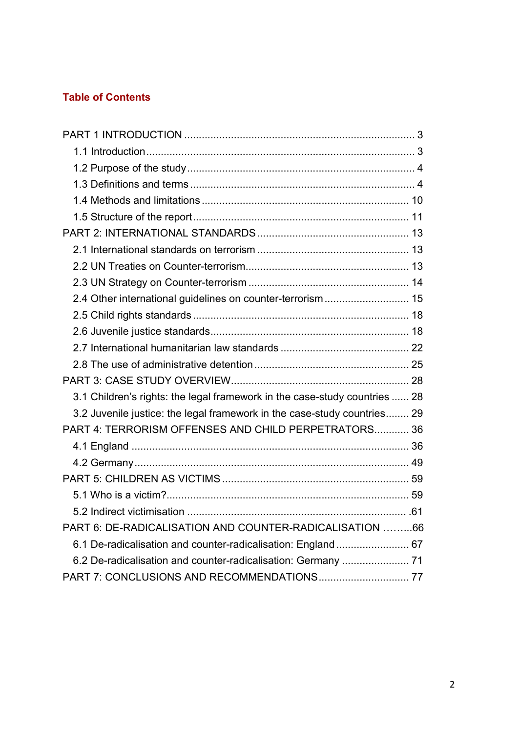## Table of Contents

PART 1 INTRODUCTION ............................................................................ 3
- 1.1 Introduction ........................................................................................ 3
- 1.2 Purpose of the study ........................................................................... 4
- 1.3 Definitions and terms .......................................................................... 4
- 1.4 Methods and limitations ...................................................................... 10
- 1.5 Structure of the report ........................................................................ 11

PART 2: INTERNATIONAL STANDARDS ................................................... 13
- 2.1 International standards on terrorism .................................................. 13
- 2.2 UN Treaties on Counter-terrorism ....................................................... 13
- 2.3 UN Strategy on Counter-terrorism ...................................................... 14
- 2.4 Other international guidelines on counter-terrorism ............................ 15
- 2.5 Child rights standards ......................................................................... 18
- 2.6 Juvenile justice standards ................................................................... 18
- 2.7 International humanitarian law standards ........................................... 22
- 2.8 The use of administrative detention .................................................... 25

PART 3: CASE STUDY OVERVIEW ............................................................ 28
- 3.1 Children's rights: the legal framework in the case-study countries ...... 28
- 3.2 Juvenile justice: the legal framework in the case-study countries ........ 29

PART 4: TERRORISM OFFENSES AND CHILD PERPETRATORS ............ 36
- 4.1 England .............................................................................................. 36
- 4.2 Germany ............................................................................................. 49

PART 5: CHILDREN AS VICTIMS ............................................................... 59
- 5.1 Who is a victim? .................................................................................. 59
- 5.2 Indirect victimisation .......................................................................... .61

PART 6: DE-RADICALISATION AND COUNTER-RADICALISATION .........66
- 6.1 De-radicalisation and counter-radicalisation: England ......................... 67
- 6.2 De-radicalisation and counter-radicalisation: Germany ....................... 71

PART 7: CONCLUSIONS AND RECOMMENDATIONS ............................... 77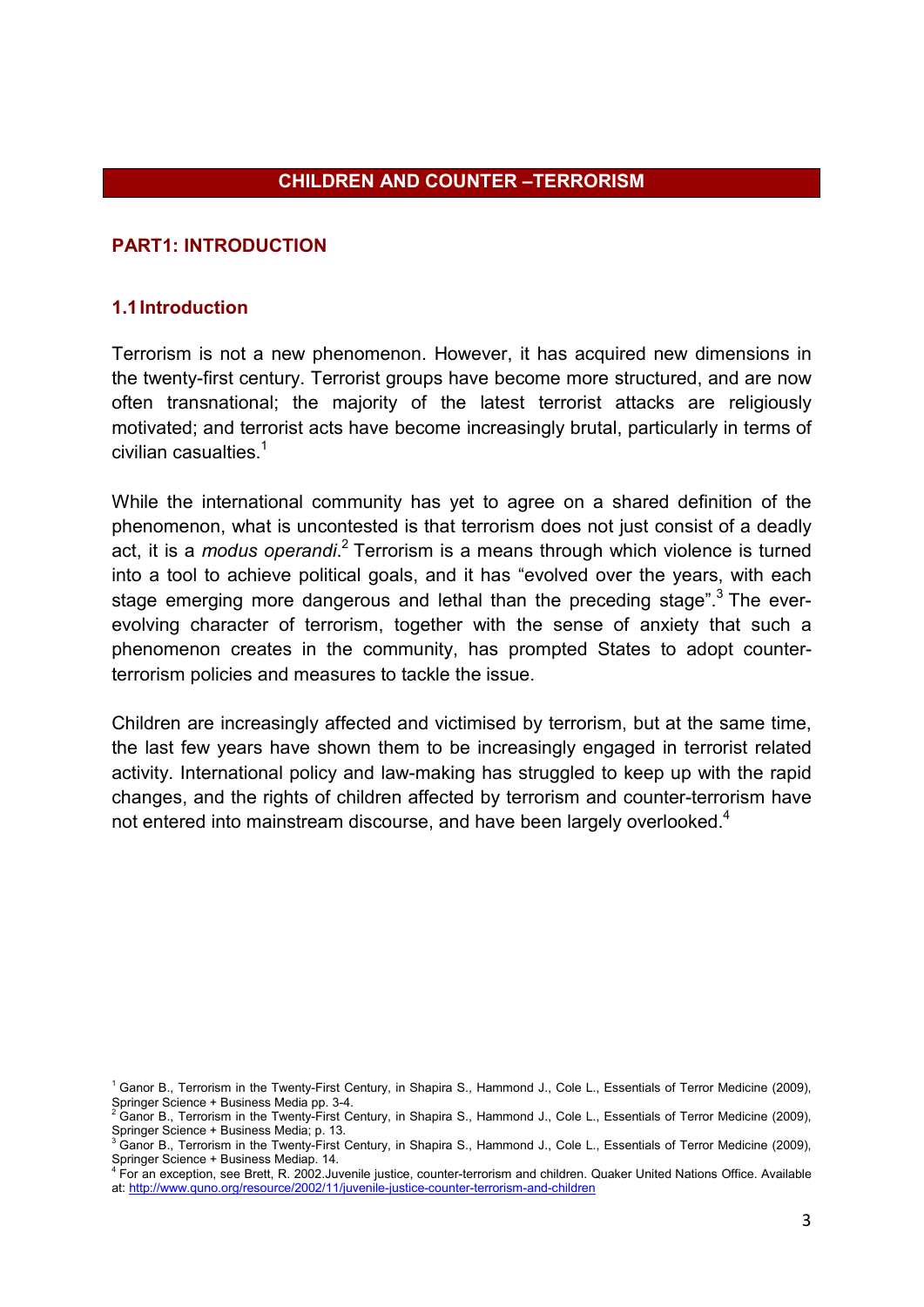# CHILDREN AND COUNTER –TERRORISM

## PART1: INTRODUCTION

### 1.1 Introduction

Terrorism is not a new phenomenon. However, it has acquired new dimensions in the twenty-first century. Terrorist groups have become more structured, and are now often transnational; the majority of the latest terrorist attacks are religiously motivated; and terrorist acts have become increasingly brutal, particularly in terms of civilian casualties.[1]

While the international community has yet to agree on a shared definition of the phenomenon, what is uncontested is that terrorism does not just consist of a deadly act, it is a *modus operandi*.[2] Terrorism is a means through which violence is turned into a tool to achieve political goals, and it has "evolved over the years, with each stage emerging more dangerous and lethal than the preceding stage".[3] The ever-evolving character of terrorism, together with the sense of anxiety that such a phenomenon creates in the community, has prompted States to adopt counter-terrorism policies and measures to tackle the issue.

Children are increasingly affected and victimised by terrorism, but at the same time, the last few years have shown them to be increasingly engaged in terrorist related activity. International policy and law-making has struggled to keep up with the rapid changes, and the rights of children affected by terrorism and counter-terrorism have not entered into mainstream discourse, and have been largely overlooked.[4]

---

[1] Ganor B., Terrorism in the Twenty-First Century, in Shapira S., Hammond J., Cole L., Essentials of Terror Medicine (2009), Springer Science + Business Media pp. 3-4.

[2] Ganor B., Terrorism in the Twenty-First Century, in Shapira S., Hammond J., Cole L., Essentials of Terror Medicine (2009), Springer Science + Business Media; p. 13.

[3] Ganor B., Terrorism in the Twenty-First Century, in Shapira S., Hammond J., Cole L., Essentials of Terror Medicine (2009), Springer Science + Business Mediap. 14.

[4] For an exception, see Brett, R. 2002.Juvenile justice, counter-terrorism and children. Quaker United Nations Office. Available at: http://www.quno.org/resource/2002/11/juvenile-justice-counter-terrorism-and-children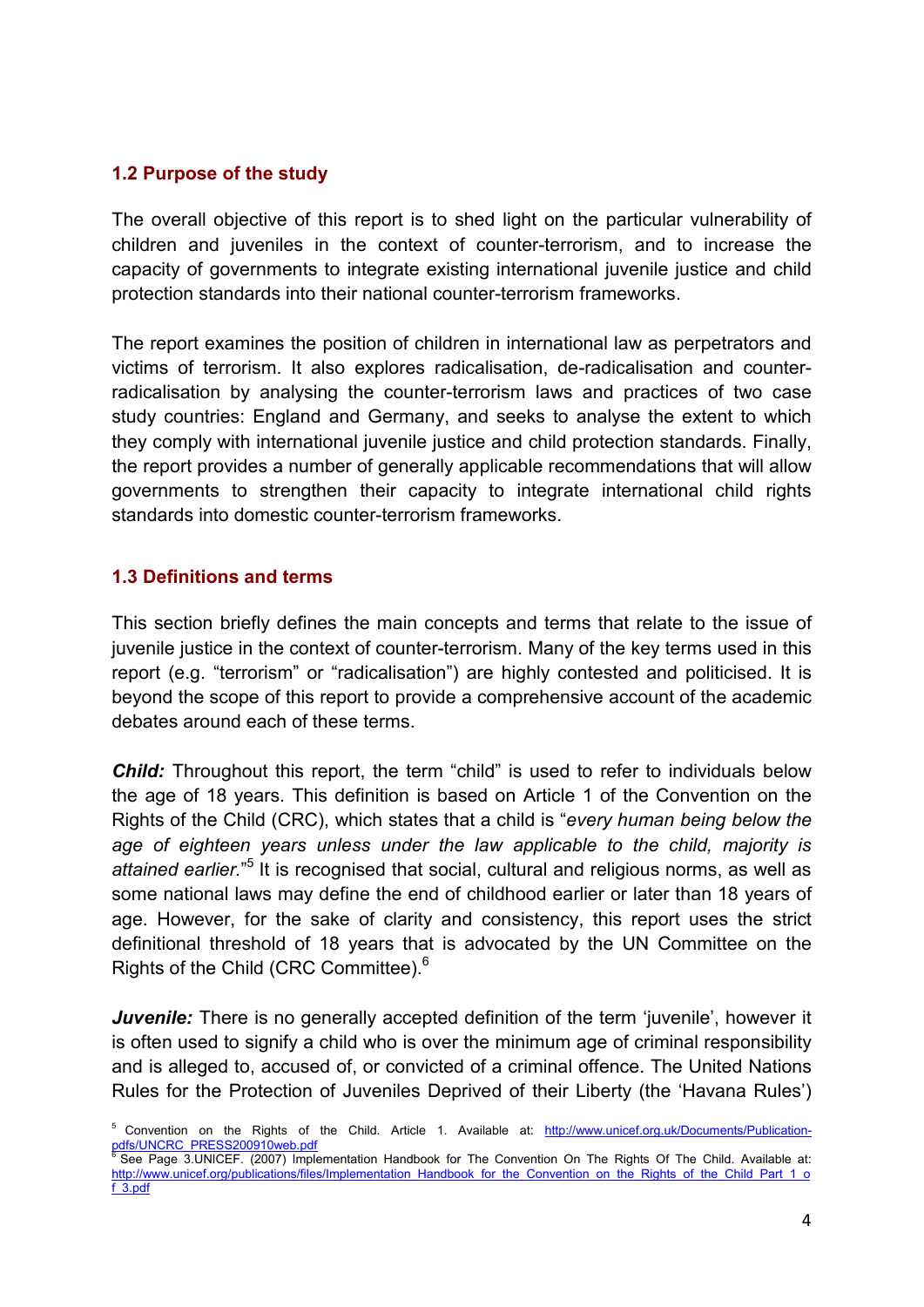## 1.2 Purpose of the study

The overall objective of this report is to shed light on the particular vulnerability of children and juveniles in the context of counter-terrorism, and to increase the capacity of governments to integrate existing international juvenile justice and child protection standards into their national counter-terrorism frameworks.

The report examines the position of children in international law as perpetrators and victims of terrorism. It also explores radicalisation, de-radicalisation and counter-radicalisation by analysing the counter-terrorism laws and practices of two case study countries: England and Germany, and seeks to analyse the extent to which they comply with international juvenile justice and child protection standards. Finally, the report provides a number of generally applicable recommendations that will allow governments to strengthen their capacity to integrate international child rights standards into domestic counter-terrorism frameworks.

## 1.3 Definitions and terms

This section briefly defines the main concepts and terms that relate to the issue of juvenile justice in the context of counter-terrorism. Many of the key terms used in this report (e.g. "terrorism" or "radicalisation") are highly contested and politicised. It is beyond the scope of this report to provide a comprehensive account of the academic debates around each of these terms.

***Child:*** Throughout this report, the term "child" is used to refer to individuals below the age of 18 years. This definition is based on Article 1 of the Convention on the Rights of the Child (CRC), which states that a child is "*every human being below the age of eighteen years unless under the law applicable to the child, majority is attained earlier.*"[5] It is recognised that social, cultural and religious norms, as well as some national laws may define the end of childhood earlier or later than 18 years of age. However, for the sake of clarity and consistency, this report uses the strict definitional threshold of 18 years that is advocated by the UN Committee on the Rights of the Child (CRC Committee).[6]

***Juvenile:*** There is no generally accepted definition of the term 'juvenile', however it is often used to signify a child who is over the minimum age of criminal responsibility and is alleged to, accused of, or convicted of a criminal offence. The United Nations Rules for the Protection of Juveniles Deprived of their Liberty (the 'Havana Rules')

[5] Convention on the Rights of the Child. Article 1. Available at: http://www.unicef.org.uk/Documents/Publication-pdfs/UNCRC_PRESS200910web.pdf

[6] See Page 3.UNICEF. (2007) Implementation Handbook for The Convention On The Rights Of The Child. Available at: http://www.unicef.org/publications/files/Implementation_Handbook_for_the_Convention_on_the_Rights_of_the_Child_Part_1_of_3.pdf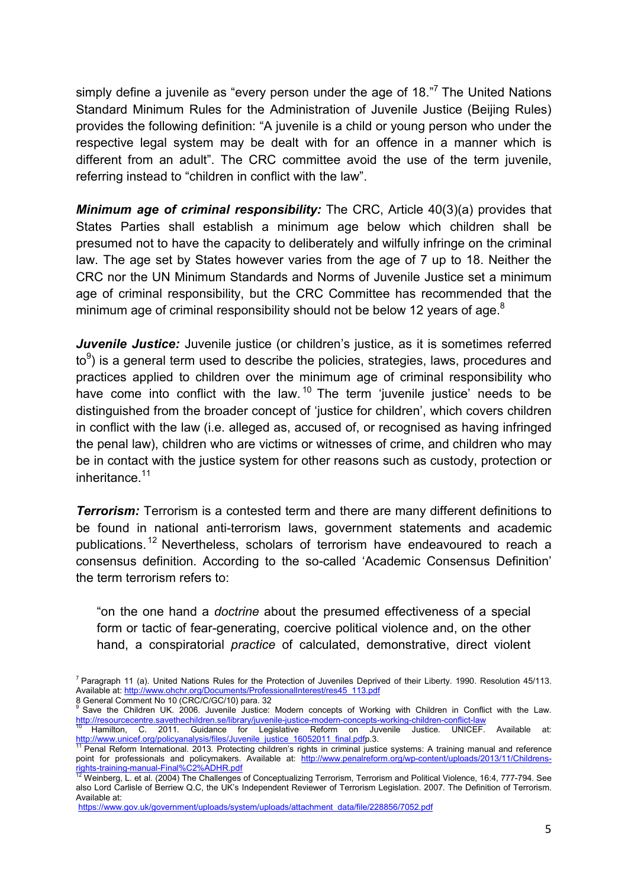simply define a juvenile as "every person under the age of 18."[7] The United Nations Standard Minimum Rules for the Administration of Juvenile Justice (Beijing Rules) provides the following definition: "A juvenile is a child or young person who under the respective legal system may be dealt with for an offence in a manner which is different from an adult". The CRC committee avoid the use of the term juvenile, referring instead to "children in conflict with the law".

***Minimum age of criminal responsibility:*** The CRC, Article 40(3)(a) provides that States Parties shall establish a minimum age below which children shall be presumed not to have the capacity to deliberately and wilfully infringe on the criminal law. The age set by States however varies from the age of 7 up to 18. Neither the CRC nor the UN Minimum Standards and Norms of Juvenile Justice set a minimum age of criminal responsibility, but the CRC Committee has recommended that the minimum age of criminal responsibility should not be below 12 years of age.[8]

***Juvenile Justice:*** Juvenile justice (or children's justice, as it is sometimes referred to[9]) is a general term used to describe the policies, strategies, laws, procedures and practices applied to children over the minimum age of criminal responsibility who have come into conflict with the law.[10] The term 'juvenile justice' needs to be distinguished from the broader concept of 'justice for children', which covers children in conflict with the law (i.e. alleged as, accused of, or recognised as having infringed the penal law), children who are victims or witnesses of crime, and children who may be in contact with the justice system for other reasons such as custody, protection or inheritance.[11]

***Terrorism:*** Terrorism is a contested term and there are many different definitions to be found in national anti-terrorism laws, government statements and academic publications.[12] Nevertheless, scholars of terrorism have endeavoured to reach a consensus definition. According to the so-called 'Academic Consensus Definition' the term terrorism refers to:

> "on the one hand a *doctrine* about the presumed effectiveness of a special form or tactic of fear-generating, coercive political violence and, on the other hand, a conspiratorial *practice* of calculated, demonstrative, direct violent

---

[7] Paragraph 11 (a). United Nations Rules for the Protection of Juveniles Deprived of their Liberty. 1990. Resolution 45/113. Available at: http://www.ohchr.org/Documents/ProfessionalInterest/res45_113.pdf

[8] General Comment No 10 (CRC/C/GC/10) para. 32

[9] Save the Children UK. 2006. Juvenile Justice: Modern concepts of Working with Children in Conflict with the Law. http://resourcecentre.savethechildren.se/library/juvenile-justice-modern-concepts-working-children-conflict-law

[10] Hamilton, C. 2011. Guidance for Legislative Reform on Juvenile Justice. UNICEF. Available at: http://www.unicef.org/policyanalysis/files/Juvenile_justice_16052011_final.pdfp.3.

[11] Penal Reform International. 2013. Protecting children's rights in criminal justice systems: A training manual and reference point for professionals and policymakers. Available at: http://www.penalreform.org/wp-content/uploads/2013/11/Childrens-rights-training-manual-Final%C2%ADHR.pdf

[12] Weinberg, L. et al. (2004) The Challenges of Conceptualizing Terrorism, Terrorism and Political Violence, 16:4, 777-794. See also Lord Carlisle of Berriew Q.C, the UK's Independent Reviewer of Terrorism Legislation. 2007. The Definition of Terrorism. Available at: https://www.gov.uk/government/uploads/system/uploads/attachment_data/file/228856/7052.pdf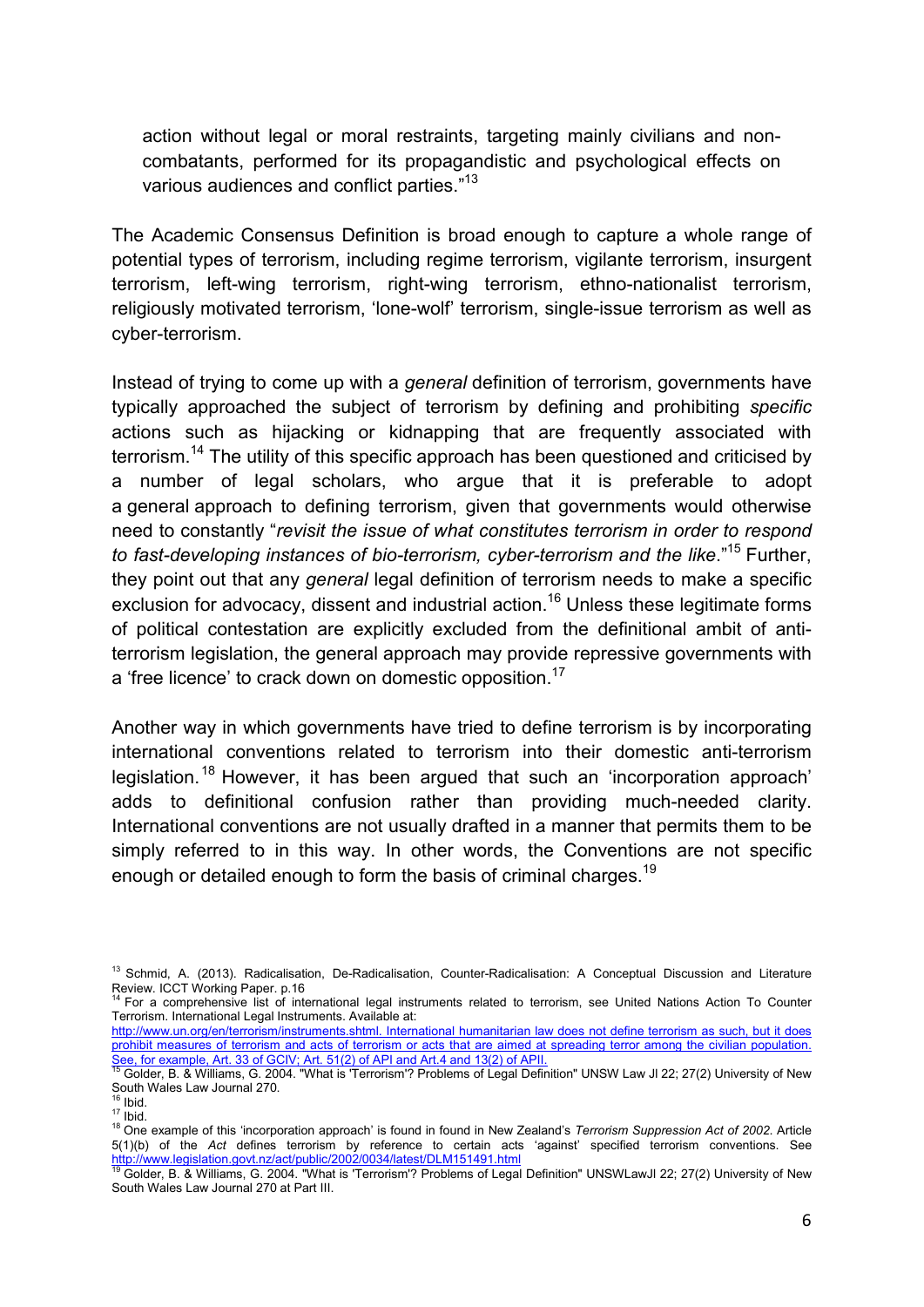action without legal or moral restraints, targeting mainly civilians and non-combatants, performed for its propagandistic and psychological effects on various audiences and conflict parties."[13]

The Academic Consensus Definition is broad enough to capture a whole range of potential types of terrorism, including regime terrorism, vigilante terrorism, insurgent terrorism, left-wing terrorism, right-wing terrorism, ethno-nationalist terrorism, religiously motivated terrorism, 'lone-wolf' terrorism, single-issue terrorism as well as cyber-terrorism.

Instead of trying to come up with a *general* definition of terrorism, governments have typically approached the subject of terrorism by defining and prohibiting *specific* actions such as hijacking or kidnapping that are frequently associated with terrorism.[14] The utility of this specific approach has been questioned and criticised by a number of legal scholars, who argue that it is preferable to adopt a general approach to defining terrorism, given that governments would otherwise need to constantly "*revisit the issue of what constitutes terrorism in order to respond to fast-developing instances of bio-terrorism, cyber-terrorism and the like*."[15] Further, they point out that any *general* legal definition of terrorism needs to make a specific exclusion for advocacy, dissent and industrial action.[16] Unless these legitimate forms of political contestation are explicitly excluded from the definitional ambit of anti-terrorism legislation, the general approach may provide repressive governments with a 'free licence' to crack down on domestic opposition.[17]

Another way in which governments have tried to define terrorism is by incorporating international conventions related to terrorism into their domestic anti-terrorism legislation.[18] However, it has been argued that such an 'incorporation approach' adds to definitional confusion rather than providing much-needed clarity. International conventions are not usually drafted in a manner that permits them to be simply referred to in this way. In other words, the Conventions are not specific enough or detailed enough to form the basis of criminal charges.[19]

---

[13] Schmid, A. (2013). Radicalisation, De-Radicalisation, Counter-Radicalisation: A Conceptual Discussion and Literature Review. ICCT Working Paper. p.16

[14] For a comprehensive list of international legal instruments related to terrorism, see United Nations Action To Counter Terrorism. International Legal Instruments. Available at: http://www.un.org/en/terrorism/instruments.shtml. International humanitarian law does not define terrorism as such, but it does prohibit measures of terrorism and acts of terrorism or acts that are aimed at spreading terror among the civilian population. See, for example, Art. 33 of GCIV; Art. 51(2) of API and Art.4 and 13(2) of APII.

[15] Golder, B. & Williams, G. 2004. "What is 'Terrorism'? Problems of Legal Definition" UNSW Law Jl 22; 27(2) University of New South Wales Law Journal 270.

[16] Ibid.

[17] Ibid.

[18] One example of this 'incorporation approach' is found in found in New Zealand's *Terrorism Suppression Act of 2002*. Article 5(1)(b) of the *Act* defines terrorism by reference to certain acts 'against' specified terrorism conventions. See http://www.legislation.govt.nz/act/public/2002/0034/latest/DLM151491.html

[19] Golder, B. & Williams, G. 2004. "What is 'Terrorism'? Problems of Legal Definition" UNSWLawJl 22; 27(2) University of New South Wales Law Journal 270 at Part III.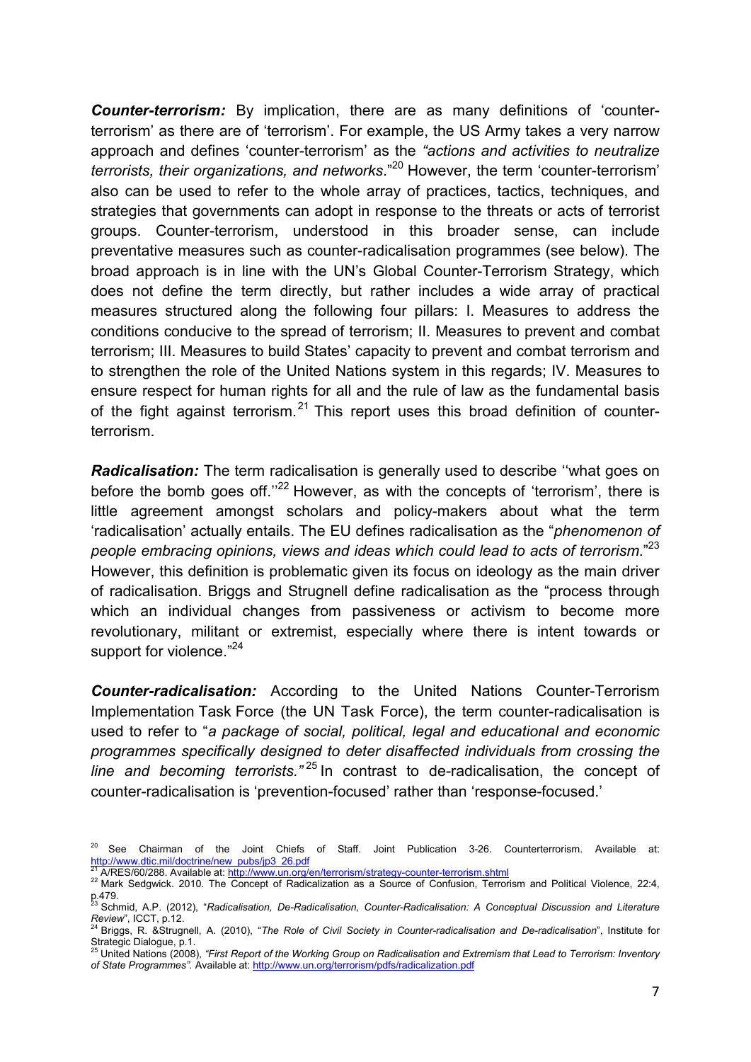***Counter-terrorism:*** By implication, there are as many definitions of 'counter-terrorism' as there are of 'terrorism'. For example, the US Army takes a very narrow approach and defines 'counter-terrorism' as the *"actions and activities to neutralize terrorists, their organizations, and networks*."[20] However, the term 'counter-terrorism' also can be used to refer to the whole array of practices, tactics, techniques, and strategies that governments can adopt in response to the threats or acts of terrorist groups. Counter-terrorism, understood in this broader sense, can include preventative measures such as counter-radicalisation programmes (see below). The broad approach is in line with the UN's Global Counter-Terrorism Strategy, which does not define the term directly, but rather includes a wide array of practical measures structured along the following four pillars: I. Measures to address the conditions conducive to the spread of terrorism; II. Measures to prevent and combat terrorism; III. Measures to build States' capacity to prevent and combat terrorism and to strengthen the role of the United Nations system in this regards; IV. Measures to ensure respect for human rights for all and the rule of law as the fundamental basis of the fight against terrorism.[21] This report uses this broad definition of counter-terrorism.

***Radicalisation:*** The term radicalisation is generally used to describe ''what goes on before the bomb goes off.''[22] However, as with the concepts of 'terrorism', there is little agreement amongst scholars and policy-makers about what the term 'radicalisation' actually entails. The EU defines radicalisation as the "*phenomenon of people embracing opinions, views and ideas which could lead to acts of terrorism*."[23] However, this definition is problematic given its focus on ideology as the main driver of radicalisation. Briggs and Strugnell define radicalisation as the "process through which an individual changes from passiveness or activism to become more revolutionary, militant or extremist, especially where there is intent towards or support for violence."[24]

***Counter-radicalisation:*** According to the United Nations Counter-Terrorism Implementation Task Force (the UN Task Force), the term counter-radicalisation is used to refer to "*a package of social, political, legal and educational and economic programmes specifically designed to deter disaffected individuals from crossing the line and becoming terrorists.*"[25] In contrast to de-radicalisation, the concept of counter-radicalisation is 'prevention-focused' rather than 'response-focused.'

---

[20] See Chairman of the Joint Chiefs of Staff. Joint Publication 3-26. Counterterrorism. Available at: http://www.dtic.mil/doctrine/new_pubs/jp3_26.pdf

[21] A/RES/60/288. Available at: http://www.un.org/en/terrorism/strategy-counter-terrorism.shtml

[22] Mark Sedgwick. 2010. The Concept of Radicalization as a Source of Confusion, Terrorism and Political Violence, 22:4, p.479.

[23] Schmid, A.P. (2012), "*Radicalisation, De-Radicalisation, Counter-Radicalisation: A Conceptual Discussion and Literature Review*", ICCT, p.12.

[24] Briggs, R. &Strugnell, A. (2010), "*The Role of Civil Society in Counter-radicalisation and De-radicalisation*", Institute for Strategic Dialogue, p.1.

[25] United Nations (2008), *"First Report of the Working Group on Radicalisation and Extremism that Lead to Terrorism: Inventory of State Programmes"*. Available at: http://www.un.org/terrorism/pdfs/radicalization.pdf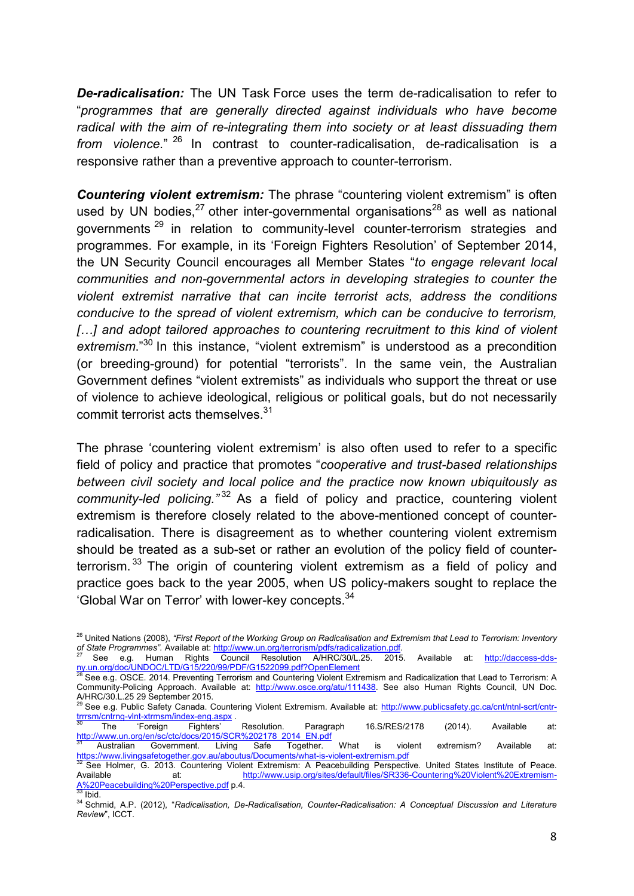***De-radicalisation:*** The UN Task Force uses the term de-radicalisation to refer to "*programmes that are generally directed against individuals who have become radical with the aim of re-integrating them into society or at least dissuading them from violence.*" [26] In contrast to counter-radicalisation, de-radicalisation is a responsive rather than a preventive approach to counter-terrorism.

***Countering violent extremism:*** The phrase "countering violent extremism" is often used by UN bodies,[27] other inter-governmental organisations[28] as well as national governments [29] in relation to community-level counter-terrorism strategies and programmes. For example, in its 'Foreign Fighters Resolution' of September 2014, the UN Security Council encourages all Member States "*to engage relevant local communities and non-governmental actors in developing strategies to counter the violent extremist narrative that can incite terrorist acts, address the conditions conducive to the spread of violent extremism, which can be conducive to terrorism, […] and adopt tailored approaches to countering recruitment to this kind of violent extremism*."[30] In this instance, "violent extremism" is understood as a precondition (or breeding-ground) for potential "terrorists". In the same vein, the Australian Government defines "violent extremists" as individuals who support the threat or use of violence to achieve ideological, religious or political goals, but do not necessarily commit terrorist acts themselves.[31]

The phrase 'countering violent extremism' is also often used to refer to a specific field of policy and practice that promotes "*cooperative and trust-based relationships between civil society and local police and the practice now known ubiquitously as community-led policing."*[32] As a field of policy and practice, countering violent extremism is therefore closely related to the above-mentioned concept of counter-radicalisation. There is disagreement as to whether countering violent extremism should be treated as a sub-set or rather an evolution of the policy field of counter-terrorism.[33] The origin of countering violent extremism as a field of policy and practice goes back to the year 2005, when US policy-makers sought to replace the 'Global War on Terror' with lower-key concepts.[34]

---

[26] United Nations (2008), *"First Report of the Working Group on Radicalisation and Extremism that Lead to Terrorism: Inventory of State Programmes"*. Available at: http://www.un.org/terrorism/pdfs/radicalization.pdf.

[27] See e.g. Human Rights Council Resolution A/HRC/30/L.25. 2015. Available at: http://daccess-dds-ny.un.org/doc/UNDOC/LTD/G15/220/99/PDF/G1522099.pdf?OpenElement

[28] See e.g. OSCE. 2014. Preventing Terrorism and Countering Violent Extremism and Radicalization that Lead to Terrorism: A Community-Policing Approach. Available at: http://www.osce.org/atu/111438. See also Human Rights Council, UN Doc. A/HRC/30.L.25 29 September 2015.

[29] See e.g. Public Safety Canada. Countering Violent Extremism. Available at: http://www.publicsafety.gc.ca/cnt/ntnl-scrt/cntr-trrrsm/cntrng-vlnt-xtrmsm/index-eng.aspx .

[30] The 'Foreign Fighters' Resolution. Paragraph 16.S/RES/2178 (2014). Available at: http://www.un.org/en/sc/ctc/docs/2015/SCR%202178_2014_EN.pdf

[31] Australian Government. Living Safe Together. What is violent extremism? Available at: https://www.livingsafetogether.gov.au/aboutus/Documents/what-is-violent-extremism.pdf

[32] See Holmer, G. 2013. Countering Violent Extremism: A Peacebuilding Perspective. United States Institute of Peace. Available at: http://www.usip.org/sites/default/files/SR336-Countering%20Violent%20Extremism-A%20Peacebuilding%20Perspective.pdf p.4.

[33] Ibid.

[34] Schmid, A.P. (2012), "*Radicalisation, De-Radicalisation, Counter-Radicalisation: A Conceptual Discussion and Literature Review*", ICCT.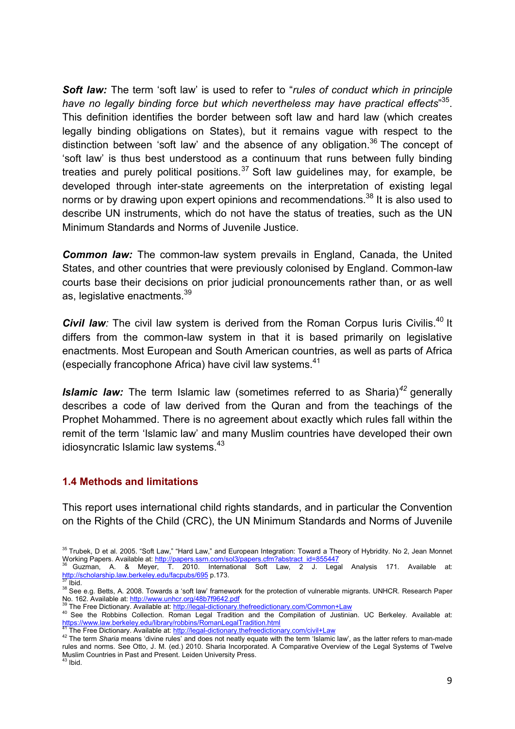***Soft law:*** The term 'soft law' is used to refer to "*rules of conduct which in principle have no legally binding force but which nevertheless may have practical effects*"[35]. This definition identifies the border between soft law and hard law (which creates legally binding obligations on States), but it remains vague with respect to the distinction between 'soft law' and the absence of any obligation.[36] The concept of 'soft law' is thus best understood as a continuum that runs between fully binding treaties and purely political positions.[37] Soft law guidelines may, for example, be developed through inter-state agreements on the interpretation of existing legal norms or by drawing upon expert opinions and recommendations.[38] It is also used to describe UN instruments, which do not have the status of treaties, such as the UN Minimum Standards and Norms of Juvenile Justice.

***Common law:*** The common-law system prevails in England, Canada, the United States, and other countries that were previously colonised by England. Common-law courts base their decisions on prior judicial pronouncements rather than, or as well as, legislative enactments.[39]

***Civil law**:* The civil law system is derived from the Roman Corpus Iuris Civilis.[40] It differs from the common-law system in that it is based primarily on legislative enactments. Most European and South American countries, as well as parts of Africa (especially francophone Africa) have civil law systems.[41]

***Islamic law:*** The term Islamic law (sometimes referred to as Sharia)[42] generally describes a code of law derived from the Quran and from the teachings of the Prophet Mohammed. There is no agreement about exactly which rules fall within the remit of the term 'Islamic law' and many Muslim countries have developed their own idiosyncratic Islamic law systems.[43]

### 1.4 Methods and limitations

This report uses international child rights standards, and in particular the Convention on the Rights of the Child (CRC), the UN Minimum Standards and Norms of Juvenile

---

[35] Trubek, D et al. 2005. "Soft Law," "Hard Law," and European Integration: Toward a Theory of Hybridity. No 2, Jean Monnet Working Papers. Available at: http://papers.ssrn.com/sol3/papers.cfm?abstract_id=855447

[36] Guzman, A. & Meyer, T. 2010. International Soft Law, 2 J. Legal Analysis 171. Available at: http://scholarship.law.berkeley.edu/facpubs/695 p.173.

[37] Ibid.

[38] See e.g. Betts, A. 2008. Towards a 'soft law' framework for the protection of vulnerable migrants. UNHCR. Research Paper No. 162. Available at: http://www.unhcr.org/48b7f9642.pdf

[39] The Free Dictionary. Available at: http://legal-dictionary.thefreedictionary.com/Common+Law

[40] See the Robbins Collection. Roman Legal Tradition and the Compilation of Justinian. UC Berkeley. Available at: https://www.law.berkeley.edu/library/robbins/RomanLegalTradition.html

[41] The Free Dictionary. Available at: http://legal-dictionary.thefreedictionary.com/civil+Law

[42] The term *Sharia* means 'divine rules' and does not neatly equate with the term 'Islamic law', as the latter refers to man-made rules and norms. See Otto, J. M. (ed.) 2010. Sharia Incorporated. A Comparative Overview of the Legal Systems of Twelve Muslim Countries in Past and Present. Leiden University Press.

[43] Ibid.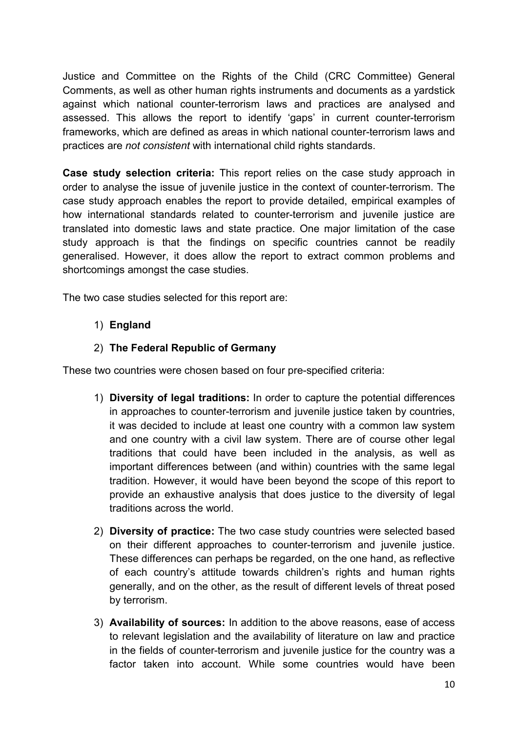Justice and Committee on the Rights of the Child (CRC Committee) General Comments, as well as other human rights instruments and documents as a yardstick against which national counter-terrorism laws and practices are analysed and assessed. This allows the report to identify 'gaps' in current counter-terrorism frameworks, which are defined as areas in which national counter-terrorism laws and practices are *not consistent* with international child rights standards.

**Case study selection criteria:** This report relies on the case study approach in order to analyse the issue of juvenile justice in the context of counter-terrorism. The case study approach enables the report to provide detailed, empirical examples of how international standards related to counter-terrorism and juvenile justice are translated into domestic laws and state practice. One major limitation of the case study approach is that the findings on specific countries cannot be readily generalised. However, it does allow the report to extract common problems and shortcomings amongst the case studies.

The two case studies selected for this report are:

1) **England**
2) **The Federal Republic of Germany**

These two countries were chosen based on four pre-specified criteria:

1) **Diversity of legal traditions:** In order to capture the potential differences in approaches to counter-terrorism and juvenile justice taken by countries, it was decided to include at least one country with a common law system and one country with a civil law system. There are of course other legal traditions that could have been included in the analysis, as well as important differences between (and within) countries with the same legal tradition. However, it would have been beyond the scope of this report to provide an exhaustive analysis that does justice to the diversity of legal traditions across the world.

2) **Diversity of practice:** The two case study countries were selected based on their different approaches to counter-terrorism and juvenile justice. These differences can perhaps be regarded, on the one hand, as reflective of each country's attitude towards children's rights and human rights generally, and on the other, as the result of different levels of threat posed by terrorism.

3) **Availability of sources:** In addition to the above reasons, ease of access to relevant legislation and the availability of literature on law and practice in the fields of counter-terrorism and juvenile justice for the country was a factor taken into account. While some countries would have been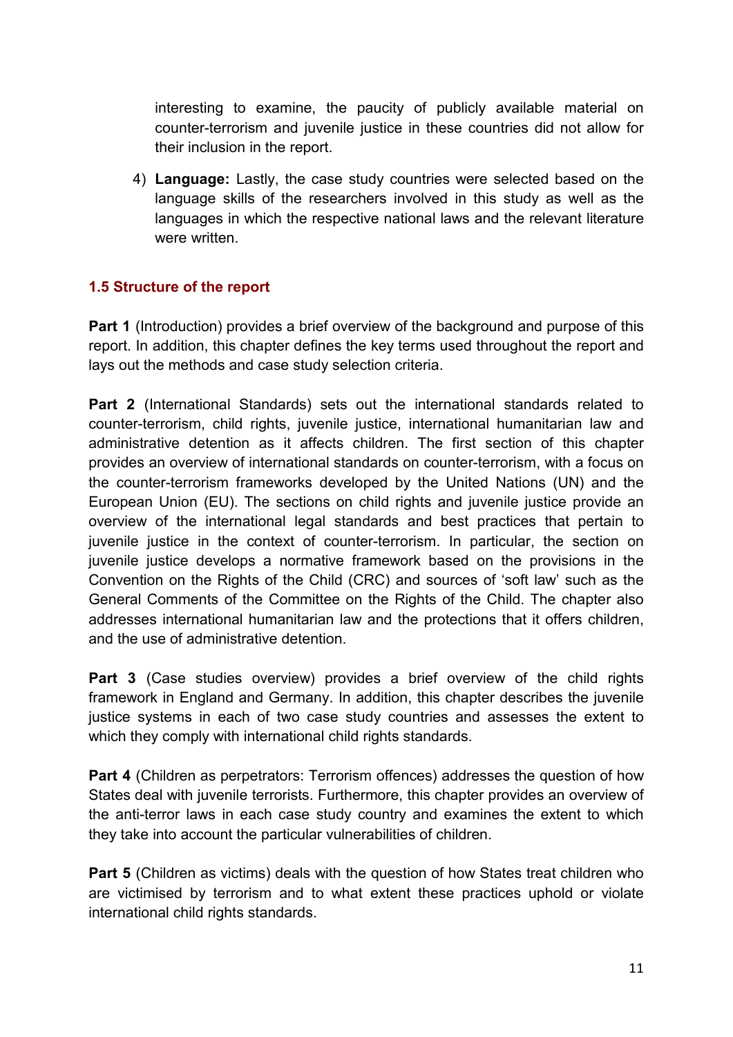interesting to examine, the paucity of publicly available material on counter-terrorism and juvenile justice in these countries did not allow for their inclusion in the report.

4) **Language:** Lastly, the case study countries were selected based on the language skills of the researchers involved in this study as well as the languages in which the respective national laws and the relevant literature were written.

### 1.5 Structure of the report

**Part 1** (Introduction) provides a brief overview of the background and purpose of this report. In addition, this chapter defines the key terms used throughout the report and lays out the methods and case study selection criteria.

**Part 2** (International Standards) sets out the international standards related to counter-terrorism, child rights, juvenile justice, international humanitarian law and administrative detention as it affects children. The first section of this chapter provides an overview of international standards on counter-terrorism, with a focus on the counter-terrorism frameworks developed by the United Nations (UN) and the European Union (EU). The sections on child rights and juvenile justice provide an overview of the international legal standards and best practices that pertain to juvenile justice in the context of counter-terrorism. In particular, the section on juvenile justice develops a normative framework based on the provisions in the Convention on the Rights of the Child (CRC) and sources of 'soft law' such as the General Comments of the Committee on the Rights of the Child. The chapter also addresses international humanitarian law and the protections that it offers children, and the use of administrative detention.

**Part 3** (Case studies overview) provides a brief overview of the child rights framework in England and Germany. In addition, this chapter describes the juvenile justice systems in each of two case study countries and assesses the extent to which they comply with international child rights standards.

**Part 4** (Children as perpetrators: Terrorism offences) addresses the question of how States deal with juvenile terrorists. Furthermore, this chapter provides an overview of the anti-terror laws in each case study country and examines the extent to which they take into account the particular vulnerabilities of children.

**Part 5** (Children as victims) deals with the question of how States treat children who are victimised by terrorism and to what extent these practices uphold or violate international child rights standards.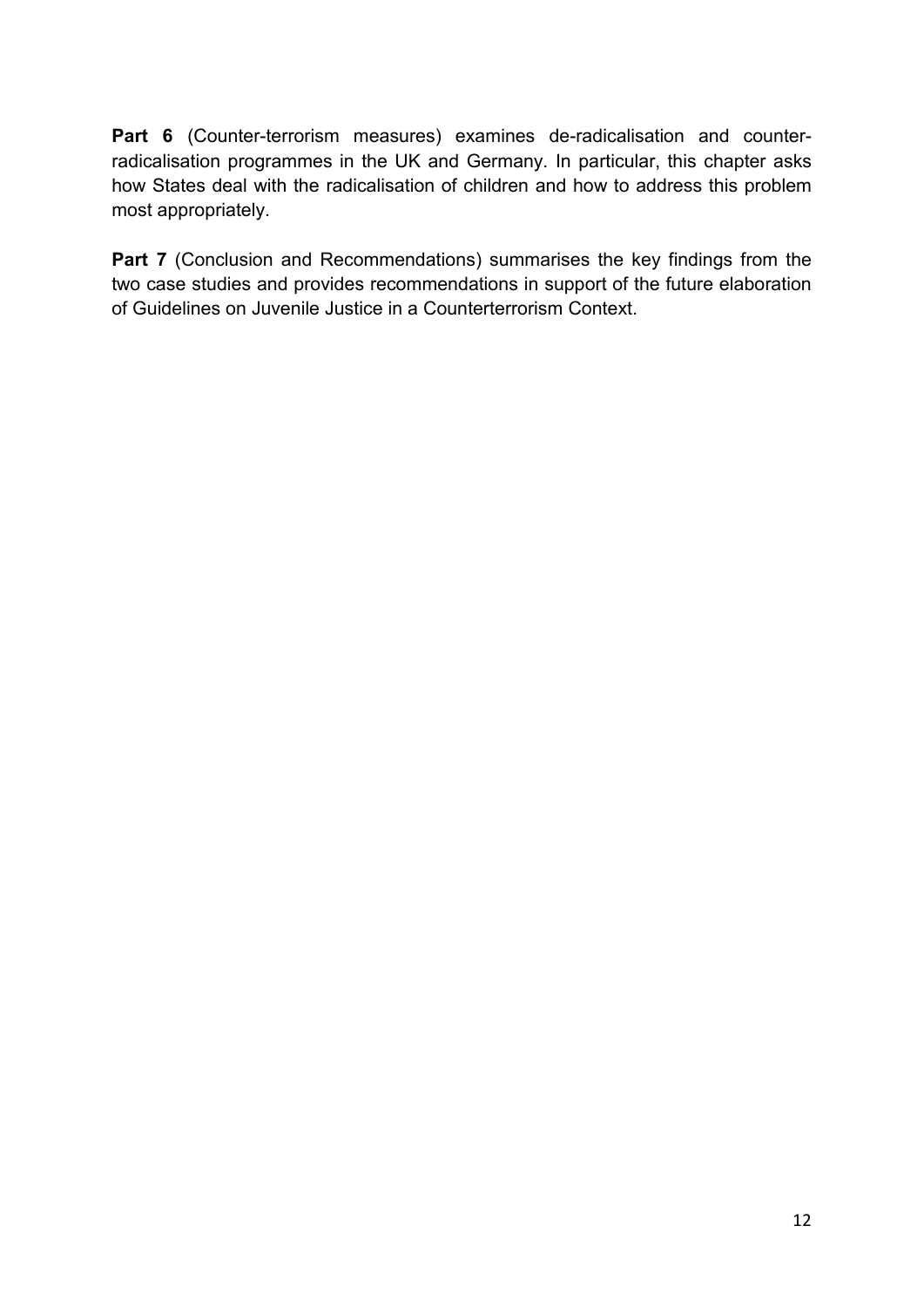**Part 6** (Counter-terrorism measures) examines de-radicalisation and counter-radicalisation programmes in the UK and Germany. In particular, this chapter asks how States deal with the radicalisation of children and how to address this problem most appropriately.

**Part 7** (Conclusion and Recommendations) summarises the key findings from the two case studies and provides recommendations in support of the future elaboration of Guidelines on Juvenile Justice in a Counterterrorism Context.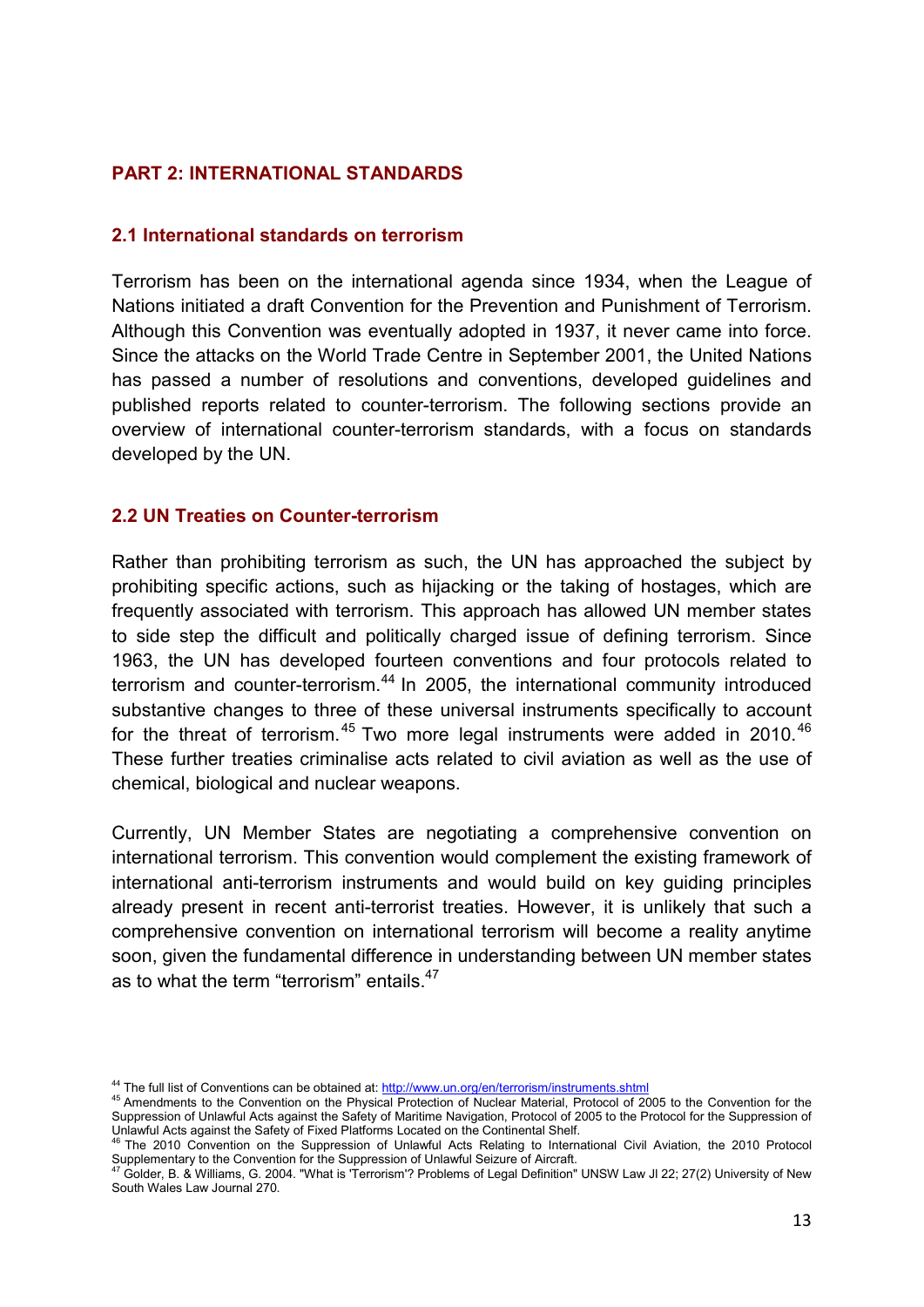## PART 2: INTERNATIONAL STANDARDS

### 2.1 International standards on terrorism

Terrorism has been on the international agenda since 1934, when the League of Nations initiated a draft Convention for the Prevention and Punishment of Terrorism. Although this Convention was eventually adopted in 1937, it never came into force. Since the attacks on the World Trade Centre in September 2001, the United Nations has passed a number of resolutions and conventions, developed guidelines and published reports related to counter-terrorism. The following sections provide an overview of international counter-terrorism standards, with a focus on standards developed by the UN.

### 2.2 UN Treaties on Counter-terrorism

Rather than prohibiting terrorism as such, the UN has approached the subject by prohibiting specific actions, such as hijacking or the taking of hostages, which are frequently associated with terrorism. This approach has allowed UN member states to side step the difficult and politically charged issue of defining terrorism. Since 1963, the UN has developed fourteen conventions and four protocols related to terrorism and counter-terrorism.[44] In 2005, the international community introduced substantive changes to three of these universal instruments specifically to account for the threat of terrorism.[45] Two more legal instruments were added in 2010.[46] These further treaties criminalise acts related to civil aviation as well as the use of chemical, biological and nuclear weapons.

Currently, UN Member States are negotiating a comprehensive convention on international terrorism. This convention would complement the existing framework of international anti-terrorism instruments and would build on key guiding principles already present in recent anti-terrorist treaties. However, it is unlikely that such a comprehensive convention on international terrorism will become a reality anytime soon, given the fundamental difference in understanding between UN member states as to what the term "terrorism" entails.[47]

---

[44] The full list of Conventions can be obtained at: http://www.un.org/en/terrorism/instruments.shtml

[45] Amendments to the Convention on the Physical Protection of Nuclear Material, Protocol of 2005 to the Convention for the Suppression of Unlawful Acts against the Safety of Maritime Navigation, Protocol of 2005 to the Protocol for the Suppression of Unlawful Acts against the Safety of Fixed Platforms Located on the Continental Shelf.

[46] The 2010 Convention on the Suppression of Unlawful Acts Relating to International Civil Aviation, the 2010 Protocol Supplementary to the Convention for the Suppression of Unlawful Seizure of Aircraft.

[47] Golder, B. & Williams, G. 2004. "What is 'Terrorism'? Problems of Legal Definition" UNSW Law Jl 22; 27(2) University of New South Wales Law Journal 270.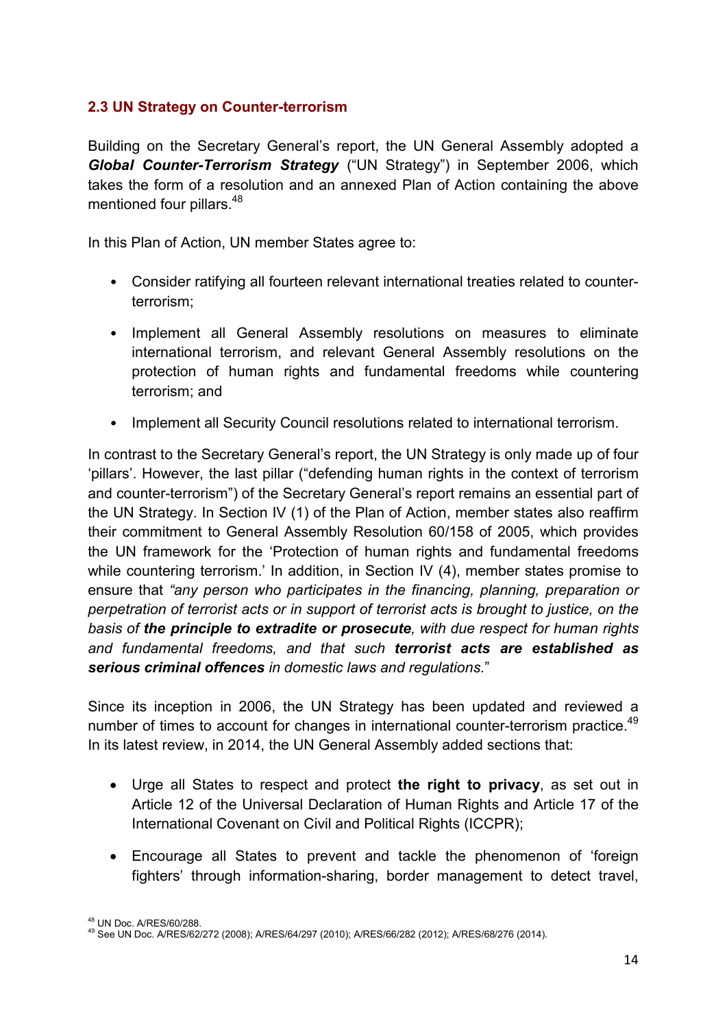### 2.3 UN Strategy on Counter-terrorism

Building on the Secretary General's report, the UN General Assembly adopted a ***Global Counter-Terrorism Strategy*** ("UN Strategy") in September 2006, which takes the form of a resolution and an annexed Plan of Action containing the above mentioned four pillars.[48]

In this Plan of Action, UN member States agree to:

- Consider ratifying all fourteen relevant international treaties related to counter-terrorism;
- Implement all General Assembly resolutions on measures to eliminate international terrorism, and relevant General Assembly resolutions on the protection of human rights and fundamental freedoms while countering terrorism; and
- Implement all Security Council resolutions related to international terrorism.

In contrast to the Secretary General's report, the UN Strategy is only made up of four 'pillars'. However, the last pillar ("defending human rights in the context of terrorism and counter-terrorism") of the Secretary General's report remains an essential part of the UN Strategy. In Section IV (1) of the Plan of Action, member states also reaffirm their commitment to General Assembly Resolution 60/158 of 2005, which provides the UN framework for the 'Protection of human rights and fundamental freedoms while countering terrorism.' In addition, in Section IV (4), member states promise to ensure that *"any person who participates in the financing, planning, preparation or perpetration of terrorist acts or in support of terrorist acts is brought to justice, on the basis of* ***the principle to extradite or prosecute****, with due respect for human rights and fundamental freedoms, and that such* ***terrorist acts are established as serious criminal offences*** *in domestic laws and regulations.*"

Since its inception in 2006, the UN Strategy has been updated and reviewed a number of times to account for changes in international counter-terrorism practice.[49] In its latest review, in 2014, the UN General Assembly added sections that:

- Urge all States to respect and protect **the right to privacy**, as set out in Article 12 of the Universal Declaration of Human Rights and Article 17 of the International Covenant on Civil and Political Rights (ICCPR);
- Encourage all States to prevent and tackle the phenomenon of 'foreign fighters' through information-sharing, border management to detect travel,

---

[48] UN Doc. A/RES/60/288.

[49] See UN Doc. A/RES/62/272 (2008); A/RES/64/297 (2010); A/RES/66/282 (2012); A/RES/68/276 (2014).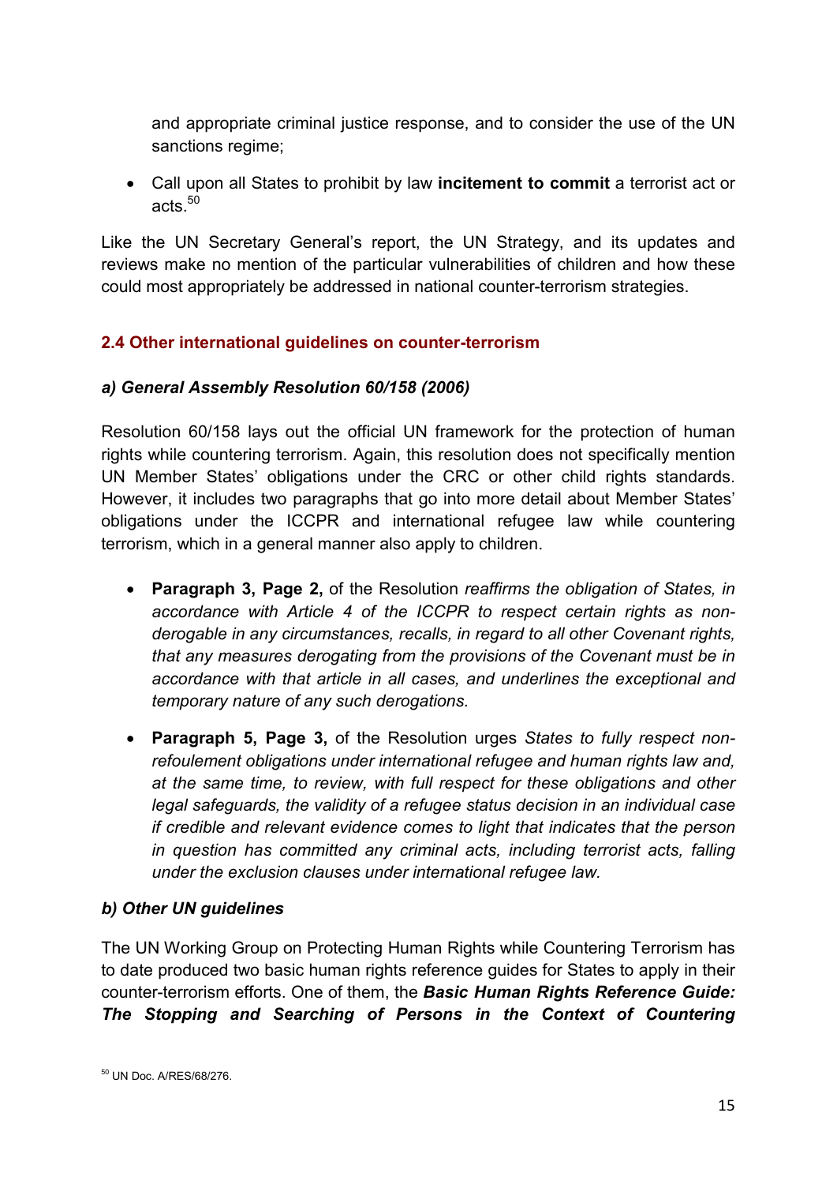and appropriate criminal justice response, and to consider the use of the UN sanctions regime;

- Call upon all States to prohibit by law **incitement to commit** a terrorist act or acts.[50]

Like the UN Secretary General's report, the UN Strategy, and its updates and reviews make no mention of the particular vulnerabilities of children and how these could most appropriately be addressed in national counter-terrorism strategies.

### 2.4 Other international guidelines on counter-terrorism

#### *a) General Assembly Resolution 60/158 (2006)*

Resolution 60/158 lays out the official UN framework for the protection of human rights while countering terrorism. Again, this resolution does not specifically mention UN Member States' obligations under the CRC or other child rights standards. However, it includes two paragraphs that go into more detail about Member States' obligations under the ICCPR and international refugee law while countering terrorism, which in a general manner also apply to children.

- **Paragraph 3, Page 2,** of the Resolution *reaffirms the obligation of States, in accordance with Article 4 of the ICCPR to respect certain rights as non-derogable in any circumstances, recalls, in regard to all other Covenant rights, that any measures derogating from the provisions of the Covenant must be in accordance with that article in all cases, and underlines the exceptional and temporary nature of any such derogations.*

- **Paragraph 5, Page 3,** of the Resolution urges *States to fully respect non-refoulement obligations under international refugee and human rights law and, at the same time, to review, with full respect for these obligations and other legal safeguards, the validity of a refugee status decision in an individual case if credible and relevant evidence comes to light that indicates that the person in question has committed any criminal acts, including terrorist acts, falling under the exclusion clauses under international refugee law.*

#### *b) Other UN guidelines*

The UN Working Group on Protecting Human Rights while Countering Terrorism has to date produced two basic human rights reference guides for States to apply in their counter-terrorism efforts. One of them, the ***Basic Human Rights Reference Guide: The Stopping and Searching of Persons in the Context of Countering***

[50] UN Doc. A/RES/68/276.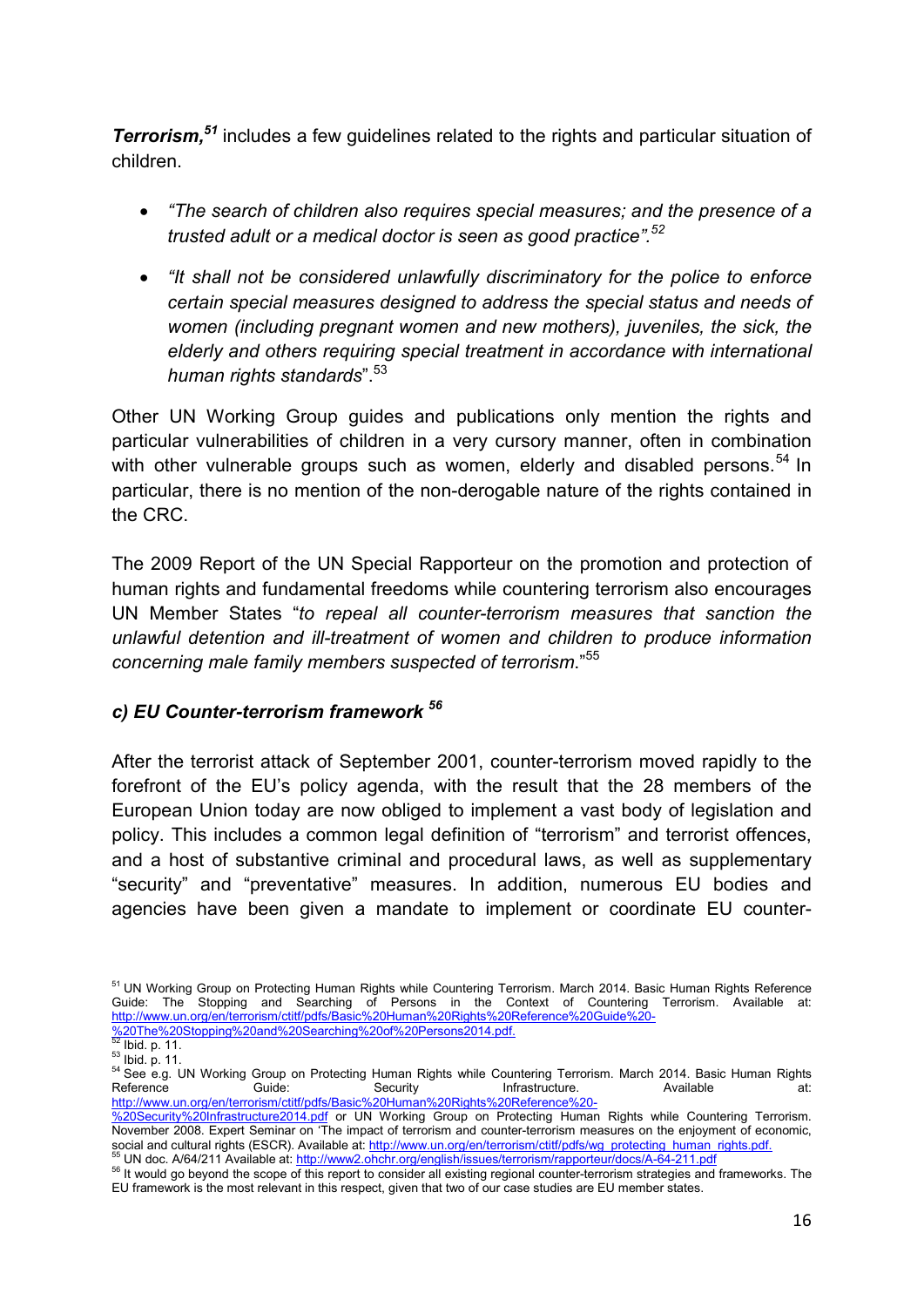***Terrorism,***[51] includes a few guidelines related to the rights and particular situation of children.

- *"The search of children also requires special measures; and the presence of a trusted adult or a medical doctor is seen as good practice".*[52]
- *"It shall not be considered unlawfully discriminatory for the police to enforce certain special measures designed to address the special status and needs of women (including pregnant women and new mothers), juveniles, the sick, the elderly and others requiring special treatment in accordance with international human rights standards*".[53]

Other UN Working Group guides and publications only mention the rights and particular vulnerabilities of children in a very cursory manner, often in combination with other vulnerable groups such as women, elderly and disabled persons.[54] In particular, there is no mention of the non-derogable nature of the rights contained in the CRC.

The 2009 Report of the UN Special Rapporteur on the promotion and protection of human rights and fundamental freedoms while countering terrorism also encourages UN Member States "*to repeal all counter-terrorism measures that sanction the unlawful detention and ill-treatment of women and children to produce information concerning male family members suspected of terrorism*."[55]

### *c) EU Counter-terrorism framework* [56]

After the terrorist attack of September 2001, counter-terrorism moved rapidly to the forefront of the EU's policy agenda, with the result that the 28 members of the European Union today are now obliged to implement a vast body of legislation and policy. This includes a common legal definition of "terrorism" and terrorist offences, and a host of substantive criminal and procedural laws, as well as supplementary "security" and "preventative" measures. In addition, numerous EU bodies and agencies have been given a mandate to implement or coordinate EU counter-

---

[51] UN Working Group on Protecting Human Rights while Countering Terrorism. March 2014. Basic Human Rights Reference Guide: The Stopping and Searching of Persons in the Context of Countering Terrorism. Available at: http://www.un.org/en/terrorism/ctitf/pdfs/Basic%20Human%20Rights%20Reference%20Guide%20-%20The%20Stopping%20and%20Searching%20of%20Persons2014.pdf.

[52] Ibid. p. 11.

[53] Ibid. p. 11.

[54] See e.g. UN Working Group on Protecting Human Rights while Countering Terrorism. March 2014. Basic Human Rights Reference Guide: Security Infrastructure. Available at: http://www.un.org/en/terrorism/ctitf/pdfs/Basic%20Human%20Rights%20Reference%20-%20Security%20Infrastructure2014.pdf or UN Working Group on Protecting Human Rights while Countering Terrorism. November 2008. Expert Seminar on 'The impact of terrorism and counter-terrorism measures on the enjoyment of economic, social and cultural rights (ESCR). Available at: http://www.un.org/en/terrorism/ctitf/pdfs/wg_protecting_human_rights.pdf.

[55] UN doc. A/64/211 Available at: http://www2.ohchr.org/english/issues/terrorism/rapporteur/docs/A-64-211.pdf

[56] It would go beyond the scope of this report to consider all existing regional counter-terrorism strategies and frameworks. The EU framework is the most relevant in this respect, given that two of our case studies are EU member states.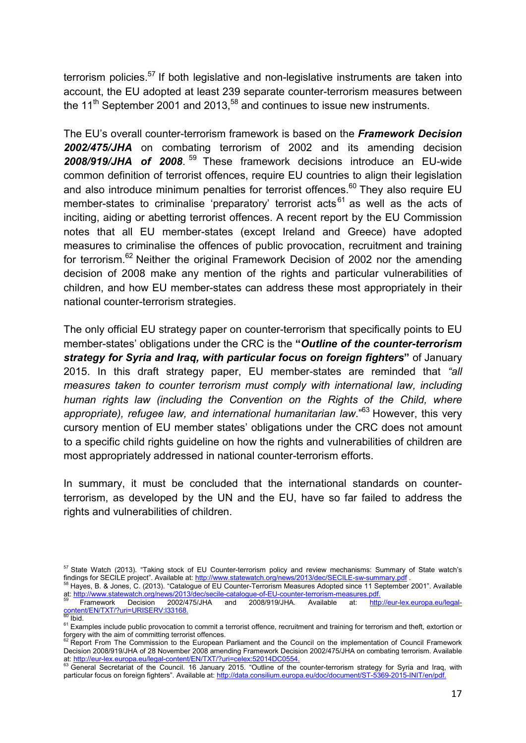terrorism policies.[57] If both legislative and non-legislative instruments are taken into account, the EU adopted at least 239 separate counter-terrorism measures between the 11th September 2001 and 2013,[58] and continues to issue new instruments.

The EU's overall counter-terrorism framework is based on the ***Framework Decision 2002/475/JHA*** on combating terrorism of 2002 and its amending decision ***2008/919/JHA of 2008***.[59] These framework decisions introduce an EU-wide common definition of terrorist offences, require EU countries to align their legislation and also introduce minimum penalties for terrorist offences.[60] They also require EU member-states to criminalise 'preparatory' terrorist acts[61] as well as the acts of inciting, aiding or abetting terrorist offences. A recent report by the EU Commission notes that all EU member-states (except Ireland and Greece) have adopted measures to criminalise the offences of public provocation, recruitment and training for terrorism.[62] Neither the original Framework Decision of 2002 nor the amending decision of 2008 make any mention of the rights and particular vulnerabilities of children, and how EU member-states can address these most appropriately in their national counter-terrorism strategies.

The only official EU strategy paper on counter-terrorism that specifically points to EU member-states' obligations under the CRC is the **"*Outline of the counter-terrorism strategy for Syria and Iraq, with particular focus on foreign fighters*"** of January 2015. In this draft strategy paper, EU member-states are reminded that *"all measures taken to counter terrorism must comply with international law, including human rights law (including the Convention on the Rights of the Child, where appropriate), refugee law, and international humanitarian law*."[63] However, this very cursory mention of EU member states' obligations under the CRC does not amount to a specific child rights guideline on how the rights and vulnerabilities of children are most appropriately addressed in national counter-terrorism efforts.

In summary, it must be concluded that the international standards on counter-terrorism, as developed by the UN and the EU, have so far failed to address the rights and vulnerabilities of children.

---

[57] State Watch (2013). "Taking stock of EU Counter-terrorism policy and review mechanisms: Summary of State watch's findings for SECILE project". Available at: http://www.statewatch.org/news/2013/dec/SECILE-sw-summary.pdf .

[58] Hayes, B. & Jones, C. (2013). "Catalogue of EU Counter-Terrorism Measures Adopted since 11 September 2001". Available at: http://www.statewatch.org/news/2013/dec/secile-catalogue-of-EU-counter-terrorism-measures.pdf.

[59] Framework Decision 2002/475/JHA and 2008/919/JHA. Available at: http://eur-lex.europa.eu/legal-content/EN/TXT/?uri=URISERV:l33168.

[60] Ibid.

[61] Examples include public provocation to commit a terrorist offence, recruitment and training for terrorism and theft, extortion or forgery with the aim of committing terrorist offences.

[62] Report From The Commission to the European Parliament and the Council on the implementation of Council Framework Decision 2008/919/JHA of 28 November 2008 amending Framework Decision 2002/475/JHA on combating terrorism. Available at: http://eur-lex.europa.eu/legal-content/EN/TXT/?uri=celex:52014DC0554.

[63] General Secretariat of the Council. 16 January 2015. "Outline of the counter-terrorism strategy for Syria and Iraq, with particular focus on foreign fighters". Available at: http://data.consilium.europa.eu/doc/document/ST-5369-2015-INIT/en/pdf.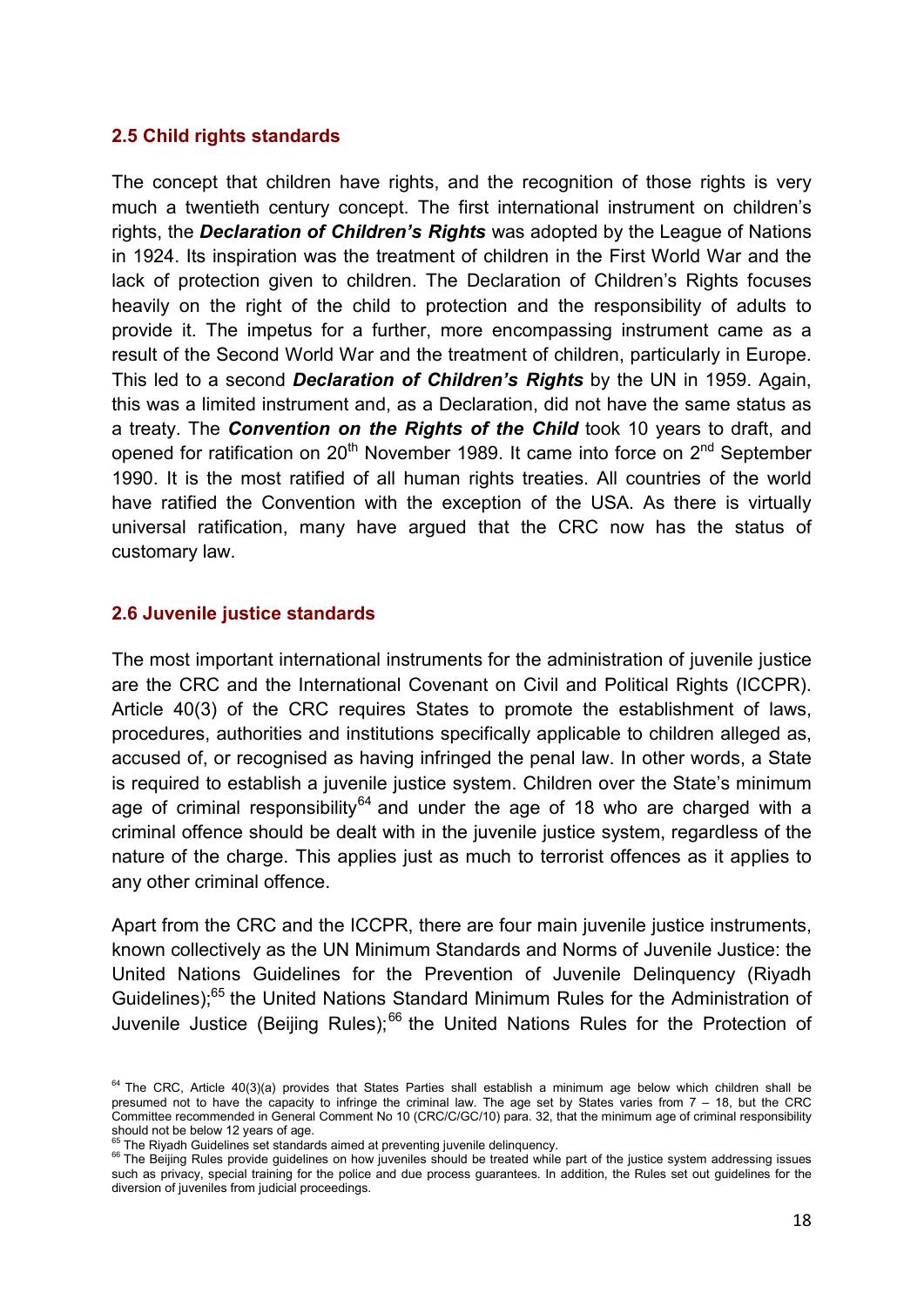### 2.5 Child rights standards

The concept that children have rights, and the recognition of those rights is very much a twentieth century concept. The first international instrument on children's rights, the ***Declaration of Children's Rights*** was adopted by the League of Nations in 1924. Its inspiration was the treatment of children in the First World War and the lack of protection given to children. The Declaration of Children's Rights focuses heavily on the right of the child to protection and the responsibility of adults to provide it. The impetus for a further, more encompassing instrument came as a result of the Second World War and the treatment of children, particularly in Europe. This led to a second ***Declaration of Children's Rights*** by the UN in 1959. Again, this was a limited instrument and, as a Declaration, did not have the same status as a treaty. The ***Convention on the Rights of the Child*** took 10 years to draft, and opened for ratification on 20th November 1989. It came into force on 2nd September 1990. It is the most ratified of all human rights treaties. All countries of the world have ratified the Convention with the exception of the USA. As there is virtually universal ratification, many have argued that the CRC now has the status of customary law.

### 2.6 Juvenile justice standards

The most important international instruments for the administration of juvenile justice are the CRC and the International Covenant on Civil and Political Rights (ICCPR). Article 40(3) of the CRC requires States to promote the establishment of laws, procedures, authorities and institutions specifically applicable to children alleged as, accused of, or recognised as having infringed the penal law. In other words, a State is required to establish a juvenile justice system. Children over the State's minimum age of criminal responsibility[64] and under the age of 18 who are charged with a criminal offence should be dealt with in the juvenile justice system, regardless of the nature of the charge. This applies just as much to terrorist offences as it applies to any other criminal offence.

Apart from the CRC and the ICCPR, there are four main juvenile justice instruments, known collectively as the UN Minimum Standards and Norms of Juvenile Justice: the United Nations Guidelines for the Prevention of Juvenile Delinquency (Riyadh Guidelines);[65] the United Nations Standard Minimum Rules for the Administration of Juvenile Justice (Beijing Rules);[66] the United Nations Rules for the Protection of

---

[64] The CRC, Article 40(3)(a) provides that States Parties shall establish a minimum age below which children shall be presumed not to have the capacity to infringe the criminal law. The age set by States varies from 7 – 18, but the CRC Committee recommended in General Comment No 10 (CRC/C/GC/10) para. 32, that the minimum age of criminal responsibility should not be below 12 years of age.

[65] The Riyadh Guidelines set standards aimed at preventing juvenile delinquency.

[66] The Beijing Rules provide guidelines on how juveniles should be treated while part of the justice system addressing issues such as privacy, special training for the police and due process guarantees. In addition, the Rules set out guidelines for the diversion of juveniles from judicial proceedings.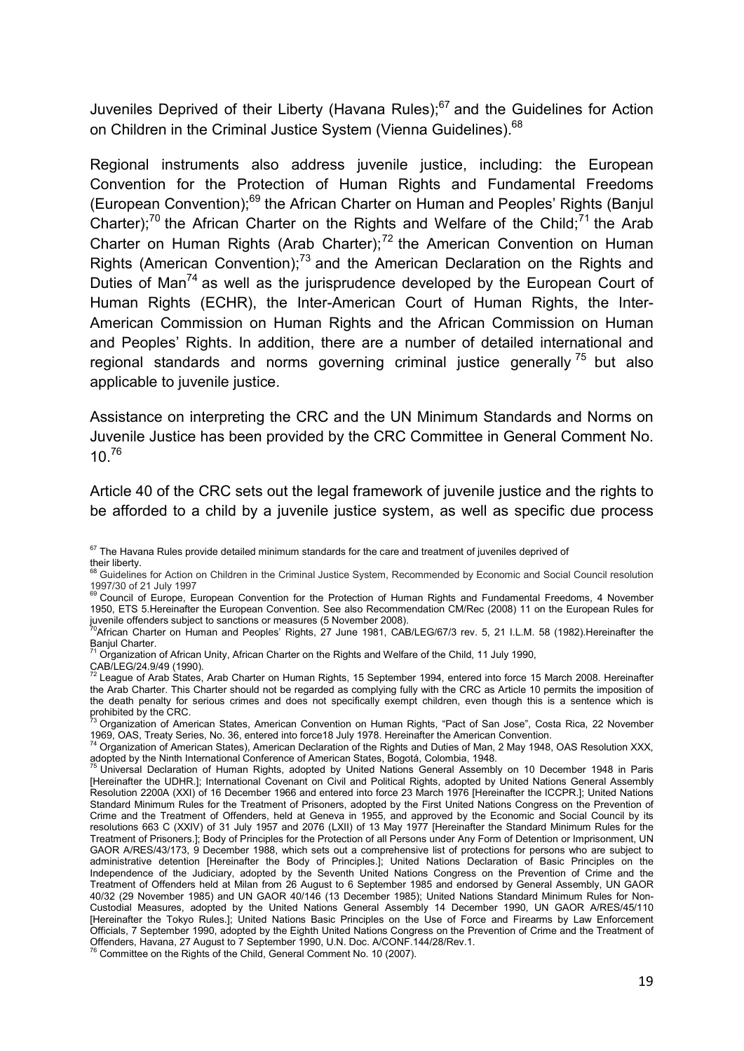Juveniles Deprived of their Liberty (Havana Rules);[67] and the Guidelines for Action on Children in the Criminal Justice System (Vienna Guidelines).[68]

Regional instruments also address juvenile justice, including: the European Convention for the Protection of Human Rights and Fundamental Freedoms (European Convention);[69] the African Charter on Human and Peoples' Rights (Banjul Charter);[70] the African Charter on the Rights and Welfare of the Child;[71] the Arab Charter on Human Rights (Arab Charter);[72] the American Convention on Human Rights (American Convention);[73] and the American Declaration on the Rights and Duties of Man[74] as well as the jurisprudence developed by the European Court of Human Rights (ECHR), the Inter-American Court of Human Rights, the Inter-American Commission on Human Rights and the African Commission on Human and Peoples' Rights. In addition, there are a number of detailed international and regional standards and norms governing criminal justice generally[75] but also applicable to juvenile justice.

Assistance on interpreting the CRC and the UN Minimum Standards and Norms on Juvenile Justice has been provided by the CRC Committee in General Comment No. 10.[76]

Article 40 of the CRC sets out the legal framework of juvenile justice and the rights to be afforded to a child by a juvenile justice system, as well as specific due process

---

[67] The Havana Rules provide detailed minimum standards for the care and treatment of juveniles deprived of their liberty.

[68] Guidelines for Action on Children in the Criminal Justice System, Recommended by Economic and Social Council resolution 1997/30 of 21 July 1997

[69] Council of Europe, European Convention for the Protection of Human Rights and Fundamental Freedoms, 4 November 1950, ETS 5.Hereinafter the European Convention. See also Recommendation CM/Rec (2008) 11 on the European Rules for juvenile offenders subject to sanctions or measures (5 November 2008).

[70] African Charter on Human and Peoples' Rights, 27 June 1981, CAB/LEG/67/3 rev. 5, 21 I.L.M. 58 (1982).Hereinafter the Banjul Charter.

[71] Organization of African Unity, African Charter on the Rights and Welfare of the Child, 11 July 1990, CAB/LEG/24.9/49 (1990).

[72] League of Arab States, Arab Charter on Human Rights, 15 September 1994, entered into force 15 March 2008. Hereinafter the Arab Charter. This Charter should not be regarded as complying fully with the CRC as Article 10 permits the imposition of the death penalty for serious crimes and does not specifically exempt children, even though this is a sentence which is prohibited by the CRC.

[73] Organization of American States, American Convention on Human Rights, "Pact of San Jose", Costa Rica, 22 November 1969, OAS, Treaty Series, No. 36, entered into force18 July 1978. Hereinafter the American Convention.

[74] Organization of American States), American Declaration of the Rights and Duties of Man, 2 May 1948, OAS Resolution XXX, adopted by the Ninth International Conference of American States, Bogotá, Colombia, 1948.

[75] Universal Declaration of Human Rights, adopted by United Nations General Assembly on 10 December 1948 in Paris [Hereinafter the UDHR.]; International Covenant on Civil and Political Rights, adopted by United Nations General Assembly Resolution 2200A (XXI) of 16 December 1966 and entered into force 23 March 1976 [Hereinafter the ICCPR.]; United Nations Standard Minimum Rules for the Treatment of Prisoners, adopted by the First United Nations Congress on the Prevention of Crime and the Treatment of Offenders, held at Geneva in 1955, and approved by the Economic and Social Council by its resolutions 663 C (XXIV) of 31 July 1957 and 2076 (LXII) of 13 May 1977 [Hereinafter the Standard Minimum Rules for the Treatment of Prisoners.]; Body of Principles for the Protection of all Persons under Any Form of Detention or Imprisonment, UN GAOR A/RES/43/173, 9 December 1988, which sets out a comprehensive list of protections for persons who are subject to administrative detention [Hereinafter the Body of Principles.]; United Nations Declaration of Basic Principles on the Independence of the Judiciary, adopted by the Seventh United Nations Congress on the Prevention of Crime and the Treatment of Offenders held at Milan from 26 August to 6 September 1985 and endorsed by General Assembly, UN GAOR 40/32 (29 November 1985) and UN GAOR 40/146 (13 December 1985); United Nations Standard Minimum Rules for Non-Custodial Measures, adopted by the United Nations General Assembly 14 December 1990, UN GAOR A/RES/45/110 [Hereinafter the Tokyo Rules.]; United Nations Basic Principles on the Use of Force and Firearms by Law Enforcement Officials, 7 September 1990, adopted by the Eighth United Nations Congress on the Prevention of Crime and the Treatment of Offenders, Havana, 27 August to 7 September 1990, U.N. Doc. A/CONF.144/28/Rev.1.

[76] Committee on the Rights of the Child, General Comment No. 10 (2007).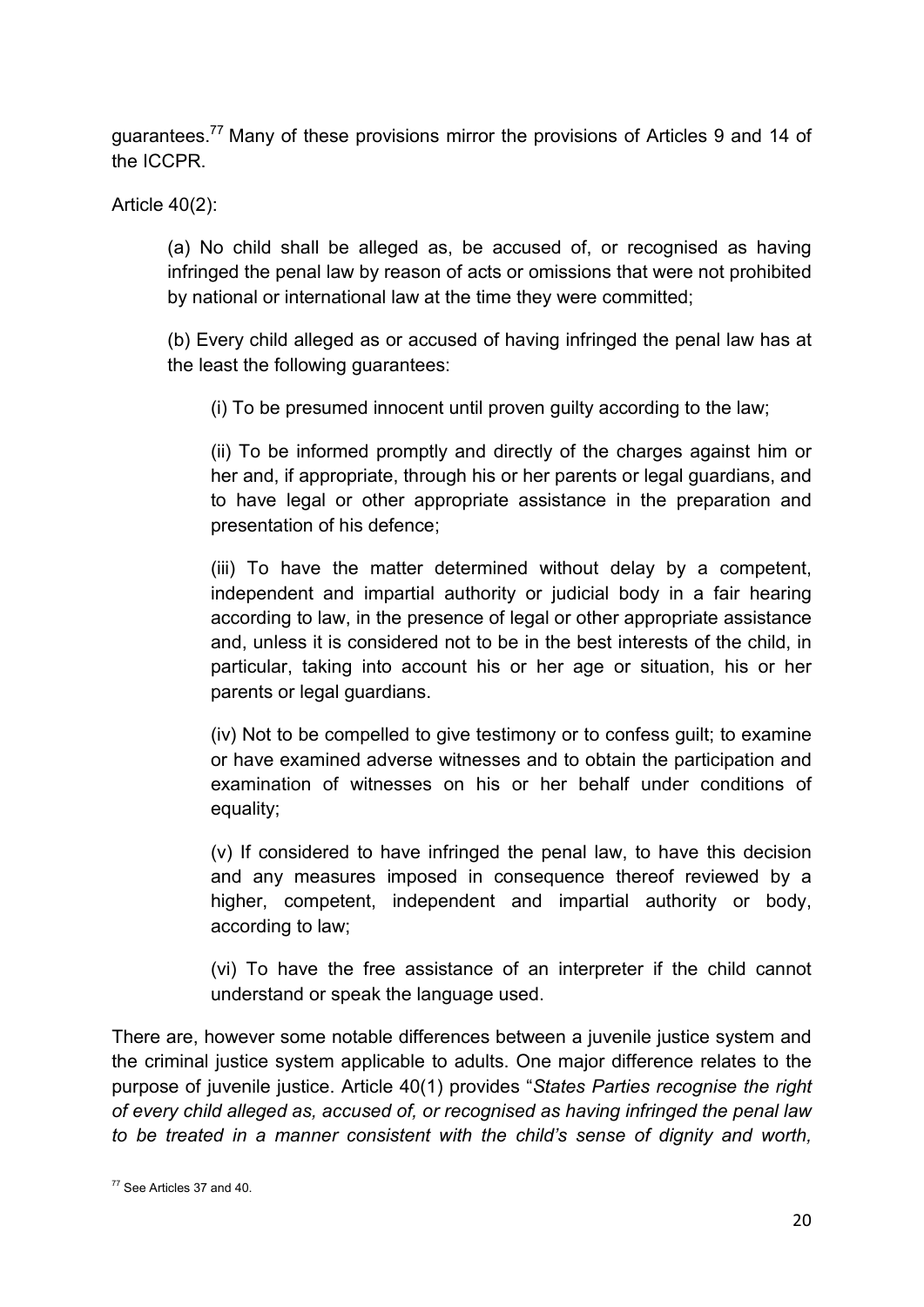guarantees.[77] Many of these provisions mirror the provisions of Articles 9 and 14 of the ICCPR.

Article 40(2):

> (a) No child shall be alleged as, be accused of, or recognised as having infringed the penal law by reason of acts or omissions that were not prohibited by national or international law at the time they were committed;
>
> (b) Every child alleged as or accused of having infringed the penal law has at the least the following guarantees:
>
> > (i) To be presumed innocent until proven guilty according to the law;
> >
> > (ii) To be informed promptly and directly of the charges against him or her and, if appropriate, through his or her parents or legal guardians, and to have legal or other appropriate assistance in the preparation and presentation of his defence;
> >
> > (iii) To have the matter determined without delay by a competent, independent and impartial authority or judicial body in a fair hearing according to law, in the presence of legal or other appropriate assistance and, unless it is considered not to be in the best interests of the child, in particular, taking into account his or her age or situation, his or her parents or legal guardians.
> >
> > (iv) Not to be compelled to give testimony or to confess guilt; to examine or have examined adverse witnesses and to obtain the participation and examination of witnesses on his or her behalf under conditions of equality;
> >
> > (v) If considered to have infringed the penal law, to have this decision and any measures imposed in consequence thereof reviewed by a higher, competent, independent and impartial authority or body, according to law;
> >
> > (vi) To have the free assistance of an interpreter if the child cannot understand or speak the language used.

There are, however some notable differences between a juvenile justice system and the criminal justice system applicable to adults. One major difference relates to the purpose of juvenile justice. Article 40(1) provides "*States Parties recognise the right of every child alleged as, accused of, or recognised as having infringed the penal law to be treated in a manner consistent with the child's sense of dignity and worth,*

[77] See Articles 37 and 40.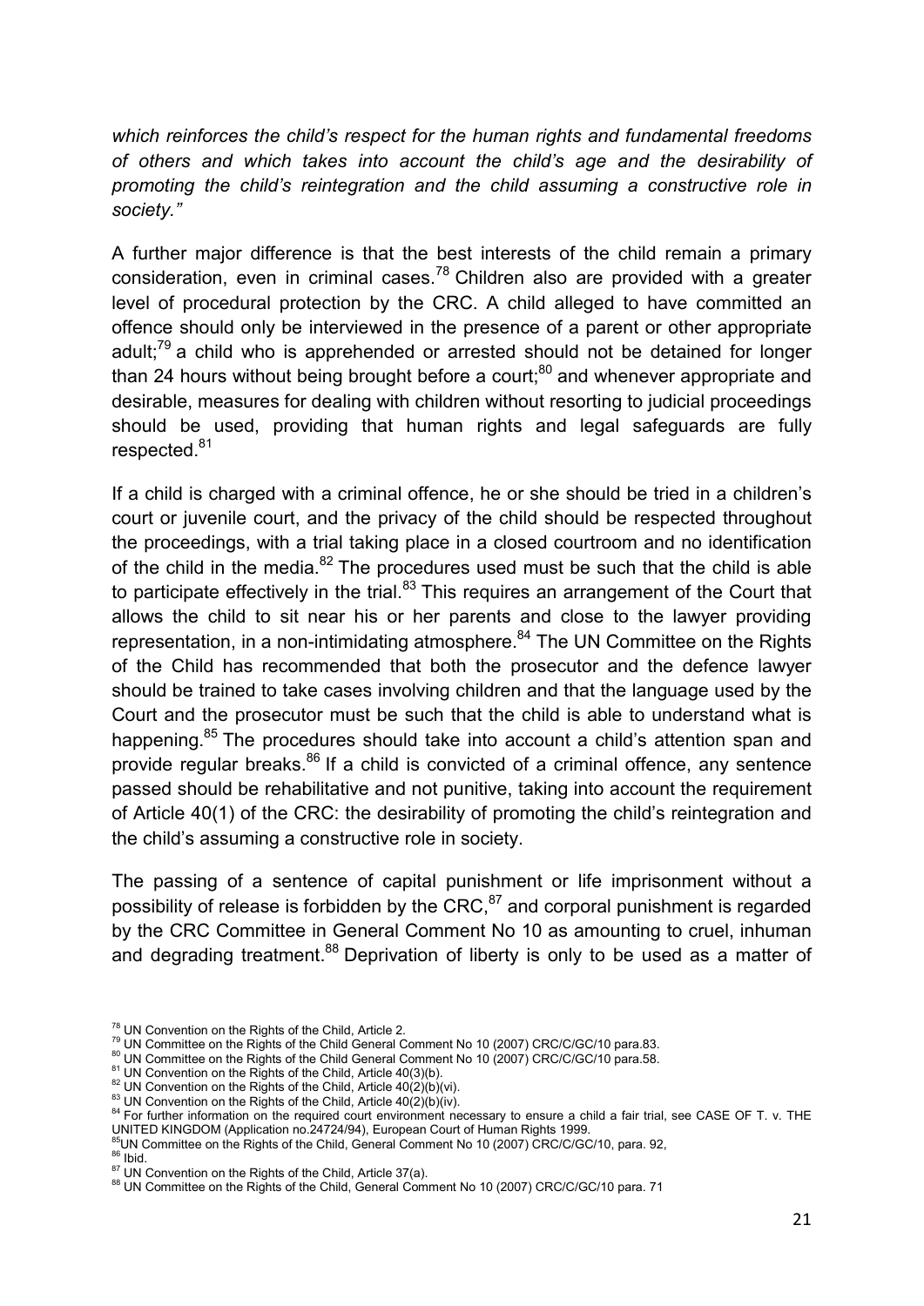*which reinforces the child's respect for the human rights and fundamental freedoms of others and which takes into account the child's age and the desirability of promoting the child's reintegration and the child assuming a constructive role in society."*

A further major difference is that the best interests of the child remain a primary consideration, even in criminal cases.[78] Children also are provided with a greater level of procedural protection by the CRC. A child alleged to have committed an offence should only be interviewed in the presence of a parent or other appropriate adult;[79] a child who is apprehended or arrested should not be detained for longer than 24 hours without being brought before a court;[80] and whenever appropriate and desirable, measures for dealing with children without resorting to judicial proceedings should be used, providing that human rights and legal safeguards are fully respected.[81]

If a child is charged with a criminal offence, he or she should be tried in a children's court or juvenile court, and the privacy of the child should be respected throughout the proceedings, with a trial taking place in a closed courtroom and no identification of the child in the media.[82] The procedures used must be such that the child is able to participate effectively in the trial.[83] This requires an arrangement of the Court that allows the child to sit near his or her parents and close to the lawyer providing representation, in a non-intimidating atmosphere.[84] The UN Committee on the Rights of the Child has recommended that both the prosecutor and the defence lawyer should be trained to take cases involving children and that the language used by the Court and the prosecutor must be such that the child is able to understand what is happening.[85] The procedures should take into account a child's attention span and provide regular breaks.[86] If a child is convicted of a criminal offence, any sentence passed should be rehabilitative and not punitive, taking into account the requirement of Article 40(1) of the CRC: the desirability of promoting the child's reintegration and the child's assuming a constructive role in society.

The passing of a sentence of capital punishment or life imprisonment without a possibility of release is forbidden by the CRC,[87] and corporal punishment is regarded by the CRC Committee in General Comment No 10 as amounting to cruel, inhuman and degrading treatment.[88] Deprivation of liberty is only to be used as a matter of

---

[78] UN Convention on the Rights of the Child, Article 2.
[79] UN Committee on the Rights of the Child General Comment No 10 (2007) CRC/C/GC/10 para.83.
[80] UN Committee on the Rights of the Child General Comment No 10 (2007) CRC/C/GC/10 para.58.
[81] UN Convention on the Rights of the Child, Article 40(3)(b).
[82] UN Convention on the Rights of the Child, Article 40(2)(b)(vi).
[83] UN Convention on the Rights of the Child, Article 40(2)(b)(iv).
[84] For further information on the required court environment necessary to ensure a child a fair trial, see CASE OF T. v. THE UNITED KINGDOM (Application no.24724/94), European Court of Human Rights 1999.
[85] UN Committee on the Rights of the Child, General Comment No 10 (2007) CRC/C/GC/10, para. 92,
[86] Ibid.
[87] UN Convention on the Rights of the Child, Article 37(a).
[88] UN Committee on the Rights of the Child, General Comment No 10 (2007) CRC/C/GC/10 para. 71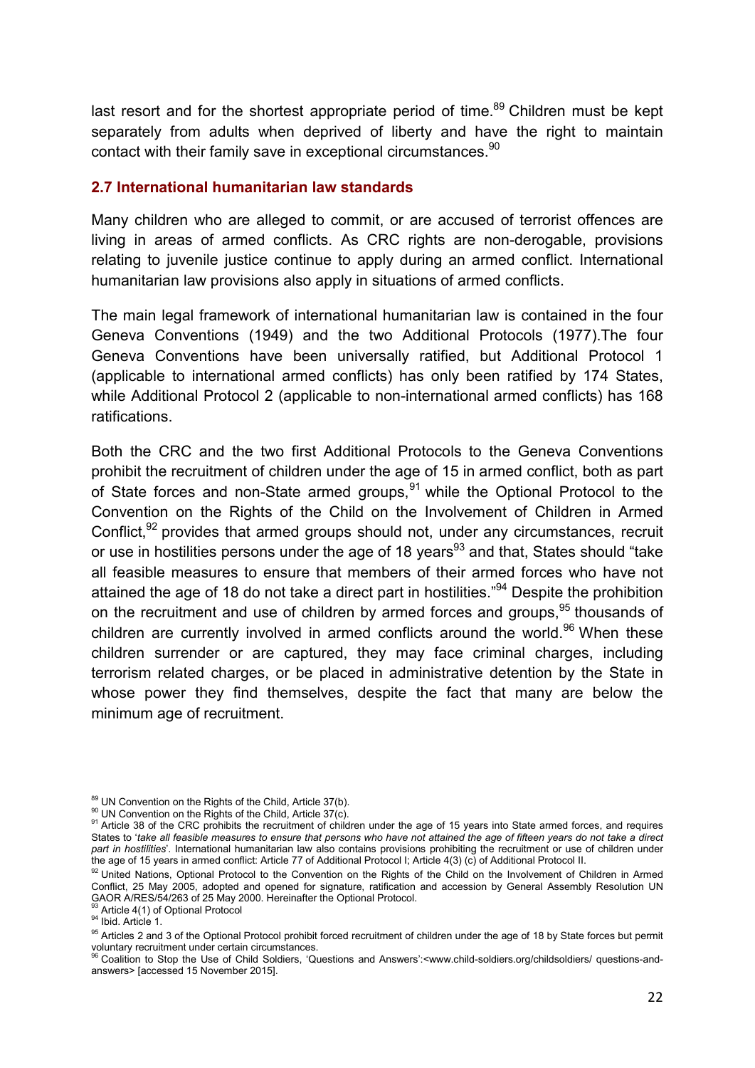last resort and for the shortest appropriate period of time.[89] Children must be kept separately from adults when deprived of liberty and have the right to maintain contact with their family save in exceptional circumstances.[90]

### 2.7 International humanitarian law standards

Many children who are alleged to commit, or are accused of terrorist offences are living in areas of armed conflicts. As CRC rights are non-derogable, provisions relating to juvenile justice continue to apply during an armed conflict. International humanitarian law provisions also apply in situations of armed conflicts.

The main legal framework of international humanitarian law is contained in the four Geneva Conventions (1949) and the two Additional Protocols (1977).The four Geneva Conventions have been universally ratified, but Additional Protocol 1 (applicable to international armed conflicts) has only been ratified by 174 States, while Additional Protocol 2 (applicable to non-international armed conflicts) has 168 ratifications.

Both the CRC and the two first Additional Protocols to the Geneva Conventions prohibit the recruitment of children under the age of 15 in armed conflict, both as part of State forces and non-State armed groups,[91] while the Optional Protocol to the Convention on the Rights of the Child on the Involvement of Children in Armed Conflict,[92] provides that armed groups should not, under any circumstances, recruit or use in hostilities persons under the age of 18 years[93] and that, States should "take all feasible measures to ensure that members of their armed forces who have not attained the age of 18 do not take a direct part in hostilities."[94] Despite the prohibition on the recruitment and use of children by armed forces and groups,[95] thousands of children are currently involved in armed conflicts around the world.[96] When these children surrender or are captured, they may face criminal charges, including terrorism related charges, or be placed in administrative detention by the State in whose power they find themselves, despite the fact that many are below the minimum age of recruitment.

---

[89] UN Convention on the Rights of the Child, Article 37(b).

[90] UN Convention on the Rights of the Child, Article 37(c).

[91] Article 38 of the CRC prohibits the recruitment of children under the age of 15 years into State armed forces, and requires States to '*take all feasible measures to ensure that persons who have not attained the age of fifteen years do not take a direct part in hostilities*'. International humanitarian law also contains provisions prohibiting the recruitment or use of children under the age of 15 years in armed conflict: Article 77 of Additional Protocol I; Article 4(3) (c) of Additional Protocol II.

[92] United Nations, Optional Protocol to the Convention on the Rights of the Child on the Involvement of Children in Armed Conflict, 25 May 2005, adopted and opened for signature, ratification and accession by General Assembly Resolution UN GAOR A/RES/54/263 of 25 May 2000. Hereinafter the Optional Protocol.

[93] Article 4(1) of Optional Protocol

[94] Ibid. Article 1.

[95] Articles 2 and 3 of the Optional Protocol prohibit forced recruitment of children under the age of 18 by State forces but permit voluntary recruitment under certain circumstances.

[96] Coalition to Stop the Use of Child Soldiers, 'Questions and Answers':<www.child-soldiers.org/childsoldiers/ questions-and-answers> [accessed 15 November 2015].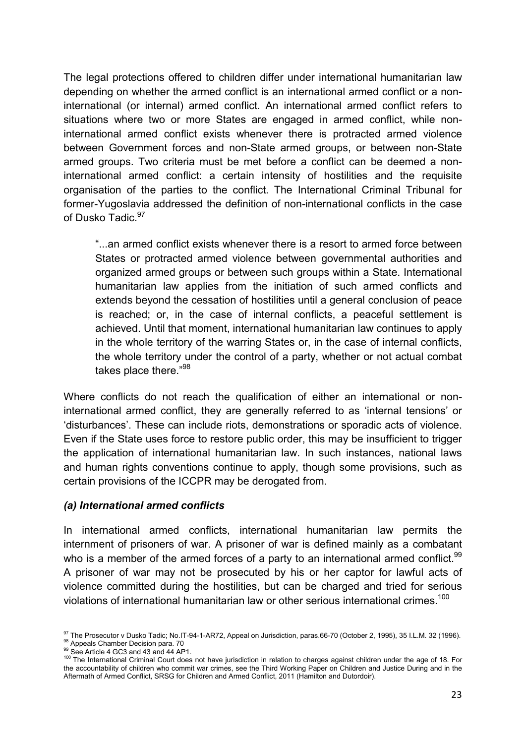The legal protections offered to children differ under international humanitarian law depending on whether the armed conflict is an international armed conflict or a non-international (or internal) armed conflict. An international armed conflict refers to situations where two or more States are engaged in armed conflict, while non-international armed conflict exists whenever there is protracted armed violence between Government forces and non-State armed groups, or between non-State armed groups. Two criteria must be met before a conflict can be deemed a non-international armed conflict: a certain intensity of hostilities and the requisite organisation of the parties to the conflict. The International Criminal Tribunal for former-Yugoslavia addressed the definition of non-international conflicts in the case of Dusko Tadic.[97]

> "...an armed conflict exists whenever there is a resort to armed force between States or protracted armed violence between governmental authorities and organized armed groups or between such groups within a State. International humanitarian law applies from the initiation of such armed conflicts and extends beyond the cessation of hostilities until a general conclusion of peace is reached; or, in the case of internal conflicts, a peaceful settlement is achieved. Until that moment, international humanitarian law continues to apply in the whole territory of the warring States or, in the case of internal conflicts, the whole territory under the control of a party, whether or not actual combat takes place there."[98]

Where conflicts do not reach the qualification of either an international or non-international armed conflict, they are generally referred to as 'internal tensions' or 'disturbances'. These can include riots, demonstrations or sporadic acts of violence. Even if the State uses force to restore public order, this may be insufficient to trigger the application of international humanitarian law. In such instances, national laws and human rights conventions continue to apply, though some provisions, such as certain provisions of the ICCPR may be derogated from.

### *(a) International armed conflicts*

In international armed conflicts, international humanitarian law permits the internment of prisoners of war. A prisoner of war is defined mainly as a combatant who is a member of the armed forces of a party to an international armed conflict.[99] A prisoner of war may not be prosecuted by his or her captor for lawful acts of violence committed during the hostilities, but can be charged and tried for serious violations of international humanitarian law or other serious international crimes.[100]

---

[97] The Prosecutor v Dusko Tadic; No.IT-94-1-AR72, Appeal on Jurisdiction, paras.66-70 (October 2, 1995), 35 I.L.M. 32 (1996).

[98] Appeals Chamber Decision para. 70

[99] See Article 4 GC3 and 43 and 44 AP1.

[100] The International Criminal Court does not have jurisdiction in relation to charges against children under the age of 18. For the accountability of children who commit war crimes, see the Third Working Paper on Children and Justice During and in the Aftermath of Armed Conflict, SRSG for Children and Armed Conflict, 2011 (Hamilton and Dutordoir).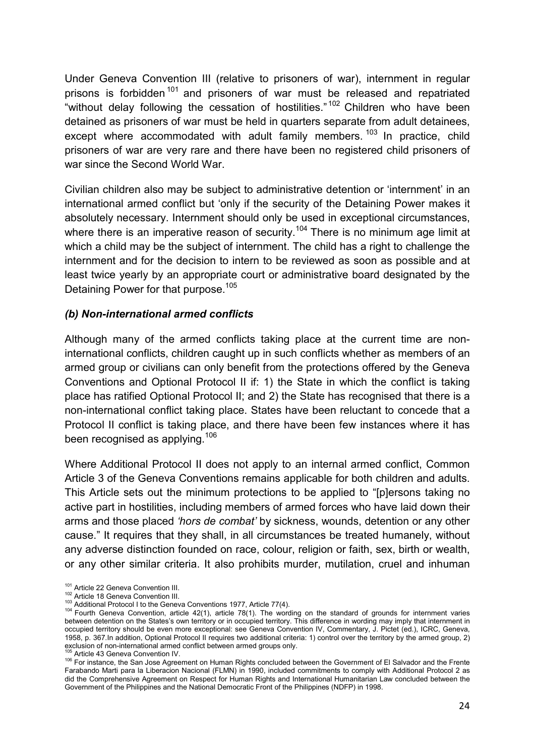Under Geneva Convention III (relative to prisoners of war), internment in regular prisons is forbidden[101] and prisoners of war must be released and repatriated "without delay following the cessation of hostilities."[102] Children who have been detained as prisoners of war must be held in quarters separate from adult detainees, except where accommodated with adult family members.[103] In practice, child prisoners of war are very rare and there have been no registered child prisoners of war since the Second World War.

Civilian children also may be subject to administrative detention or 'internment' in an international armed conflict but 'only if the security of the Detaining Power makes it absolutely necessary. Internment should only be used in exceptional circumstances, where there is an imperative reason of security.[104] There is no minimum age limit at which a child may be the subject of internment. The child has a right to challenge the internment and for the decision to intern to be reviewed as soon as possible and at least twice yearly by an appropriate court or administrative board designated by the Detaining Power for that purpose.[105]

### *(b) Non-international armed conflicts*

Although many of the armed conflicts taking place at the current time are non-international conflicts, children caught up in such conflicts whether as members of an armed group or civilians can only benefit from the protections offered by the Geneva Conventions and Optional Protocol II if: 1) the State in which the conflict is taking place has ratified Optional Protocol II; and 2) the State has recognised that there is a non-international conflict taking place. States have been reluctant to concede that a Protocol II conflict is taking place, and there have been few instances where it has been recognised as applying.[106]

Where Additional Protocol II does not apply to an internal armed conflict, Common Article 3 of the Geneva Conventions remains applicable for both children and adults. This Article sets out the minimum protections to be applied to "[p]ersons taking no active part in hostilities, including members of armed forces who have laid down their arms and those placed *'hors de combat'* by sickness, wounds, detention or any other cause." It requires that they shall, in all circumstances be treated humanely, without any adverse distinction founded on race, colour, religion or faith, sex, birth or wealth, or any other similar criteria. It also prohibits murder, mutilation, cruel and inhuman

---

[101] Article 22 Geneva Convention III.

[102] Article 18 Geneva Convention III.

[103] Additional Protocol I to the Geneva Conventions 1977, Article 77(4).

[104] Fourth Geneva Convention, article 42(1), article 78(1). The wording on the standard of grounds for internment varies between detention on the States's own territory or in occupied territory. This difference in wording may imply that internment in occupied territory should be even more exceptional: see Geneva Convention IV, Commentary, J. Pictet (ed.), ICRC, Geneva, 1958, p. 367.In addition, Optional Protocol II requires two additional criteria: 1) control over the territory by the armed group, 2) exclusion of non-international armed conflict between armed groups only.

[105] Article 43 Geneva Convention IV.

[106] For instance, the San Jose Agreement on Human Rights concluded between the Government of El Salvador and the Frente Farabando Marti para la Liberacion Nacional (FLMN) in 1990, included commitments to comply with Additional Protocol 2 as did the Comprehensive Agreement on Respect for Human Rights and International Humanitarian Law concluded between the Government of the Philippines and the National Democratic Front of the Philippines (NDFP) in 1998.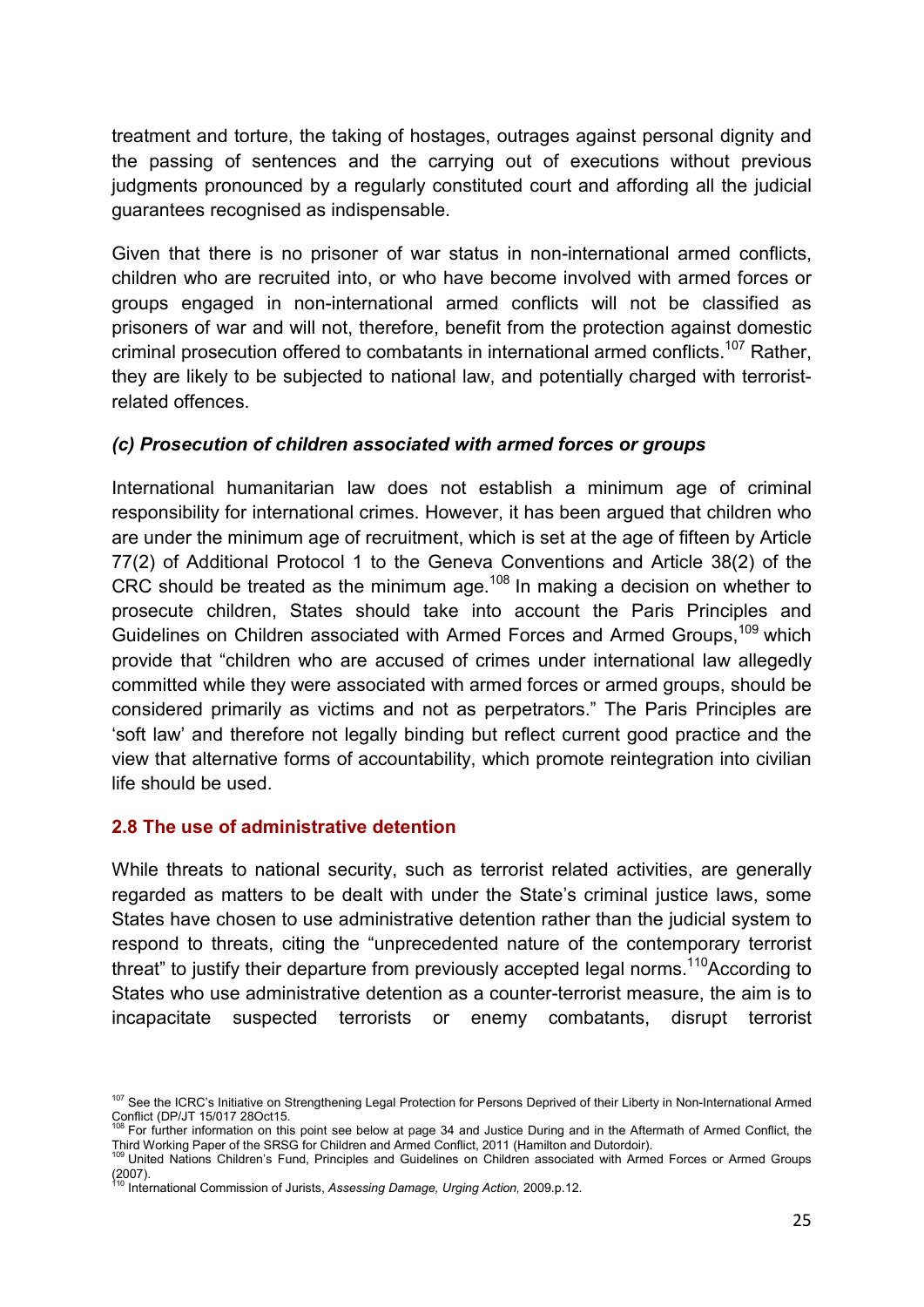treatment and torture, the taking of hostages, outrages against personal dignity and the passing of sentences and the carrying out of executions without previous judgments pronounced by a regularly constituted court and affording all the judicial guarantees recognised as indispensable.

Given that there is no prisoner of war status in non-international armed conflicts, children who are recruited into, or who have become involved with armed forces or groups engaged in non-international armed conflicts will not be classified as prisoners of war and will not, therefore, benefit from the protection against domestic criminal prosecution offered to combatants in international armed conflicts.[107] Rather, they are likely to be subjected to national law, and potentially charged with terrorist-related offences.

### *(c) Prosecution of children associated with armed forces or groups*

International humanitarian law does not establish a minimum age of criminal responsibility for international crimes. However, it has been argued that children who are under the minimum age of recruitment, which is set at the age of fifteen by Article 77(2) of Additional Protocol 1 to the Geneva Conventions and Article 38(2) of the CRC should be treated as the minimum age.[108] In making a decision on whether to prosecute children, States should take into account the Paris Principles and Guidelines on Children associated with Armed Forces and Armed Groups,[109] which provide that "children who are accused of crimes under international law allegedly committed while they were associated with armed forces or armed groups, should be considered primarily as victims and not as perpetrators." The Paris Principles are 'soft law' and therefore not legally binding but reflect current good practice and the view that alternative forms of accountability, which promote reintegration into civilian life should be used.

## 2.8 The use of administrative detention

While threats to national security, such as terrorist related activities, are generally regarded as matters to be dealt with under the State's criminal justice laws, some States have chosen to use administrative detention rather than the judicial system to respond to threats, citing the "unprecedented nature of the contemporary terrorist threat" to justify their departure from previously accepted legal norms.[110] According to States who use administrative detention as a counter-terrorist measure, the aim is to incapacitate suspected terrorists or enemy combatants, disrupt terrorist

---

[107] See the ICRC's Initiative on Strengthening Legal Protection for Persons Deprived of their Liberty in Non-International Armed Conflict (DP/JT 15/017 28Oct15.

[108] For further information on this point see below at page 34 and Justice During and in the Aftermath of Armed Conflict, the Third Working Paper of the SRSG for Children and Armed Conflict, 2011 (Hamilton and Dutordoir).

[109] United Nations Children's Fund, Principles and Guidelines on Children associated with Armed Forces or Armed Groups (2007).

[110] International Commission of Jurists, *Assessing Damage, Urging Action,* 2009.p.12.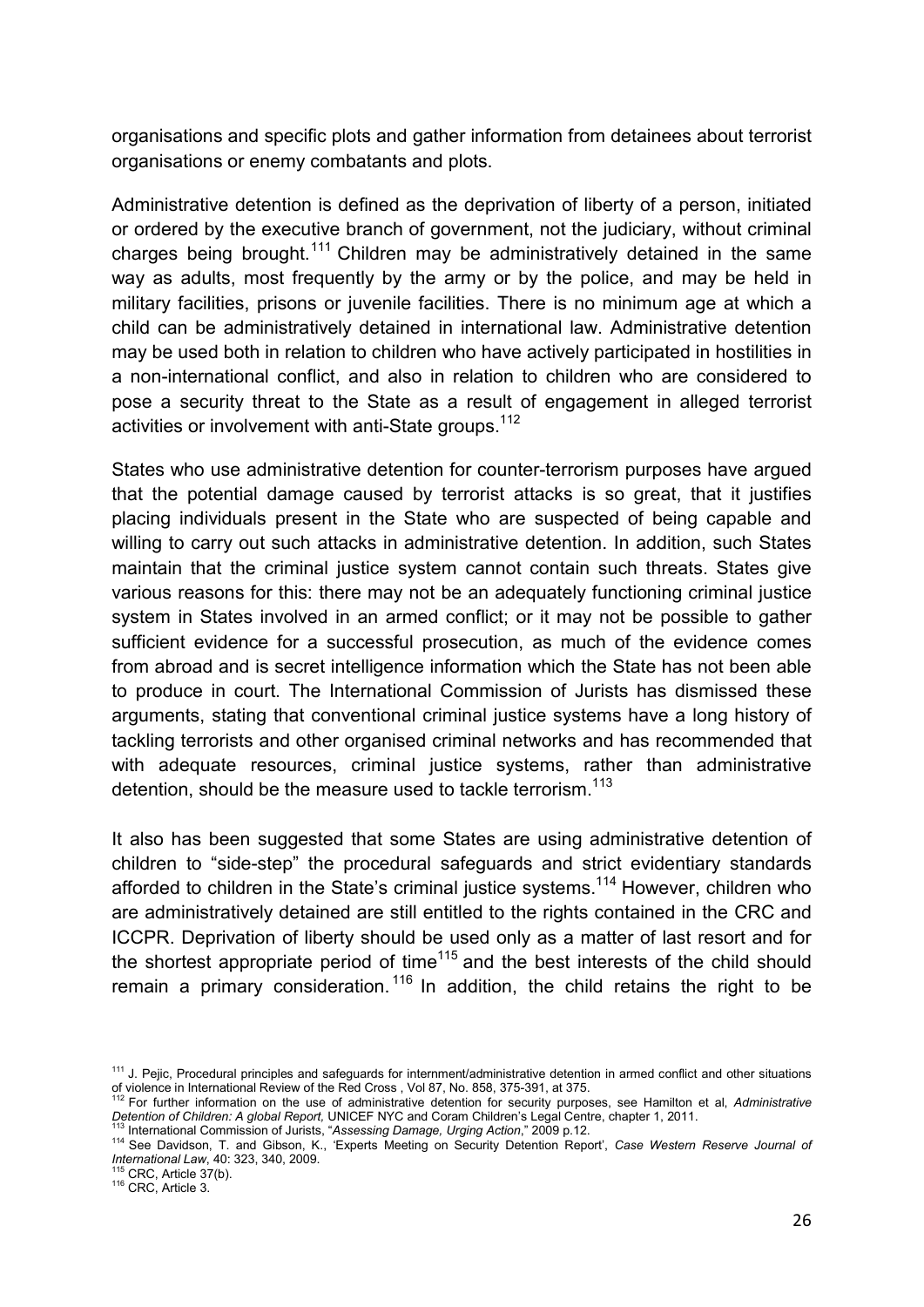organisations and specific plots and gather information from detainees about terrorist organisations or enemy combatants and plots.

Administrative detention is defined as the deprivation of liberty of a person, initiated or ordered by the executive branch of government, not the judiciary, without criminal charges being brought.[111] Children may be administratively detained in the same way as adults, most frequently by the army or by the police, and may be held in military facilities, prisons or juvenile facilities. There is no minimum age at which a child can be administratively detained in international law. Administrative detention may be used both in relation to children who have actively participated in hostilities in a non-international conflict, and also in relation to children who are considered to pose a security threat to the State as a result of engagement in alleged terrorist activities or involvement with anti-State groups.[112]

States who use administrative detention for counter-terrorism purposes have argued that the potential damage caused by terrorist attacks is so great, that it justifies placing individuals present in the State who are suspected of being capable and willing to carry out such attacks in administrative detention. In addition, such States maintain that the criminal justice system cannot contain such threats. States give various reasons for this: there may not be an adequately functioning criminal justice system in States involved in an armed conflict; or it may not be possible to gather sufficient evidence for a successful prosecution, as much of the evidence comes from abroad and is secret intelligence information which the State has not been able to produce in court. The International Commission of Jurists has dismissed these arguments, stating that conventional criminal justice systems have a long history of tackling terrorists and other organised criminal networks and has recommended that with adequate resources, criminal justice systems, rather than administrative detention, should be the measure used to tackle terrorism.[113]

It also has been suggested that some States are using administrative detention of children to "side-step" the procedural safeguards and strict evidentiary standards afforded to children in the State's criminal justice systems.[114] However, children who are administratively detained are still entitled to the rights contained in the CRC and ICCPR. Deprivation of liberty should be used only as a matter of last resort and for the shortest appropriate period of time[115] and the best interests of the child should remain a primary consideration.[116] In addition, the child retains the right to be

---

[111] J. Pejic, Procedural principles and safeguards for internment/administrative detention in armed conflict and other situations of violence in International Review of the Red Cross , Vol 87, No. 858, 375-391, at 375.

[112] For further information on the use of administrative detention for security purposes, see Hamilton et al, *Administrative Detention of Children: A global Report,* UNICEF NYC and Coram Children's Legal Centre, chapter 1, 2011.

[113] International Commission of Jurists, "*Assessing Damage, Urging Action*," 2009 p.12.

[114] See Davidson, T. and Gibson, K., 'Experts Meeting on Security Detention Report', *Case Western Reserve Journal of International Law*, 40: 323, 340, 2009.

[115] CRC, Article 37(b).

[116] CRC, Article 3.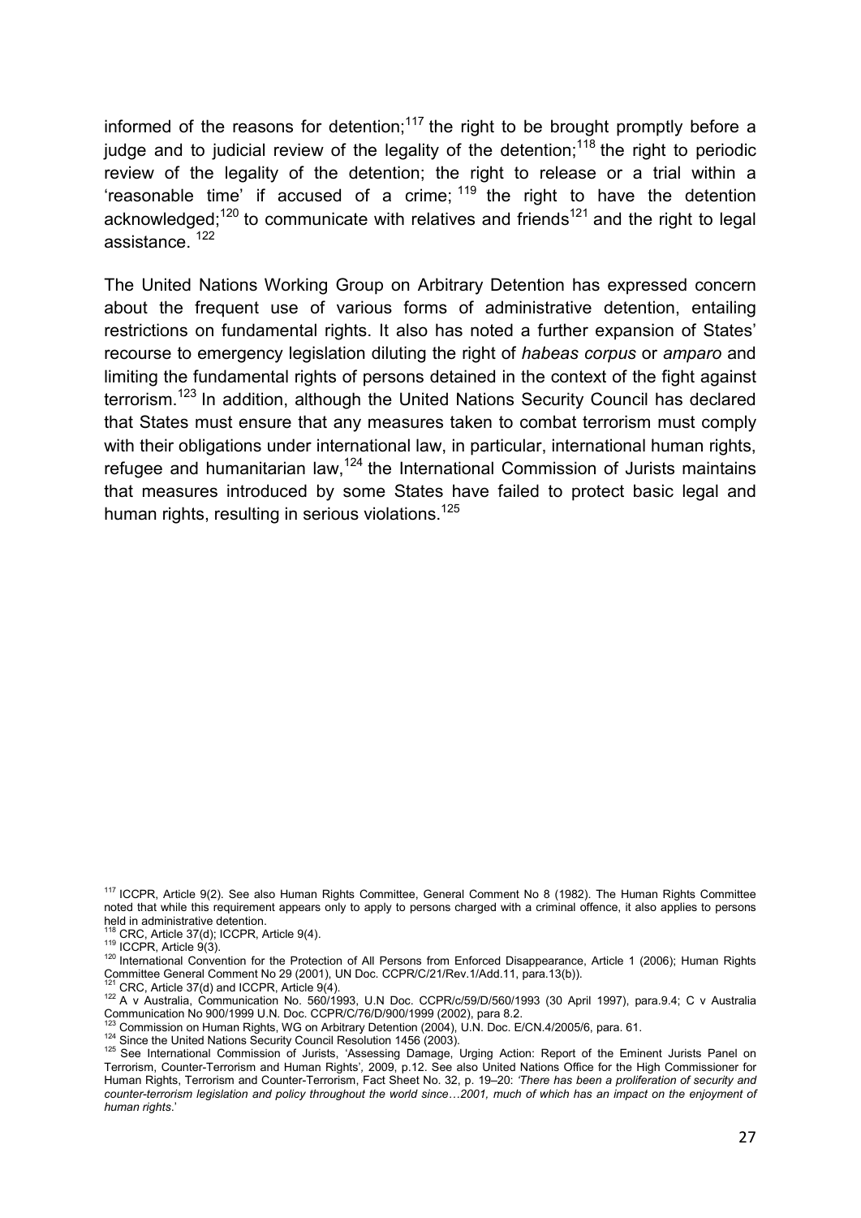informed of the reasons for detention;[117] the right to be brought promptly before a judge and to judicial review of the legality of the detention;[118] the right to periodic review of the legality of the detention; the right to release or a trial within a 'reasonable time' if accused of a crime; [119] the right to have the detention acknowledged;[120] to communicate with relatives and friends[121] and the right to legal assistance. [122]

The United Nations Working Group on Arbitrary Detention has expressed concern about the frequent use of various forms of administrative detention, entailing restrictions on fundamental rights. It also has noted a further expansion of States' recourse to emergency legislation diluting the right of *habeas corpus* or *amparo* and limiting the fundamental rights of persons detained in the context of the fight against terrorism.[123] In addition, although the United Nations Security Council has declared that States must ensure that any measures taken to combat terrorism must comply with their obligations under international law, in particular, international human rights, refugee and humanitarian law,[124] the International Commission of Jurists maintains that measures introduced by some States have failed to protect basic legal and human rights, resulting in serious violations.[125]

---

[117] ICCPR, Article 9(2). See also Human Rights Committee, General Comment No 8 (1982). The Human Rights Committee noted that while this requirement appears only to apply to persons charged with a criminal offence, it also applies to persons held in administrative detention.

[118] CRC, Article 37(d); ICCPR, Article 9(4).

[119] ICCPR, Article 9(3).

[120] International Convention for the Protection of All Persons from Enforced Disappearance, Article 1 (2006); Human Rights Committee General Comment No 29 (2001), UN Doc. CCPR/C/21/Rev.1/Add.11, para.13(b)).

[121] CRC, Article 37(d) and ICCPR, Article 9(4).

[122] A v Australia, Communication No. 560/1993, U.N Doc. CCPR/c/59/D/560/1993 (30 April 1997), para.9.4; C v Australia Communication No 900/1999 U.N. Doc. CCPR/C/76/D/900/1999 (2002), para 8.2.

[123] Commission on Human Rights, WG on Arbitrary Detention (2004), U.N. Doc. E/CN.4/2005/6, para. 61.

[124] Since the United Nations Security Council Resolution 1456 (2003).

[125] See International Commission of Jurists, 'Assessing Damage, Urging Action: Report of the Eminent Jurists Panel on Terrorism, Counter-Terrorism and Human Rights', 2009, p.12. See also United Nations Office for the High Commissioner for Human Rights, Terrorism and Counter-Terrorism, Fact Sheet No. 32, p. 19–20: *'There has been a proliferation of security and counter-terrorism legislation and policy throughout the world since…2001, much of which has an impact on the enjoyment of human rights*.'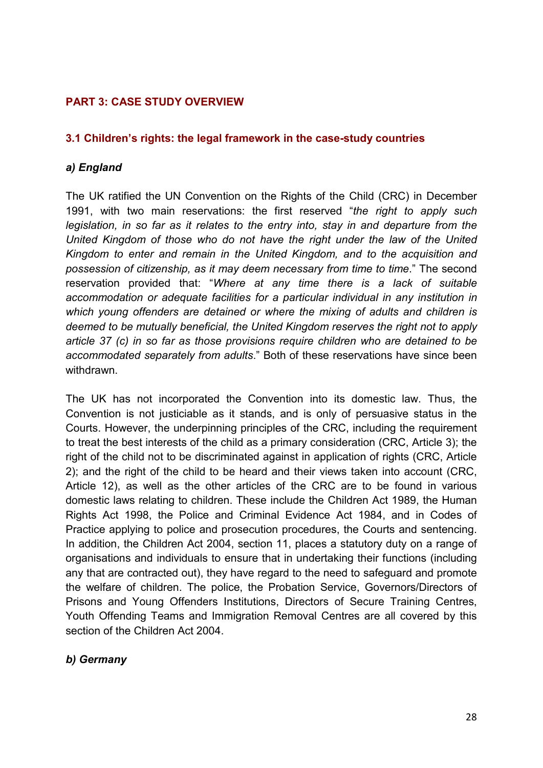## PART 3: CASE STUDY OVERVIEW

### 3.1 Children's rights: the legal framework in the case-study countries

#### *a) England*

The UK ratified the UN Convention on the Rights of the Child (CRC) in December 1991, with two main reservations: the first reserved "*the right to apply such legislation, in so far as it relates to the entry into, stay in and departure from the United Kingdom of those who do not have the right under the law of the United Kingdom to enter and remain in the United Kingdom, and to the acquisition and possession of citizenship, as it may deem necessary from time to time*." The second reservation provided that: "*Where at any time there is a lack of suitable accommodation or adequate facilities for a particular individual in any institution in which young offenders are detained or where the mixing of adults and children is deemed to be mutually beneficial, the United Kingdom reserves the right not to apply article 37 (c) in so far as those provisions require children who are detained to be accommodated separately from adults*." Both of these reservations have since been withdrawn.

The UK has not incorporated the Convention into its domestic law. Thus, the Convention is not justiciable as it stands, and is only of persuasive status in the Courts. However, the underpinning principles of the CRC, including the requirement to treat the best interests of the child as a primary consideration (CRC, Article 3); the right of the child not to be discriminated against in application of rights (CRC, Article 2); and the right of the child to be heard and their views taken into account (CRC, Article 12), as well as the other articles of the CRC are to be found in various domestic laws relating to children. These include the Children Act 1989, the Human Rights Act 1998, the Police and Criminal Evidence Act 1984, and in Codes of Practice applying to police and prosecution procedures, the Courts and sentencing. In addition, the Children Act 2004, section 11, places a statutory duty on a range of organisations and individuals to ensure that in undertaking their functions (including any that are contracted out), they have regard to the need to safeguard and promote the welfare of children. The police, the Probation Service, Governors/Directors of Prisons and Young Offenders Institutions, Directors of Secure Training Centres, Youth Offending Teams and Immigration Removal Centres are all covered by this section of the Children Act 2004.

#### *b) Germany*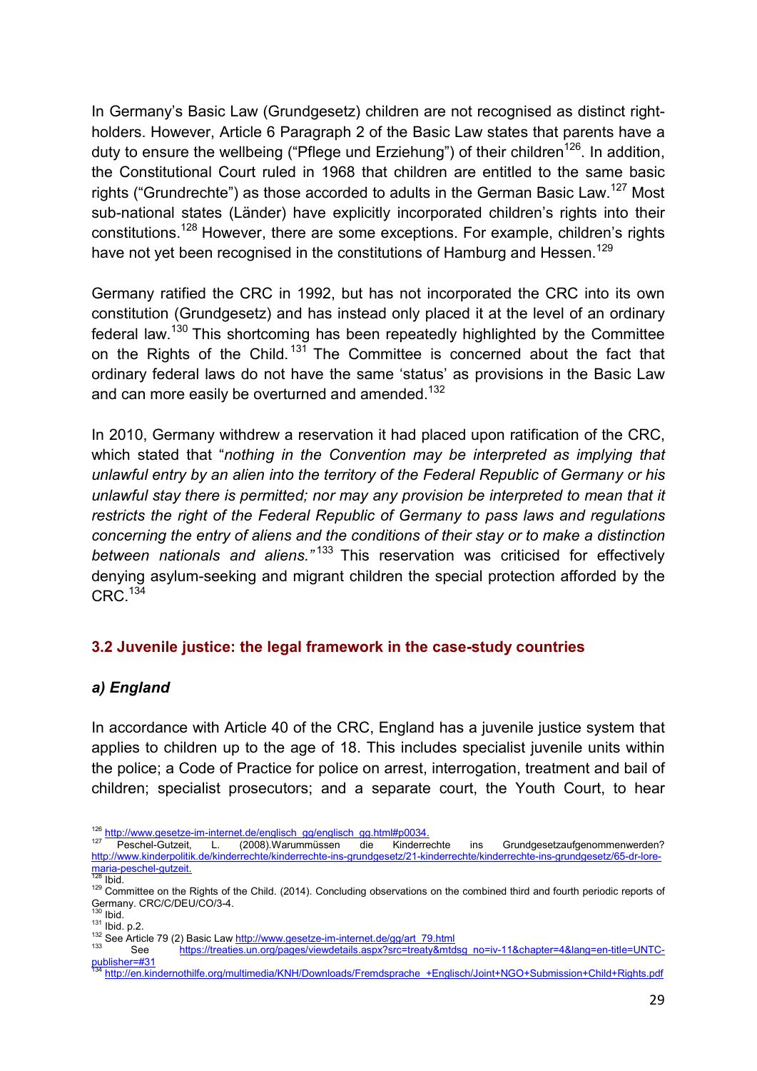In Germany's Basic Law (Grundgesetz) children are not recognised as distinct right-holders. However, Article 6 Paragraph 2 of the Basic Law states that parents have a duty to ensure the wellbeing ("Pflege und Erziehung") of their children[126]. In addition, the Constitutional Court ruled in 1968 that children are entitled to the same basic rights ("Grundrechte") as those accorded to adults in the German Basic Law.[127] Most sub-national states (Länder) have explicitly incorporated children's rights into their constitutions.[128] However, there are some exceptions. For example, children's rights have not yet been recognised in the constitutions of Hamburg and Hessen.[129]

Germany ratified the CRC in 1992, but has not incorporated the CRC into its own constitution (Grundgesetz) and has instead only placed it at the level of an ordinary federal law.[130] This shortcoming has been repeatedly highlighted by the Committee on the Rights of the Child.[131] The Committee is concerned about the fact that ordinary federal laws do not have the same 'status' as provisions in the Basic Law and can more easily be overturned and amended.[132]

In 2010, Germany withdrew a reservation it had placed upon ratification of the CRC, which stated that "*nothing in the Convention may be interpreted as implying that unlawful entry by an alien into the territory of the Federal Republic of Germany or his unlawful stay there is permitted; nor may any provision be interpreted to mean that it restricts the right of the Federal Republic of Germany to pass laws and regulations concerning the entry of aliens and the conditions of their stay or to make a distinction between nationals and aliens.*"[133] This reservation was criticised for effectively denying asylum-seeking and migrant children the special protection afforded by the CRC.[134]

### 3.2 Juvenile justice: the legal framework in the case-study countries

#### *a) England*

In accordance with Article 40 of the CRC, England has a juvenile justice system that applies to children up to the age of 18. This includes specialist juvenile units within the police; a Code of Practice for police on arrest, interrogation, treatment and bail of children; specialist prosecutors; and a separate court, the Youth Court, to hear

---

[126] http://www.gesetze-im-internet.de/englisch_gg/englisch_gg.html#p0034.

[127] Peschel-Gutzeit, L. (2008).Warummüssen die Kinderrechte ins Grundgesetzaufgenommenwerden? http://www.kinderpolitik.de/kinderrechte/kinderrechte-ins-grundgesetz/21-kinderrechte/kinderrechte-ins-grundgesetz/65-dr-lore-maria-peschel-gutzeit.

[128] Ibid.

[129] Committee on the Rights of the Child. (2014). Concluding observations on the combined third and fourth periodic reports of Germany. CRC/C/DEU/CO/3-4.

[130] Ibid.

[131] Ibid. p.2.

[132] See Article 79 (2) Basic Law http://www.gesetze-im-internet.de/gg/art_79.html

[133] See https://treaties.un.org/pages/viewdetails.aspx?src=treaty&mtdsg_no=iv-11&chapter=4&lang=en-title=UNTC-publisher=#31

[134] http://en.kindernothilfe.org/multimedia/KNH/Downloads/Fremdsprache_+Englisch/Joint+NGO+Submission+Child+Rights.pdf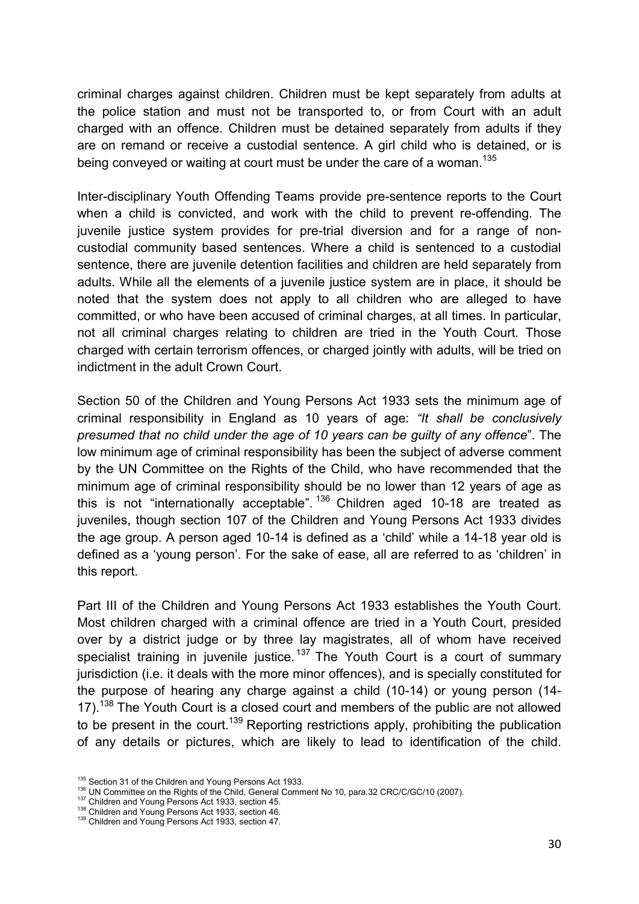criminal charges against children. Children must be kept separately from adults at the police station and must not be transported to, or from Court with an adult charged with an offence. Children must be detained separately from adults if they are on remand or receive a custodial sentence. A girl child who is detained, or is being conveyed or waiting at court must be under the care of a woman.[135]

Inter-disciplinary Youth Offending Teams provide pre-sentence reports to the Court when a child is convicted, and work with the child to prevent re-offending. The juvenile justice system provides for pre-trial diversion and for a range of non-custodial community based sentences. Where a child is sentenced to a custodial sentence, there are juvenile detention facilities and children are held separately from adults. While all the elements of a juvenile justice system are in place, it should be noted that the system does not apply to all children who are alleged to have committed, or who have been accused of criminal charges, at all times. In particular, not all criminal charges relating to children are tried in the Youth Court. Those charged with certain terrorism offences, or charged jointly with adults, will be tried on indictment in the adult Crown Court.

Section 50 of the Children and Young Persons Act 1933 sets the minimum age of criminal responsibility in England as 10 years of age: *"It shall be conclusively presumed that no child under the age of 10 years can be guilty of any offence*". The low minimum age of criminal responsibility has been the subject of adverse comment by the UN Committee on the Rights of the Child, who have recommended that the minimum age of criminal responsibility should be no lower than 12 years of age as this is not "internationally acceptable".[136] Children aged 10-18 are treated as juveniles, though section 107 of the Children and Young Persons Act 1933 divides the age group. A person aged 10-14 is defined as a 'child' while a 14-18 year old is defined as a 'young person'. For the sake of ease, all are referred to as 'children' in this report.

Part III of the Children and Young Persons Act 1933 establishes the Youth Court. Most children charged with a criminal offence are tried in a Youth Court, presided over by a district judge or by three lay magistrates, all of whom have received specialist training in juvenile justice.[137] The Youth Court is a court of summary jurisdiction (i.e. it deals with the more minor offences), and is specially constituted for the purpose of hearing any charge against a child (10-14) or young person (14-17).[138] The Youth Court is a closed court and members of the public are not allowed to be present in the court.[139] Reporting restrictions apply, prohibiting the publication of any details or pictures, which are likely to lead to identification of the child.

[135] Section 31 of the Children and Young Persons Act 1933.
[136] UN Committee on the Rights of the Child, General Comment No 10, para.32 CRC/C/GC/10 (2007).
[137] Children and Young Persons Act 1933, section 45.
[138] Children and Young Persons Act 1933, section 46.
[139] Children and Young Persons Act 1933, section 47.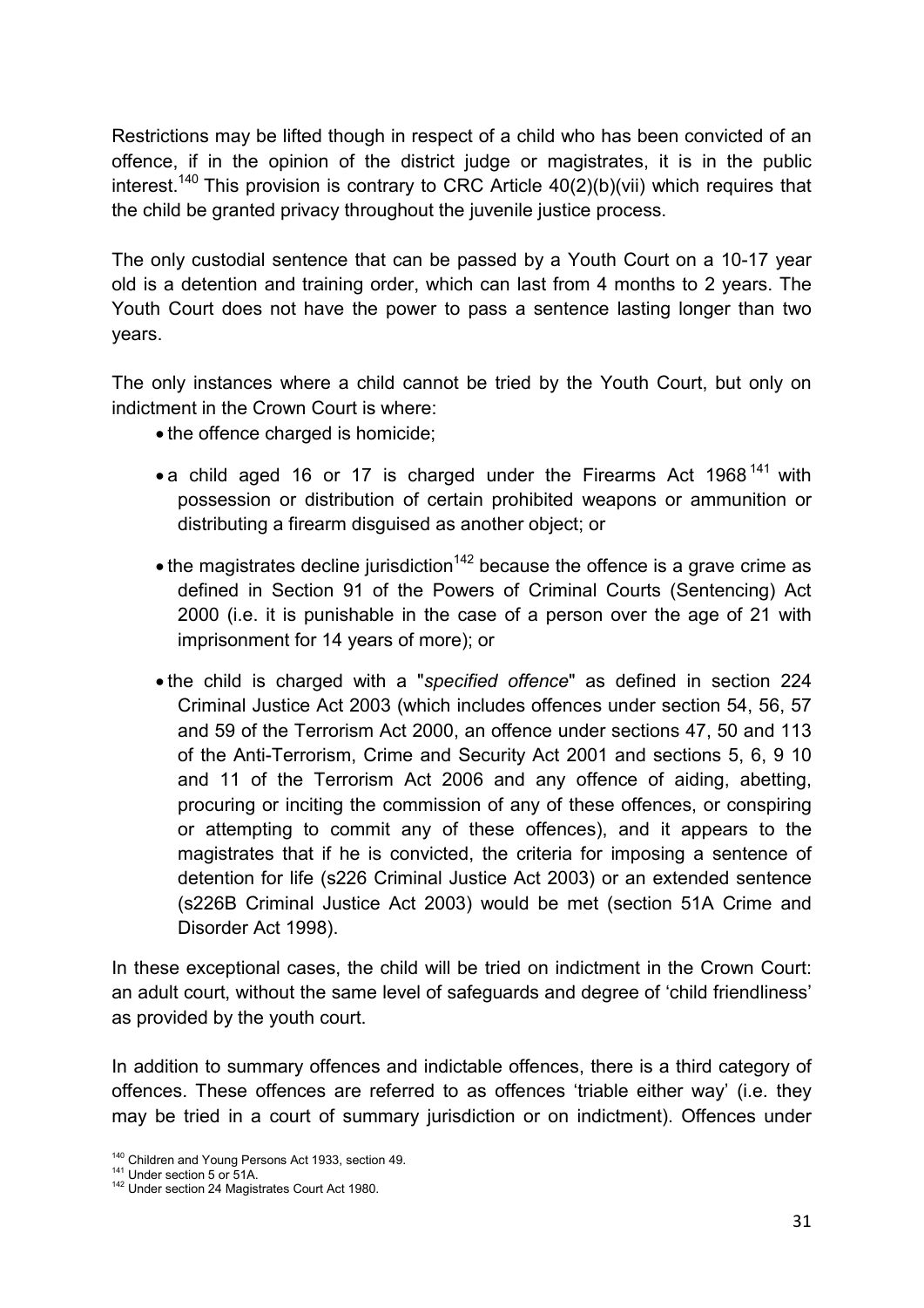Restrictions may be lifted though in respect of a child who has been convicted of an offence, if in the opinion of the district judge or magistrates, it is in the public interest.[140] This provision is contrary to CRC Article 40(2)(b)(vii) which requires that the child be granted privacy throughout the juvenile justice process.

The only custodial sentence that can be passed by a Youth Court on a 10-17 year old is a detention and training order, which can last from 4 months to 2 years. The Youth Court does not have the power to pass a sentence lasting longer than two years.

The only instances where a child cannot be tried by the Youth Court, but only on indictment in the Crown Court is where:

- the offence charged is homicide;
- a child aged 16 or 17 is charged under the Firearms Act 1968[141] with possession or distribution of certain prohibited weapons or ammunition or distributing a firearm disguised as another object; or
- the magistrates decline jurisdiction[142] because the offence is a grave crime as defined in Section 91 of the Powers of Criminal Courts (Sentencing) Act 2000 (i.e. it is punishable in the case of a person over the age of 21 with imprisonment for 14 years of more); or
- the child is charged with a "*specified offence*" as defined in section 224 Criminal Justice Act 2003 (which includes offences under section 54, 56, 57 and 59 of the Terrorism Act 2000, an offence under sections 47, 50 and 113 of the Anti-Terrorism, Crime and Security Act 2001 and sections 5, 6, 9 10 and 11 of the Terrorism Act 2006 and any offence of aiding, abetting, procuring or inciting the commission of any of these offences, or conspiring or attempting to commit any of these offences), and it appears to the magistrates that if he is convicted, the criteria for imposing a sentence of detention for life (s226 Criminal Justice Act 2003) or an extended sentence (s226B Criminal Justice Act 2003) would be met (section 51A Crime and Disorder Act 1998).

In these exceptional cases, the child will be tried on indictment in the Crown Court: an adult court, without the same level of safeguards and degree of 'child friendliness' as provided by the youth court.

In addition to summary offences and indictable offences, there is a third category of offences. These offences are referred to as offences 'triable either way' (i.e. they may be tried in a court of summary jurisdiction or on indictment). Offences under

[140] Children and Young Persons Act 1933, section 49.
[141] Under section 5 or 51A.
[142] Under section 24 Magistrates Court Act 1980.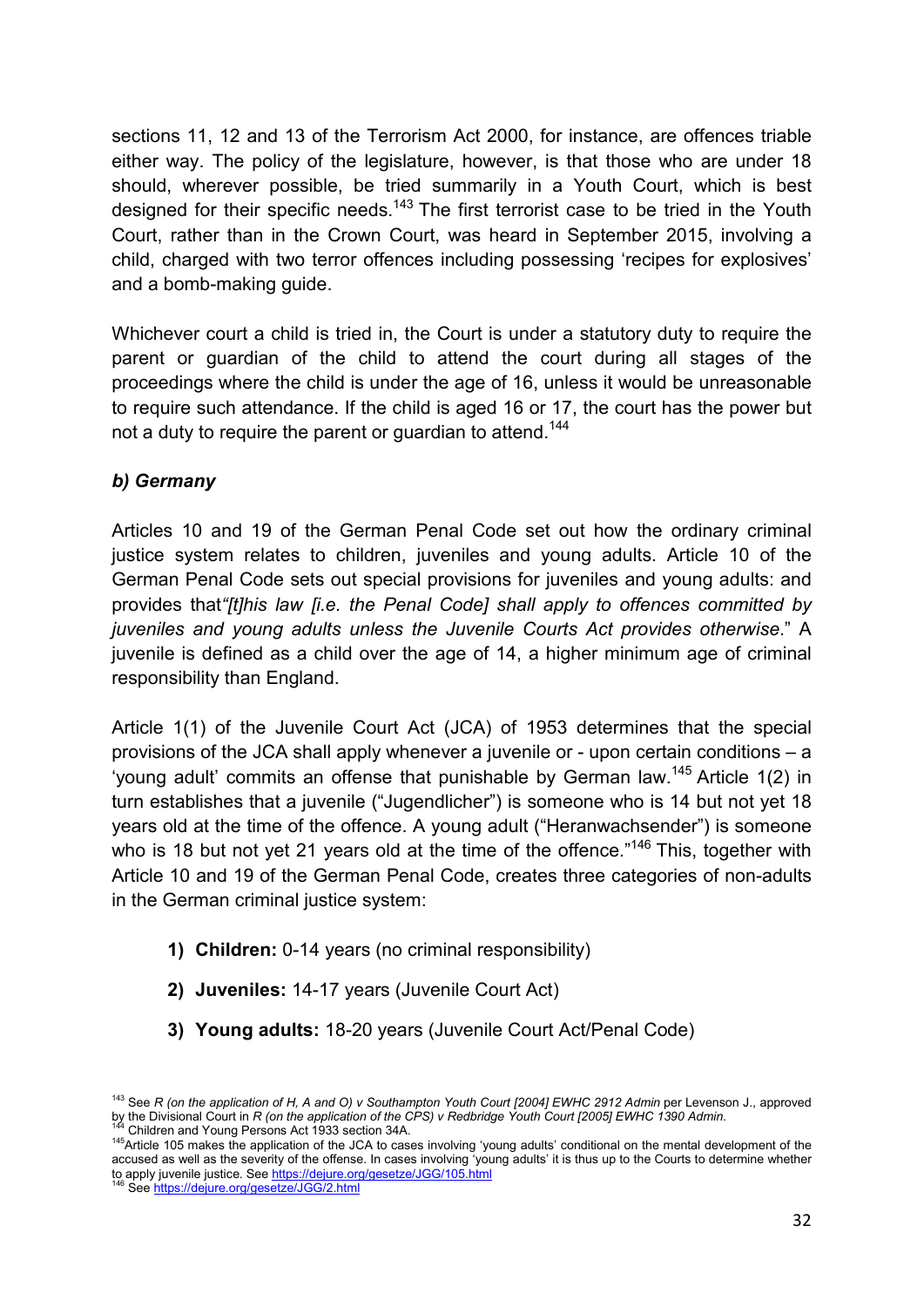sections 11, 12 and 13 of the Terrorism Act 2000, for instance, are offences triable either way. The policy of the legislature, however, is that those who are under 18 should, wherever possible, be tried summarily in a Youth Court, which is best designed for their specific needs.[143] The first terrorist case to be tried in the Youth Court, rather than in the Crown Court, was heard in September 2015, involving a child, charged with two terror offences including possessing 'recipes for explosives' and a bomb-making guide.

Whichever court a child is tried in, the Court is under a statutory duty to require the parent or guardian of the child to attend the court during all stages of the proceedings where the child is under the age of 16, unless it would be unreasonable to require such attendance. If the child is aged 16 or 17, the court has the power but not a duty to require the parent or guardian to attend.[144]

### *b) Germany*

Articles 10 and 19 of the German Penal Code set out how the ordinary criminal justice system relates to children, juveniles and young adults. Article 10 of the German Penal Code sets out special provisions for juveniles and young adults: and provides that*"[t]his law [i.e. the Penal Code] shall apply to offences committed by juveniles and young adults unless the Juvenile Courts Act provides otherwise*." A juvenile is defined as a child over the age of 14, a higher minimum age of criminal responsibility than England.

Article 1(1) of the Juvenile Court Act (JCA) of 1953 determines that the special provisions of the JCA shall apply whenever a juvenile or - upon certain conditions – a 'young adult' commits an offense that punishable by German law.[145] Article 1(2) in turn establishes that a juvenile ("Jugendlicher") is someone who is 14 but not yet 18 years old at the time of the offence. A young adult ("Heranwachsender") is someone who is 18 but not yet 21 years old at the time of the offence."[146] This, together with Article 10 and 19 of the German Penal Code, creates three categories of non-adults in the German criminal justice system:

1) **Children:** 0-14 years (no criminal responsibility)
2) **Juveniles:** 14-17 years (Juvenile Court Act)
3) **Young adults:** 18-20 years (Juvenile Court Act/Penal Code)

---

[143] See *R (on the application of H, A and O) v Southampton Youth Court [2004] EWHC 2912 Admin* per Levenson J., approved by the Divisional Court in *R (on the application of the CPS) v Redbridge Youth Court [2005] EWHC 1390 Admin.*

[144] Children and Young Persons Act 1933 section 34A.

[145] Article 105 makes the application of the JCA to cases involving 'young adults' conditional on the mental development of the accused as well as the severity of the offense. In cases involving 'young adults' it is thus up to the Courts to determine whether to apply juvenile justice. See https://dejure.org/gesetze/JGG/105.html

[146] See https://dejure.org/gesetze/JGG/2.html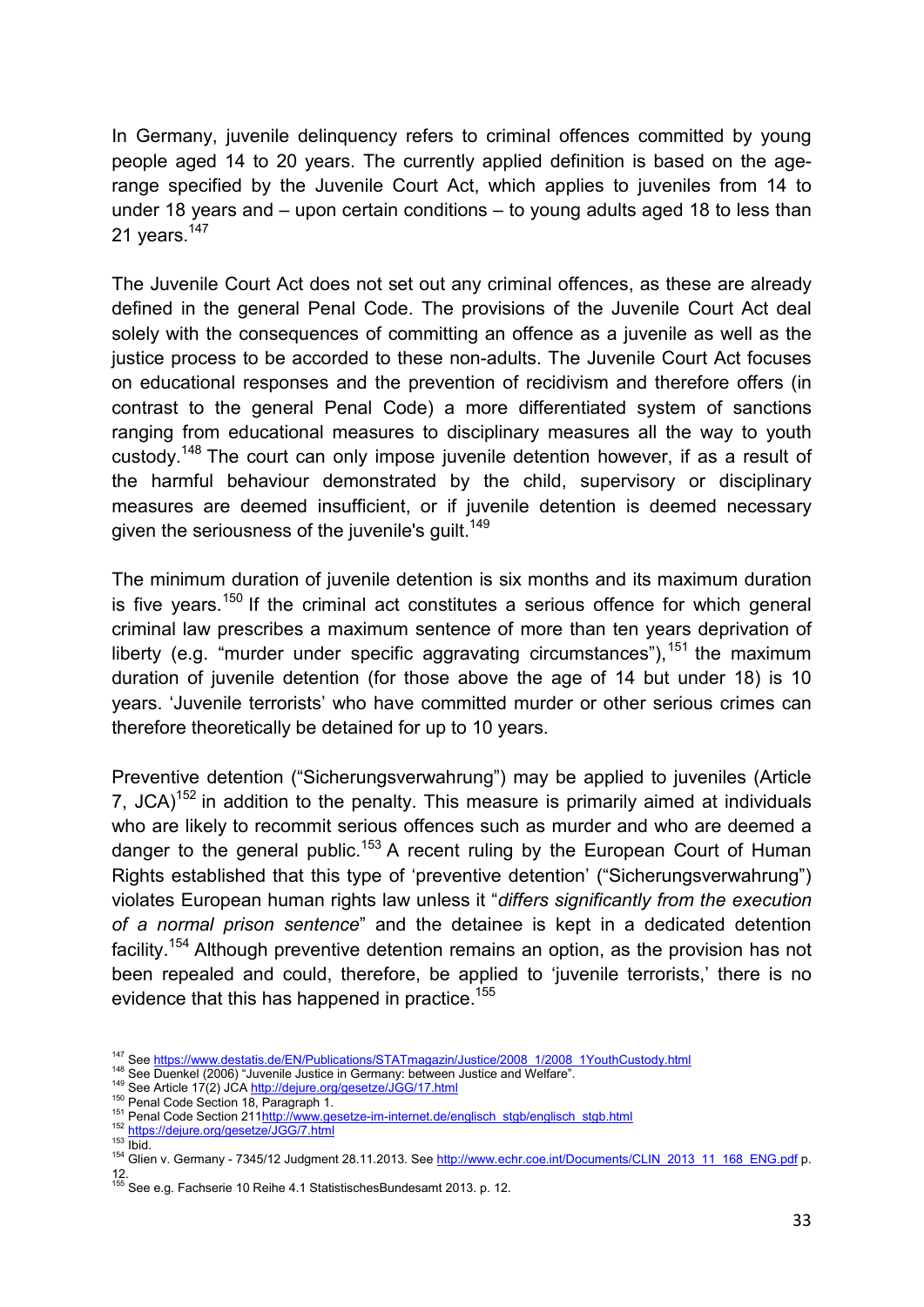In Germany, juvenile delinquency refers to criminal offences committed by young people aged 14 to 20 years. The currently applied definition is based on the age-range specified by the Juvenile Court Act, which applies to juveniles from 14 to under 18 years and – upon certain conditions – to young adults aged 18 to less than 21 years.[147]

The Juvenile Court Act does not set out any criminal offences, as these are already defined in the general Penal Code. The provisions of the Juvenile Court Act deal solely with the consequences of committing an offence as a juvenile as well as the justice process to be accorded to these non-adults. The Juvenile Court Act focuses on educational responses and the prevention of recidivism and therefore offers (in contrast to the general Penal Code) a more differentiated system of sanctions ranging from educational measures to disciplinary measures all the way to youth custody.[148] The court can only impose juvenile detention however, if as a result of the harmful behaviour demonstrated by the child, supervisory or disciplinary measures are deemed insufficient, or if juvenile detention is deemed necessary given the seriousness of the juvenile's guilt.[149]

The minimum duration of juvenile detention is six months and its maximum duration is five years.[150] If the criminal act constitutes a serious offence for which general criminal law prescribes a maximum sentence of more than ten years deprivation of liberty (e.g. "murder under specific aggravating circumstances"),[151] the maximum duration of juvenile detention (for those above the age of 14 but under 18) is 10 years. 'Juvenile terrorists' who have committed murder or other serious crimes can therefore theoretically be detained for up to 10 years.

Preventive detention ("Sicherungsverwahrung") may be applied to juveniles (Article 7, JCA)[152] in addition to the penalty. This measure is primarily aimed at individuals who are likely to recommit serious offences such as murder and who are deemed a danger to the general public.[153] A recent ruling by the European Court of Human Rights established that this type of 'preventive detention' ("Sicherungsverwahrung") violates European human rights law unless it "*differs significantly from the execution of a normal prison sentence*" and the detainee is kept in a dedicated detention facility.[154] Although preventive detention remains an option, as the provision has not been repealed and could, therefore, be applied to 'juvenile terrorists,' there is no evidence that this has happened in practice.[155]

---

[147] See https://www.destatis.de/EN/Publications/STATmagazin/Justice/2008_1/2008_1YouthCustody.html

[148] See Duenkel (2006) "Juvenile Justice in Germany: between Justice and Welfare".

[149] See Article 17(2) JCA http://dejure.org/gesetze/JGG/17.html

[150] Penal Code Section 18, Paragraph 1.

[151] Penal Code Section 211http://www.gesetze-im-internet.de/englisch_stgb/englisch_stgb.html

[152] https://dejure.org/gesetze/JGG/7.html

[153] Ibid.

[154] Glien v. Germany - 7345/12 Judgment 28.11.2013. See http://www.echr.coe.int/Documents/CLIN_2013_11_168_ENG.pdf p. 12.

[155] See e.g. Fachserie 10 Reihe 4.1 StatistischesBundesamt 2013. p. 12.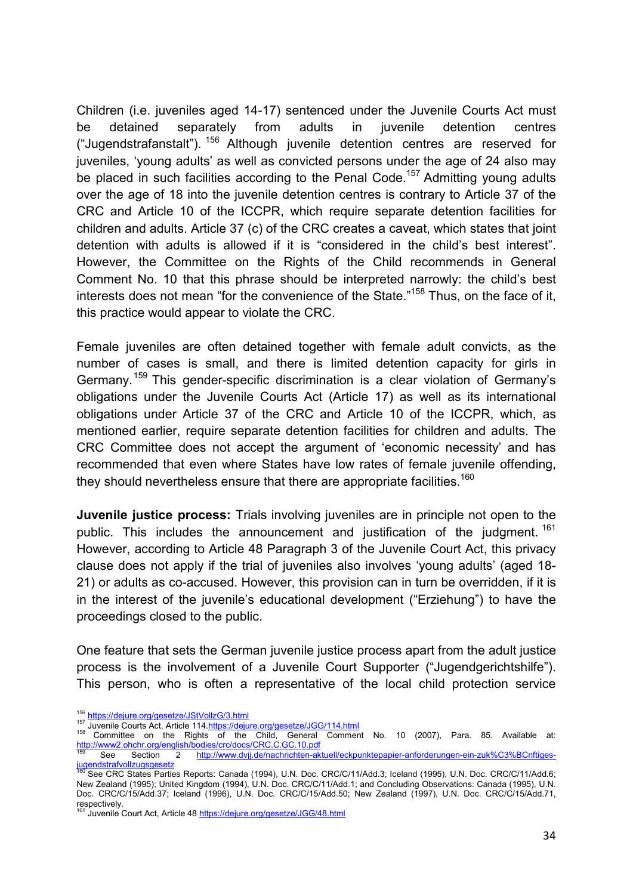Children (i.e. juveniles aged 14-17) sentenced under the Juvenile Courts Act must be detained separately from adults in juvenile detention centres ("Jugendstrafanstalt").[156] Although juvenile detention centres are reserved for juveniles, 'young adults' as well as convicted persons under the age of 24 also may be placed in such facilities according to the Penal Code.[157] Admitting young adults over the age of 18 into the juvenile detention centres is contrary to Article 37 of the CRC and Article 10 of the ICCPR, which require separate detention facilities for children and adults. Article 37 (c) of the CRC creates a caveat, which states that joint detention with adults is allowed if it is "considered in the child's best interest". However, the Committee on the Rights of the Child recommends in General Comment No. 10 that this phrase should be interpreted narrowly: the child's best interests does not mean "for the convenience of the State."[158] Thus, on the face of it, this practice would appear to violate the CRC.

Female juveniles are often detained together with female adult convicts, as the number of cases is small, and there is limited detention capacity for girls in Germany.[159] This gender-specific discrimination is a clear violation of Germany's obligations under the Juvenile Courts Act (Article 17) as well as its international obligations under Article 37 of the CRC and Article 10 of the ICCPR, which, as mentioned earlier, require separate detention facilities for children and adults. The CRC Committee does not accept the argument of 'economic necessity' and has recommended that even where States have low rates of female juvenile offending, they should nevertheless ensure that there are appropriate facilities.[160]

**Juvenile justice process:** Trials involving juveniles are in principle not open to the public. This includes the announcement and justification of the judgment.[161] However, according to Article 48 Paragraph 3 of the Juvenile Court Act, this privacy clause does not apply if the trial of juveniles also involves 'young adults' (aged 18-21) or adults as co-accused. However, this provision can in turn be overridden, if it is in the interest of the juvenile's educational development ("Erziehung") to have the proceedings closed to the public.

One feature that sets the German juvenile justice process apart from the adult justice process is the involvement of a Juvenile Court Supporter ("Jugendgerichtshilfe"). This person, who is often a representative of the local child protection service

---

[156] https://dejure.org/gesetze/JStVollzG/3.html

[157] Juvenile Courts Act, Article 114.https://dejure.org/gesetze/JGG/114.html

[158] Committee on the Rights of the Child, General Comment No. 10 (2007), Para. 85. Available at: http://www2.ohchr.org/english/bodies/crc/docs/CRC.C.GC.10.pdf

[159] See Section 2 http://www.dvjj.de/nachrichten-aktuell/eckpunktepapier-anforderungen-ein-zuk%C3%BCnftiges-jugendstrafvollzugsgesetz

[160] See CRC States Parties Reports: Canada (1994), U.N. Doc. CRC/C/11/Add.3; Iceland (1995), U.N. Doc. CRC/C/11/Add.6; New Zealand (1995); United Kingdom (1994), U.N. Doc. CRC/C/11/Add.1; and Concluding Observations: Canada (1995), U.N. Doc. CRC/C/15/Add.37; Iceland (1996), U.N. Doc. CRC/C/15/Add.50; New Zealand (1997), U.N. Doc. CRC/C/15/Add.71, respectively.

[161] Juvenile Court Act, Article 48 https://dejure.org/gesetze/JGG/48.html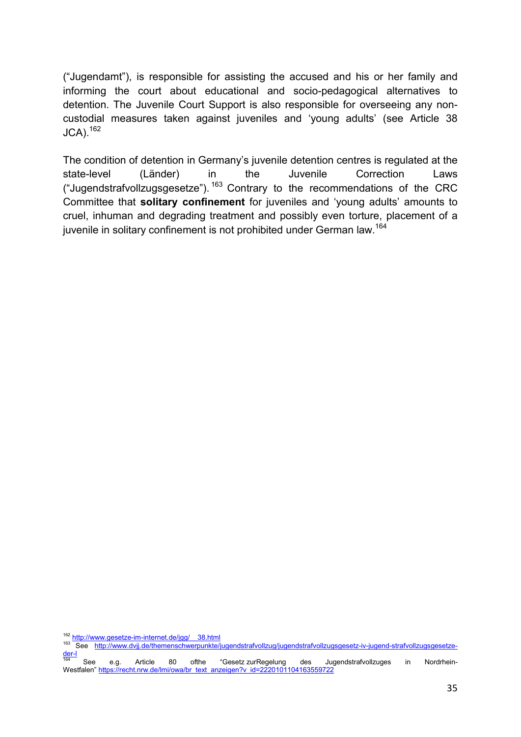("Jugendamt"), is responsible for assisting the accused and his or her family and informing the court about educational and socio-pedagogical alternatives to detention. The Juvenile Court Support is also responsible for overseeing any non-custodial measures taken against juveniles and 'young adults' (see Article 38 JCA).[162]

The condition of detention in Germany's juvenile detention centres is regulated at the state-level (Länder) in the Juvenile Correction Laws ("Jugendstrafvollzugsgesetze").[163] Contrary to the recommendations of the CRC Committee that **solitary confinement** for juveniles and 'young adults' amounts to cruel, inhuman and degrading treatment and possibly even torture, placement of a juvenile in solitary confinement is not prohibited under German law.[164]

---

[162] http://www.gesetze-im-internet.de/jgg/__38.html

[163] See http://www.dvjj.de/themenschwerpunkte/jugendstrafvollzug/jugendstrafvollzugsgesetz-iv-jugend-strafvollzugsgesetze-der-l

[164] See e.g. Article 80 ofthe "Gesetz zurRegelung des Jugendstrafvollzuges in Nordrhein-Westfalen" https://recht.nrw.de/lmi/owa/br_text_anzeigen?v_id=2220101104163559722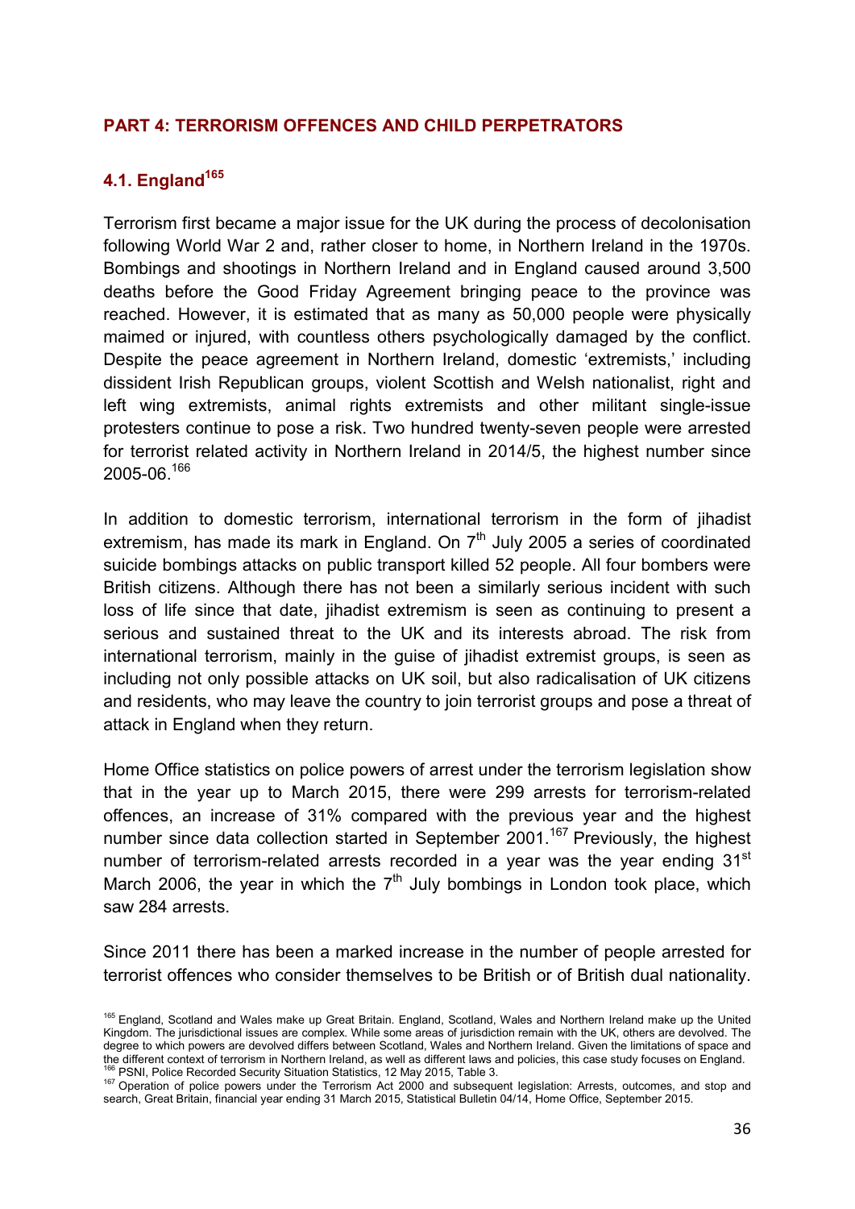## PART 4: TERRORISM OFFENCES AND CHILD PERPETRATORS

### 4.1. England[165]

Terrorism first became a major issue for the UK during the process of decolonisation following World War 2 and, rather closer to home, in Northern Ireland in the 1970s. Bombings and shootings in Northern Ireland and in England caused around 3,500 deaths before the Good Friday Agreement bringing peace to the province was reached. However, it is estimated that as many as 50,000 people were physically maimed or injured, with countless others psychologically damaged by the conflict. Despite the peace agreement in Northern Ireland, domestic 'extremists,' including dissident Irish Republican groups, violent Scottish and Welsh nationalist, right and left wing extremists, animal rights extremists and other militant single-issue protesters continue to pose a risk. Two hundred twenty-seven people were arrested for terrorist related activity in Northern Ireland in 2014/5, the highest number since 2005-06.[166]

In addition to domestic terrorism, international terrorism in the form of jihadist extremism, has made its mark in England. On 7th July 2005 a series of coordinated suicide bombings attacks on public transport killed 52 people. All four bombers were British citizens. Although there has not been a similarly serious incident with such loss of life since that date, jihadist extremism is seen as continuing to present a serious and sustained threat to the UK and its interests abroad. The risk from international terrorism, mainly in the guise of jihadist extremist groups, is seen as including not only possible attacks on UK soil, but also radicalisation of UK citizens and residents, who may leave the country to join terrorist groups and pose a threat of attack in England when they return.

Home Office statistics on police powers of arrest under the terrorism legislation show that in the year up to March 2015, there were 299 arrests for terrorism-related offences, an increase of 31% compared with the previous year and the highest number since data collection started in September 2001.[167] Previously, the highest number of terrorism-related arrests recorded in a year was the year ending 31st March 2006, the year in which the 7th July bombings in London took place, which saw 284 arrests.

Since 2011 there has been a marked increase in the number of people arrested for terrorist offences who consider themselves to be British or of British dual nationality.

---

[165] England, Scotland and Wales make up Great Britain. England, Scotland, Wales and Northern Ireland make up the United Kingdom. The jurisdictional issues are complex. While some areas of jurisdiction remain with the UK, others are devolved. The degree to which powers are devolved differs between Scotland, Wales and Northern Ireland. Given the limitations of space and the different context of terrorism in Northern Ireland, as well as different laws and policies, this case study focuses on England.

[166] PSNI, Police Recorded Security Situation Statistics, 12 May 2015, Table 3.

[167] Operation of police powers under the Terrorism Act 2000 and subsequent legislation: Arrests, outcomes, and stop and search, Great Britain, financial year ending 31 March 2015, Statistical Bulletin 04/14, Home Office, September 2015.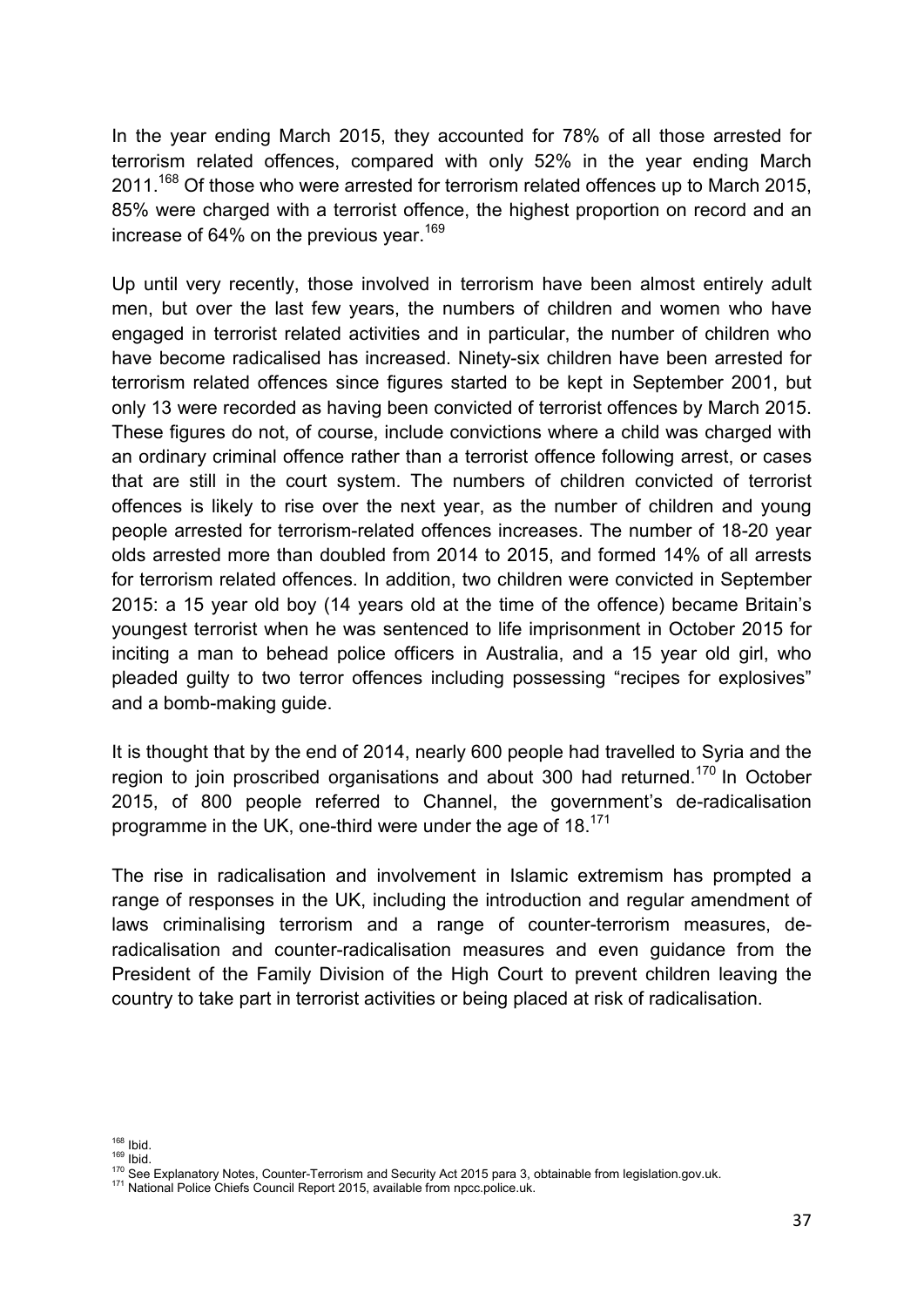In the year ending March 2015, they accounted for 78% of all those arrested for terrorism related offences, compared with only 52% in the year ending March 2011.[168] Of those who were arrested for terrorism related offences up to March 2015, 85% were charged with a terrorist offence, the highest proportion on record and an increase of 64% on the previous year.[169]

Up until very recently, those involved in terrorism have been almost entirely adult men, but over the last few years, the numbers of children and women who have engaged in terrorist related activities and in particular, the number of children who have become radicalised has increased. Ninety-six children have been arrested for terrorism related offences since figures started to be kept in September 2001, but only 13 were recorded as having been convicted of terrorist offences by March 2015. These figures do not, of course, include convictions where a child was charged with an ordinary criminal offence rather than a terrorist offence following arrest, or cases that are still in the court system. The numbers of children convicted of terrorist offences is likely to rise over the next year, as the number of children and young people arrested for terrorism-related offences increases. The number of 18-20 year olds arrested more than doubled from 2014 to 2015, and formed 14% of all arrests for terrorism related offences. In addition, two children were convicted in September 2015: a 15 year old boy (14 years old at the time of the offence) became Britain's youngest terrorist when he was sentenced to life imprisonment in October 2015 for inciting a man to behead police officers in Australia, and a 15 year old girl, who pleaded guilty to two terror offences including possessing "recipes for explosives" and a bomb-making guide.

It is thought that by the end of 2014, nearly 600 people had travelled to Syria and the region to join proscribed organisations and about 300 had returned.[170] In October 2015, of 800 people referred to Channel, the government's de-radicalisation programme in the UK, one-third were under the age of 18.[171]

The rise in radicalisation and involvement in Islamic extremism has prompted a range of responses in the UK, including the introduction and regular amendment of laws criminalising terrorism and a range of counter-terrorism measures, de-radicalisation and counter-radicalisation measures and even guidance from the President of the Family Division of the High Court to prevent children leaving the country to take part in terrorist activities or being placed at risk of radicalisation.

[168] Ibid.

[169] Ibid.

[170] See Explanatory Notes, Counter-Terrorism and Security Act 2015 para 3, obtainable from legislation.gov.uk.

[171] National Police Chiefs Council Report 2015, available from npcc.police.uk.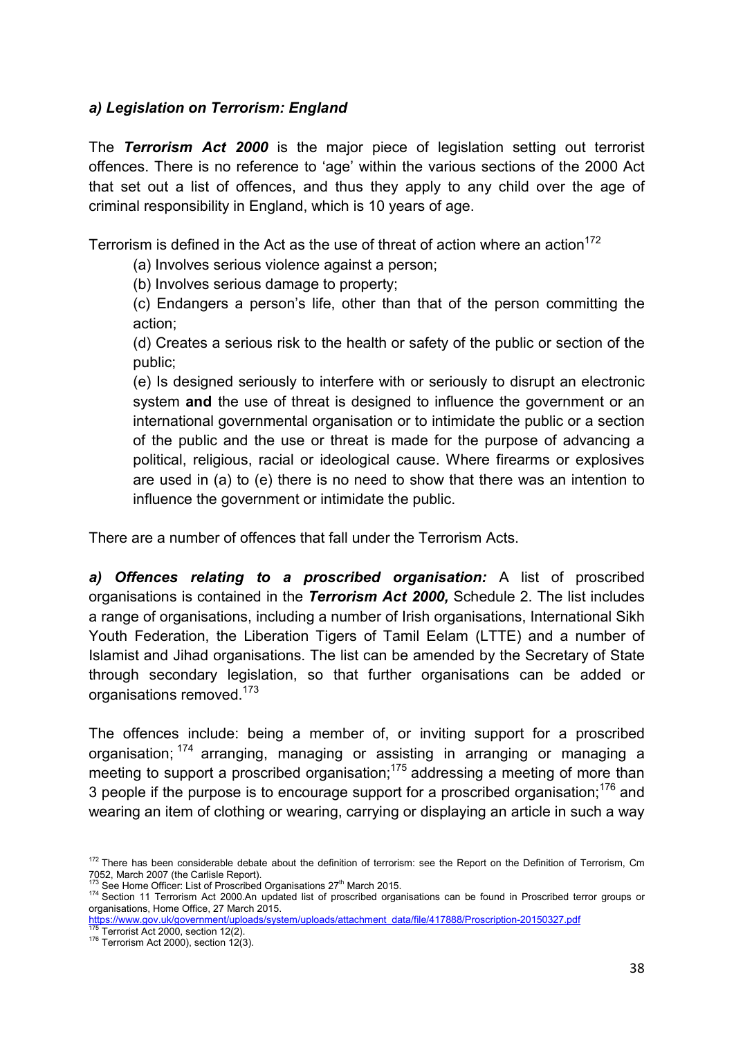### *a) Legislation on Terrorism: England*

The ***Terrorism Act 2000*** is the major piece of legislation setting out terrorist offences. There is no reference to 'age' within the various sections of the 2000 Act that set out a list of offences, and thus they apply to any child over the age of criminal responsibility in England, which is 10 years of age.

Terrorism is defined in the Act as the use of threat of action where an action[172]

> (a) Involves serious violence against a person;
>
> (b) Involves serious damage to property;
>
> (c) Endangers a person's life, other than that of the person committing the action;
>
> (d) Creates a serious risk to the health or safety of the public or section of the public;
>
> (e) Is designed seriously to interfere with or seriously to disrupt an electronic system **and** the use of threat is designed to influence the government or an international governmental organisation or to intimidate the public or a section of the public and the use or threat is made for the purpose of advancing a political, religious, racial or ideological cause. Where firearms or explosives are used in (a) to (e) there is no need to show that there was an intention to influence the government or intimidate the public.

There are a number of offences that fall under the Terrorism Acts.

***a) Offences relating to a proscribed organisation:*** A list of proscribed organisations is contained in the ***Terrorism Act 2000,*** Schedule 2. The list includes a range of organisations, including a number of Irish organisations, International Sikh Youth Federation, the Liberation Tigers of Tamil Eelam (LTTE) and a number of Islamist and Jihad organisations. The list can be amended by the Secretary of State through secondary legislation, so that further organisations can be added or organisations removed.[173]

The offences include: being a member of, or inviting support for a proscribed organisation; [174] arranging, managing or assisting in arranging or managing a meeting to support a proscribed organisation;[175] addressing a meeting of more than 3 people if the purpose is to encourage support for a proscribed organisation;[176] and wearing an item of clothing or wearing, carrying or displaying an article in such a way

---

[172] There has been considerable debate about the definition of terrorism: see the Report on the Definition of Terrorism, Cm 7052, March 2007 (the Carlisle Report).

[173] See Home Officer: List of Proscribed Organisations 27th March 2015.

[174] Section 11 Terrorism Act 2000.An updated list of proscribed organisations can be found in Proscribed terror groups or organisations, Home Office, 27 March 2015. https://www.gov.uk/government/uploads/system/uploads/attachment_data/file/417888/Proscription-20150327.pdf

[175] Terrorist Act 2000, section 12(2).

[176] Terrorism Act 2000), section 12(3).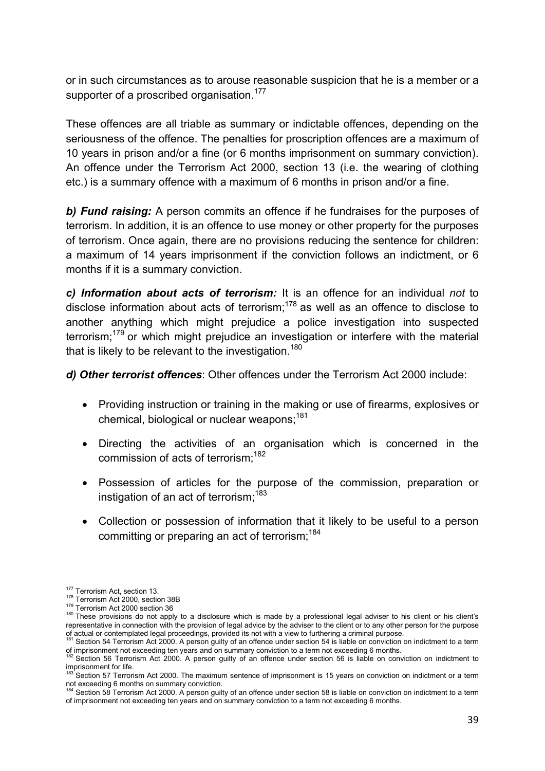or in such circumstances as to arouse reasonable suspicion that he is a member or a supporter of a proscribed organisation.[177]

These offences are all triable as summary or indictable offences, depending on the seriousness of the offence. The penalties for proscription offences are a maximum of 10 years in prison and/or a fine (or 6 months imprisonment on summary conviction). An offence under the Terrorism Act 2000, section 13 (i.e. the wearing of clothing etc.) is a summary offence with a maximum of 6 months in prison and/or a fine.

***b) Fund raising:*** A person commits an offence if he fundraises for the purposes of terrorism. In addition, it is an offence to use money or other property for the purposes of terrorism. Once again, there are no provisions reducing the sentence for children: a maximum of 14 years imprisonment if the conviction follows an indictment, or 6 months if it is a summary conviction.

***c) Information about acts of terrorism:*** It is an offence for an individual *not* to disclose information about acts of terrorism;[178] as well as an offence to disclose to another anything which might prejudice a police investigation into suspected terrorism;[179] or which might prejudice an investigation or interfere with the material that is likely to be relevant to the investigation.[180]

***d) Other terrorist offences***: Other offences under the Terrorism Act 2000 include:

- Providing instruction or training in the making or use of firearms, explosives or chemical, biological or nuclear weapons;[181]
- Directing the activities of an organisation which is concerned in the commission of acts of terrorism;[182]
- Possession of articles for the purpose of the commission, preparation or instigation of an act of terrorism;[183]
- Collection or possession of information that it likely to be useful to a person committing or preparing an act of terrorism;[184]

---

[177] Terrorism Act, section 13.
[178] Terrorism Act 2000, section 38B
[179] Terrorism Act 2000 section 36
[180] These provisions do not apply to a disclosure which is made by a professional legal adviser to his client or his client's representative in connection with the provision of legal advice by the adviser to the client or to any other person for the purpose of actual or contemplated legal proceedings, provided its not with a view to furthering a criminal purpose.
[181] Section 54 Terrorism Act 2000. A person guilty of an offence under section 54 is liable on conviction on indictment to a term of imprisonment not exceeding ten years and on summary conviction to a term not exceeding 6 months.
[182] Section 56 Terrorism Act 2000. A person guilty of an offence under section 56 is liable on conviction on indictment to imprisonment for life.
[183] Section 57 Terrorism Act 2000. The maximum sentence of imprisonment is 15 years on conviction on indictment or a term not exceeding 6 months on summary conviction.
[184] Section 58 Terrorism Act 2000. A person guilty of an offence under section 58 is liable on conviction on indictment to a term of imprisonment not exceeding ten years and on summary conviction to a term not exceeding 6 months.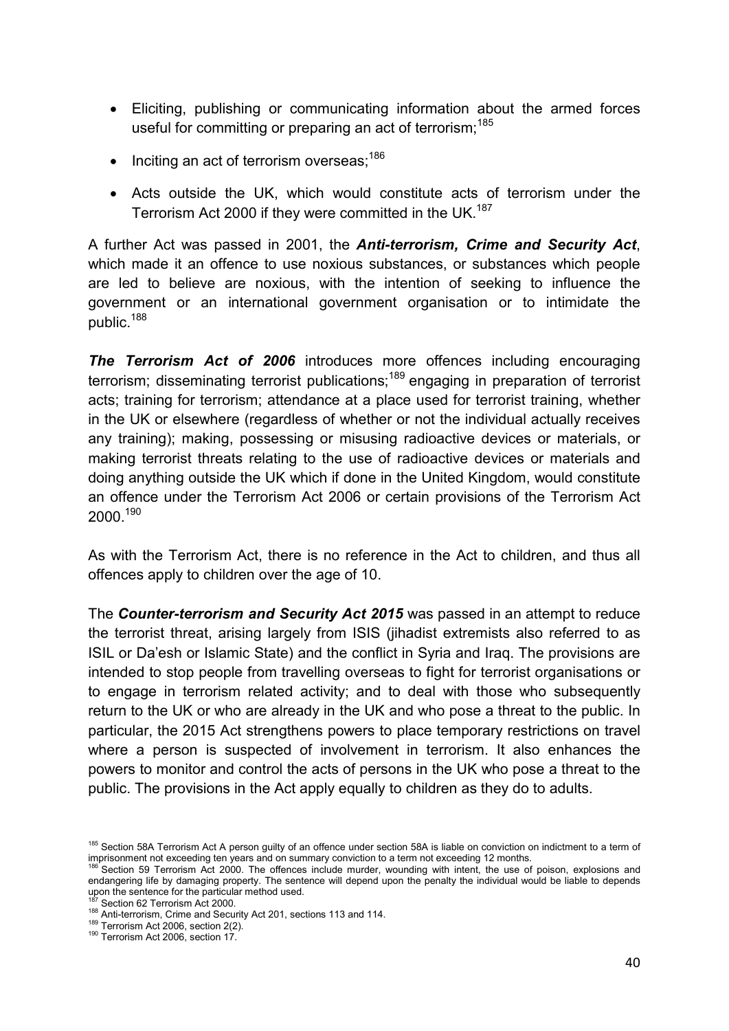- Eliciting, publishing or communicating information about the armed forces useful for committing or preparing an act of terrorism;[185]
- Inciting an act of terrorism overseas;[186]
- Acts outside the UK, which would constitute acts of terrorism under the Terrorism Act 2000 if they were committed in the UK.[187]

A further Act was passed in 2001, the ***Anti-terrorism, Crime and Security Act***, which made it an offence to use noxious substances, or substances which people are led to believe are noxious, with the intention of seeking to influence the government or an international government organisation or to intimidate the public.[188]

***The Terrorism Act of 2006*** introduces more offences including encouraging terrorism; disseminating terrorist publications;[189] engaging in preparation of terrorist acts; training for terrorism; attendance at a place used for terrorist training, whether in the UK or elsewhere (regardless of whether or not the individual actually receives any training); making, possessing or misusing radioactive devices or materials, or making terrorist threats relating to the use of radioactive devices or materials and doing anything outside the UK which if done in the United Kingdom, would constitute an offence under the Terrorism Act 2006 or certain provisions of the Terrorism Act 2000.[190]

As with the Terrorism Act, there is no reference in the Act to children, and thus all offences apply to children over the age of 10.

The ***Counter-terrorism and Security Act 2015*** was passed in an attempt to reduce the terrorist threat, arising largely from ISIS (jihadist extremists also referred to as ISIL or Da'esh or Islamic State) and the conflict in Syria and Iraq. The provisions are intended to stop people from travelling overseas to fight for terrorist organisations or to engage in terrorism related activity; and to deal with those who subsequently return to the UK or who are already in the UK and who pose a threat to the public. In particular, the 2015 Act strengthens powers to place temporary restrictions on travel where a person is suspected of involvement in terrorism. It also enhances the powers to monitor and control the acts of persons in the UK who pose a threat to the public. The provisions in the Act apply equally to children as they do to adults.

---

[185] Section 58A Terrorism Act A person guilty of an offence under section 58A is liable on conviction on indictment to a term of imprisonment not exceeding ten years and on summary conviction to a term not exceeding 12 months.

[186] Section 59 Terrorism Act 2000. The offences include murder, wounding with intent, the use of poison, explosions and endangering life by damaging property. The sentence will depend upon the penalty the individual would be liable to depends upon the sentence for the particular method used.

[187] Section 62 Terrorism Act 2000.

[188] Anti-terrorism, Crime and Security Act 201, sections 113 and 114.

[189] Terrorism Act 2006, section 2(2).

[190] Terrorism Act 2006, section 17.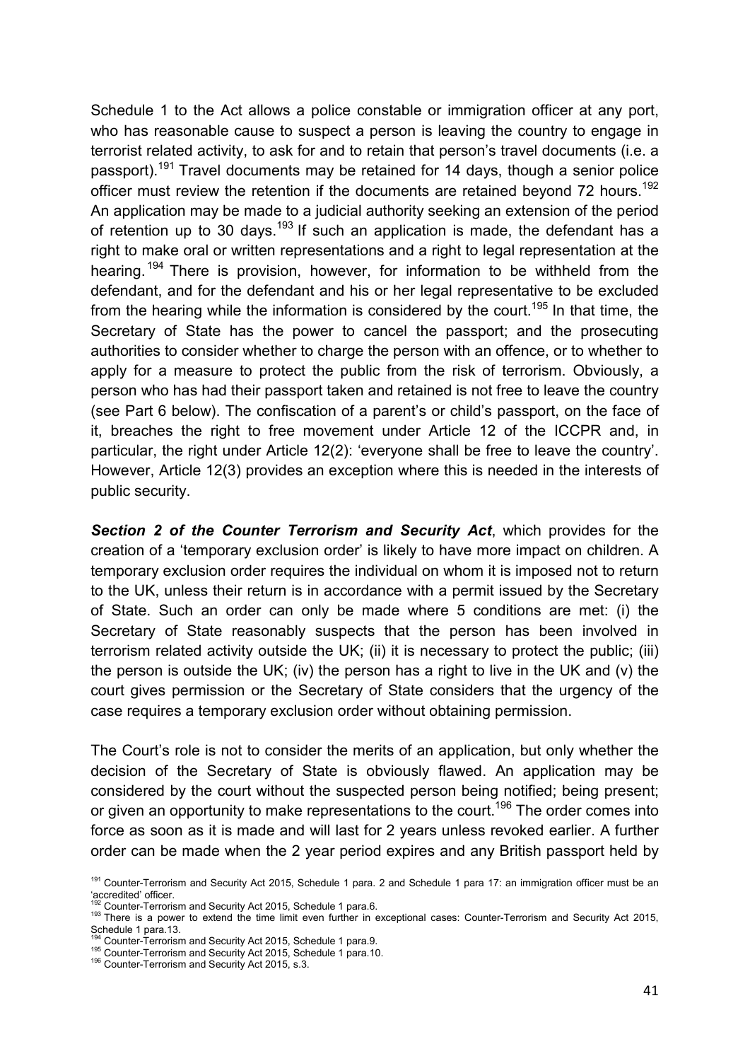Schedule 1 to the Act allows a police constable or immigration officer at any port, who has reasonable cause to suspect a person is leaving the country to engage in terrorist related activity, to ask for and to retain that person's travel documents (i.e. a passport).[191] Travel documents may be retained for 14 days, though a senior police officer must review the retention if the documents are retained beyond 72 hours.[192] An application may be made to a judicial authority seeking an extension of the period of retention up to 30 days.[193] If such an application is made, the defendant has a right to make oral or written representations and a right to legal representation at the hearing.[194] There is provision, however, for information to be withheld from the defendant, and for the defendant and his or her legal representative to be excluded from the hearing while the information is considered by the court.[195] In that time, the Secretary of State has the power to cancel the passport; and the prosecuting authorities to consider whether to charge the person with an offence, or to whether to apply for a measure to protect the public from the risk of terrorism. Obviously, a person who has had their passport taken and retained is not free to leave the country (see Part 6 below). The confiscation of a parent's or child's passport, on the face of it, breaches the right to free movement under Article 12 of the ICCPR and, in particular, the right under Article 12(2): 'everyone shall be free to leave the country'. However, Article 12(3) provides an exception where this is needed in the interests of public security.

***Section 2 of the Counter Terrorism and Security Act***, which provides for the creation of a 'temporary exclusion order' is likely to have more impact on children. A temporary exclusion order requires the individual on whom it is imposed not to return to the UK, unless their return is in accordance with a permit issued by the Secretary of State. Such an order can only be made where 5 conditions are met: (i) the Secretary of State reasonably suspects that the person has been involved in terrorism related activity outside the UK; (ii) it is necessary to protect the public; (iii) the person is outside the UK; (iv) the person has a right to live in the UK and (v) the court gives permission or the Secretary of State considers that the urgency of the case requires a temporary exclusion order without obtaining permission.

The Court's role is not to consider the merits of an application, but only whether the decision of the Secretary of State is obviously flawed. An application may be considered by the court without the suspected person being notified; being present; or given an opportunity to make representations to the court.[196] The order comes into force as soon as it is made and will last for 2 years unless revoked earlier. A further order can be made when the 2 year period expires and any British passport held by

---

[191] Counter-Terrorism and Security Act 2015, Schedule 1 para. 2 and Schedule 1 para 17: an immigration officer must be an 'accredited' officer.

[192] Counter-Terrorism and Security Act 2015, Schedule 1 para.6.

[193] There is a power to extend the time limit even further in exceptional cases: Counter-Terrorism and Security Act 2015, Schedule 1 para.13.

[194] Counter-Terrorism and Security Act 2015, Schedule 1 para.9.

[195] Counter-Terrorism and Security Act 2015, Schedule 1 para.10.

[196] Counter-Terrorism and Security Act 2015, s.3.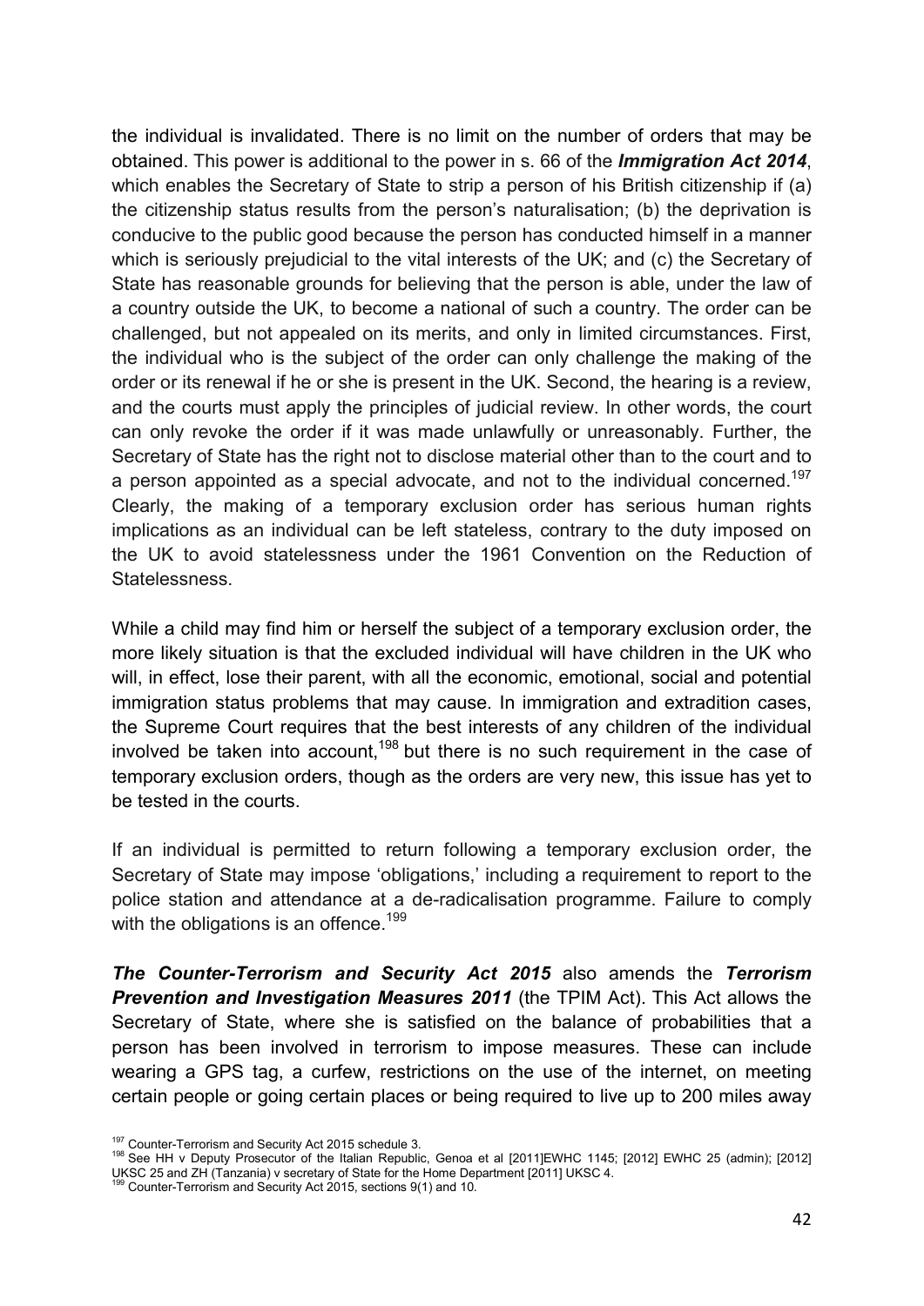the individual is invalidated. There is no limit on the number of orders that may be obtained. This power is additional to the power in s. 66 of the ***Immigration Act 2014***, which enables the Secretary of State to strip a person of his British citizenship if (a) the citizenship status results from the person's naturalisation; (b) the deprivation is conducive to the public good because the person has conducted himself in a manner which is seriously prejudicial to the vital interests of the UK; and (c) the Secretary of State has reasonable grounds for believing that the person is able, under the law of a country outside the UK, to become a national of such a country. The order can be challenged, but not appealed on its merits, and only in limited circumstances. First, the individual who is the subject of the order can only challenge the making of the order or its renewal if he or she is present in the UK. Second, the hearing is a review, and the courts must apply the principles of judicial review. In other words, the court can only revoke the order if it was made unlawfully or unreasonably. Further, the Secretary of State has the right not to disclose material other than to the court and to a person appointed as a special advocate, and not to the individual concerned.[197] Clearly, the making of a temporary exclusion order has serious human rights implications as an individual can be left stateless, contrary to the duty imposed on the UK to avoid statelessness under the 1961 Convention on the Reduction of Statelessness.

While a child may find him or herself the subject of a temporary exclusion order, the more likely situation is that the excluded individual will have children in the UK who will, in effect, lose their parent, with all the economic, emotional, social and potential immigration status problems that may cause. In immigration and extradition cases, the Supreme Court requires that the best interests of any children of the individual involved be taken into account,[198] but there is no such requirement in the case of temporary exclusion orders, though as the orders are very new, this issue has yet to be tested in the courts.

If an individual is permitted to return following a temporary exclusion order, the Secretary of State may impose 'obligations,' including a requirement to report to the police station and attendance at a de-radicalisation programme. Failure to comply with the obligations is an offence.[199]

***The Counter-Terrorism and Security Act 2015*** also amends the ***Terrorism Prevention and Investigation Measures 2011*** (the TPIM Act). This Act allows the Secretary of State, where she is satisfied on the balance of probabilities that a person has been involved in terrorism to impose measures. These can include wearing a GPS tag, a curfew, restrictions on the use of the internet, on meeting certain people or going certain places or being required to live up to 200 miles away

[197] Counter-Terrorism and Security Act 2015 schedule 3.

[198] See HH v Deputy Prosecutor of the Italian Republic, Genoa et al [2011]EWHC 1145; [2012] EWHC 25 (admin); [2012] UKSC 25 and ZH (Tanzania) v secretary of State for the Home Department [2011] UKSC 4.

[199] Counter-Terrorism and Security Act 2015, sections 9(1) and 10.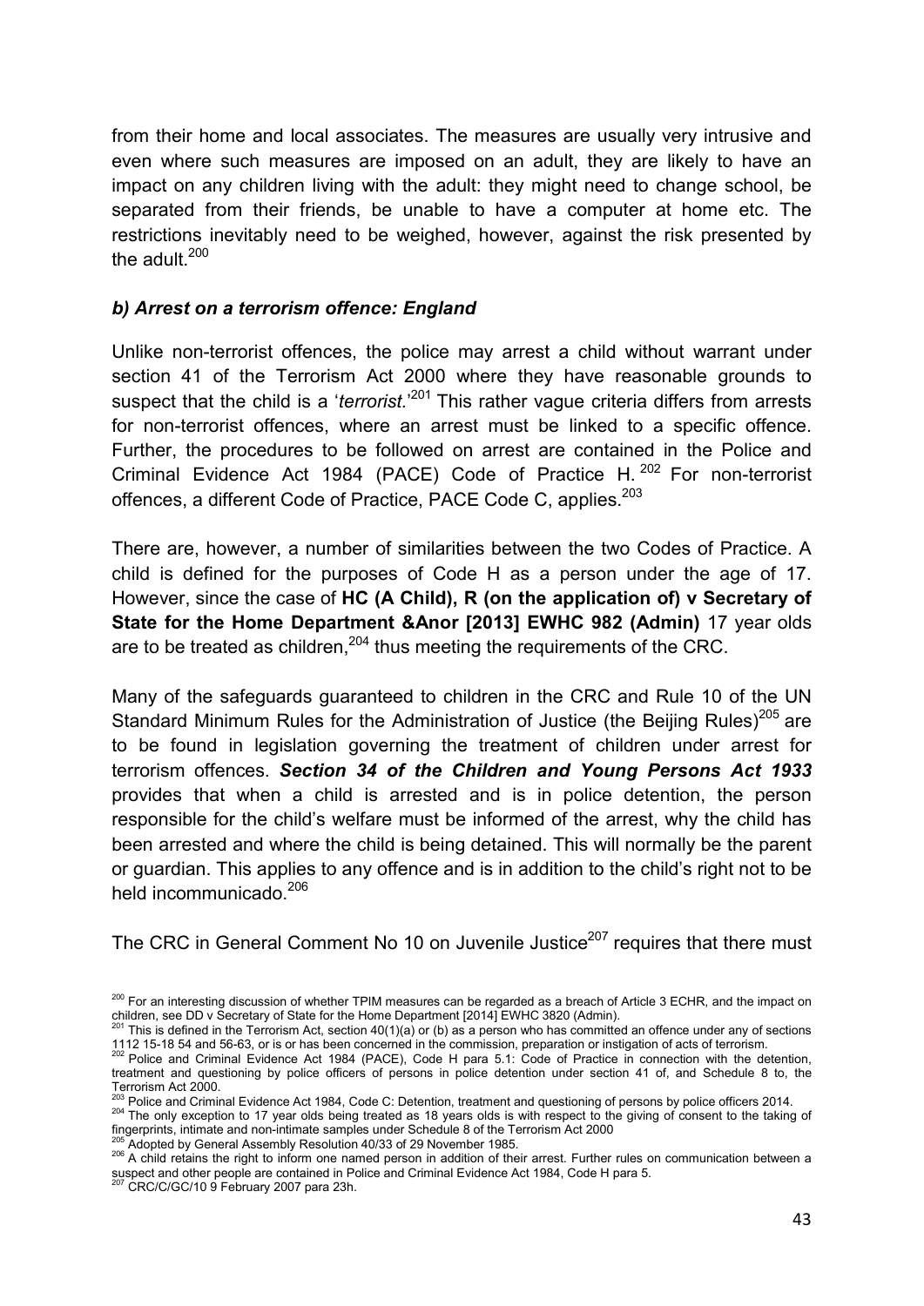from their home and local associates. The measures are usually very intrusive and even where such measures are imposed on an adult, they are likely to have an impact on any children living with the adult: they might need to change school, be separated from their friends, be unable to have a computer at home etc. The restrictions inevitably need to be weighed, however, against the risk presented by the adult.[200]

### *b) Arrest on a terrorism offence: England*

Unlike non-terrorist offences, the police may arrest a child without warrant under section 41 of the Terrorism Act 2000 where they have reasonable grounds to suspect that the child is a '*terrorist*.'[201] This rather vague criteria differs from arrests for non-terrorist offences, where an arrest must be linked to a specific offence. Further, the procedures to be followed on arrest are contained in the Police and Criminal Evidence Act 1984 (PACE) Code of Practice H. [202] For non-terrorist offences, a different Code of Practice, PACE Code C, applies.[203]

There are, however, a number of similarities between the two Codes of Practice. A child is defined for the purposes of Code H as a person under the age of 17. However, since the case of **HC (A Child), R (on the application of) v Secretary of State for the Home Department &Anor [2013] EWHC 982 (Admin)** 17 year olds are to be treated as children,[204] thus meeting the requirements of the CRC.

Many of the safeguards guaranteed to children in the CRC and Rule 10 of the UN Standard Minimum Rules for the Administration of Justice (the Beijing Rules)[205] are to be found in legislation governing the treatment of children under arrest for terrorism offences. ***Section 34 of the Children and Young Persons Act 1933*** provides that when a child is arrested and is in police detention, the person responsible for the child's welfare must be informed of the arrest, why the child has been arrested and where the child is being detained. This will normally be the parent or guardian. This applies to any offence and is in addition to the child's right not to be held incommunicado.[206]

The CRC in General Comment No 10 on Juvenile Justice[207] requires that there must

---

[200] For an interesting discussion of whether TPIM measures can be regarded as a breach of Article 3 ECHR, and the impact on children, see DD v Secretary of State for the Home Department [2014] EWHC 3820 (Admin).

[201] This is defined in the Terrorism Act, section 40(1)(a) or (b) as a person who has committed an offence under any of sections 1112 15-18 54 and 56-63, or is or has been concerned in the commission, preparation or instigation of acts of terrorism.

[202] Police and Criminal Evidence Act 1984 (PACE), Code H para 5.1: Code of Practice in connection with the detention, treatment and questioning by police officers of persons in police detention under section 41 of, and Schedule 8 to, the Terrorism Act 2000.

[203] Police and Criminal Evidence Act 1984, Code C: Detention, treatment and questioning of persons by police officers 2014.

[204] The only exception to 17 year olds being treated as 18 years olds is with respect to the giving of consent to the taking of fingerprints, intimate and non-intimate samples under Schedule 8 of the Terrorism Act 2000

[205] Adopted by General Assembly Resolution 40/33 of 29 November 1985.

[206] A child retains the right to inform one named person in addition of their arrest. Further rules on communication between a suspect and other people are contained in Police and Criminal Evidence Act 1984, Code H para 5.

[207] CRC/C/GC/10 9 February 2007 para 23h.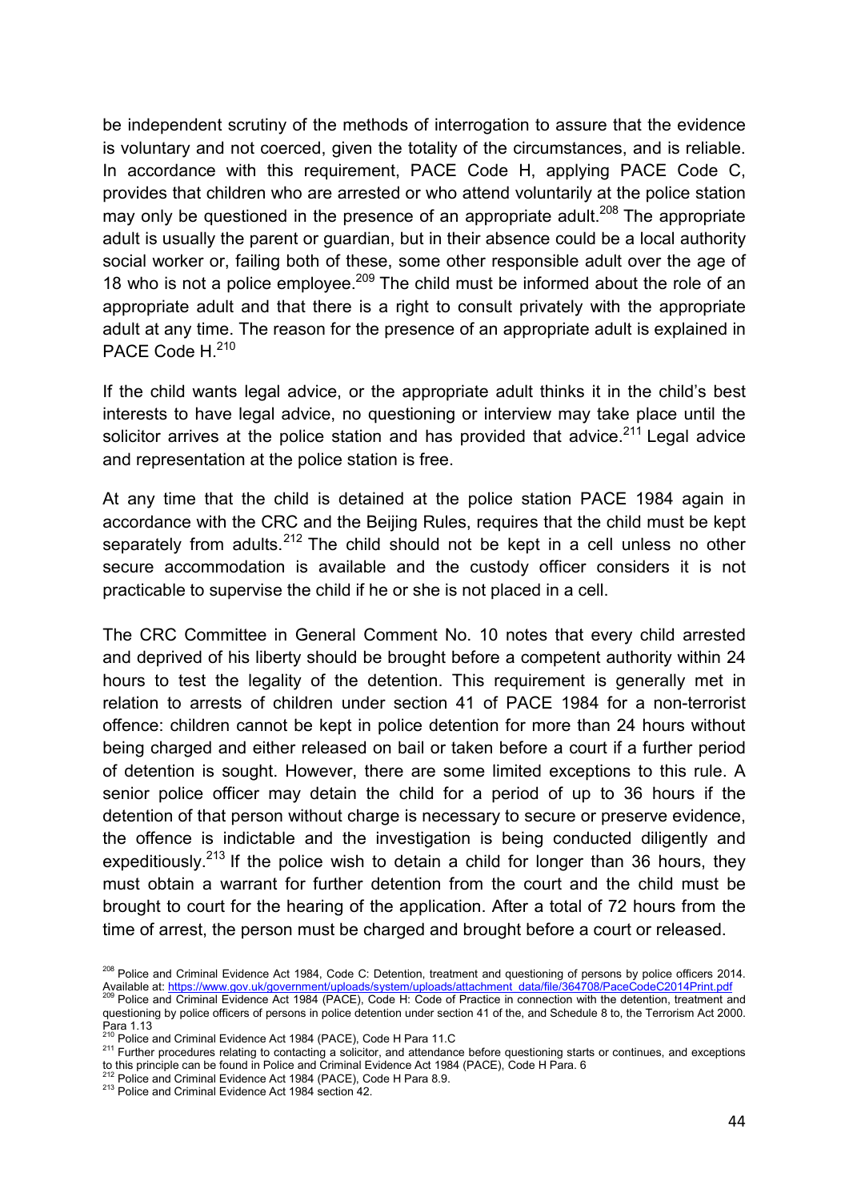be independent scrutiny of the methods of interrogation to assure that the evidence is voluntary and not coerced, given the totality of the circumstances, and is reliable. In accordance with this requirement, PACE Code H, applying PACE Code C, provides that children who are arrested or who attend voluntarily at the police station may only be questioned in the presence of an appropriate adult.[208] The appropriate adult is usually the parent or guardian, but in their absence could be a local authority social worker or, failing both of these, some other responsible adult over the age of 18 who is not a police employee.[209] The child must be informed about the role of an appropriate adult and that there is a right to consult privately with the appropriate adult at any time. The reason for the presence of an appropriate adult is explained in PACE Code H.[210]

If the child wants legal advice, or the appropriate adult thinks it in the child's best interests to have legal advice, no questioning or interview may take place until the solicitor arrives at the police station and has provided that advice.[211] Legal advice and representation at the police station is free.

At any time that the child is detained at the police station PACE 1984 again in accordance with the CRC and the Beijing Rules, requires that the child must be kept separately from adults.[212] The child should not be kept in a cell unless no other secure accommodation is available and the custody officer considers it is not practicable to supervise the child if he or she is not placed in a cell.

The CRC Committee in General Comment No. 10 notes that every child arrested and deprived of his liberty should be brought before a competent authority within 24 hours to test the legality of the detention. This requirement is generally met in relation to arrests of children under section 41 of PACE 1984 for a non-terrorist offence: children cannot be kept in police detention for more than 24 hours without being charged and either released on bail or taken before a court if a further period of detention is sought. However, there are some limited exceptions to this rule. A senior police officer may detain the child for a period of up to 36 hours if the detention of that person without charge is necessary to secure or preserve evidence, the offence is indictable and the investigation is being conducted diligently and expeditiously.[213] If the police wish to detain a child for longer than 36 hours, they must obtain a warrant for further detention from the court and the child must be brought to court for the hearing of the application. After a total of 72 hours from the time of arrest, the person must be charged and brought before a court or released.

---

[208] Police and Criminal Evidence Act 1984, Code C: Detention, treatment and questioning of persons by police officers 2014. Available at: https://www.gov.uk/government/uploads/system/uploads/attachment_data/file/364708/PaceCodeC2014Print.pdf

[209] Police and Criminal Evidence Act 1984 (PACE), Code H: Code of Practice in connection with the detention, treatment and questioning by police officers of persons in police detention under section 41 of the, and Schedule 8 to, the Terrorism Act 2000. Para 1.13

[210] Police and Criminal Evidence Act 1984 (PACE), Code H Para 11.C

[211] Further procedures relating to contacting a solicitor, and attendance before questioning starts or continues, and exceptions to this principle can be found in Police and Criminal Evidence Act 1984 (PACE), Code H Para. 6

[212] Police and Criminal Evidence Act 1984 (PACE), Code H Para 8.9.

[213] Police and Criminal Evidence Act 1984 section 42.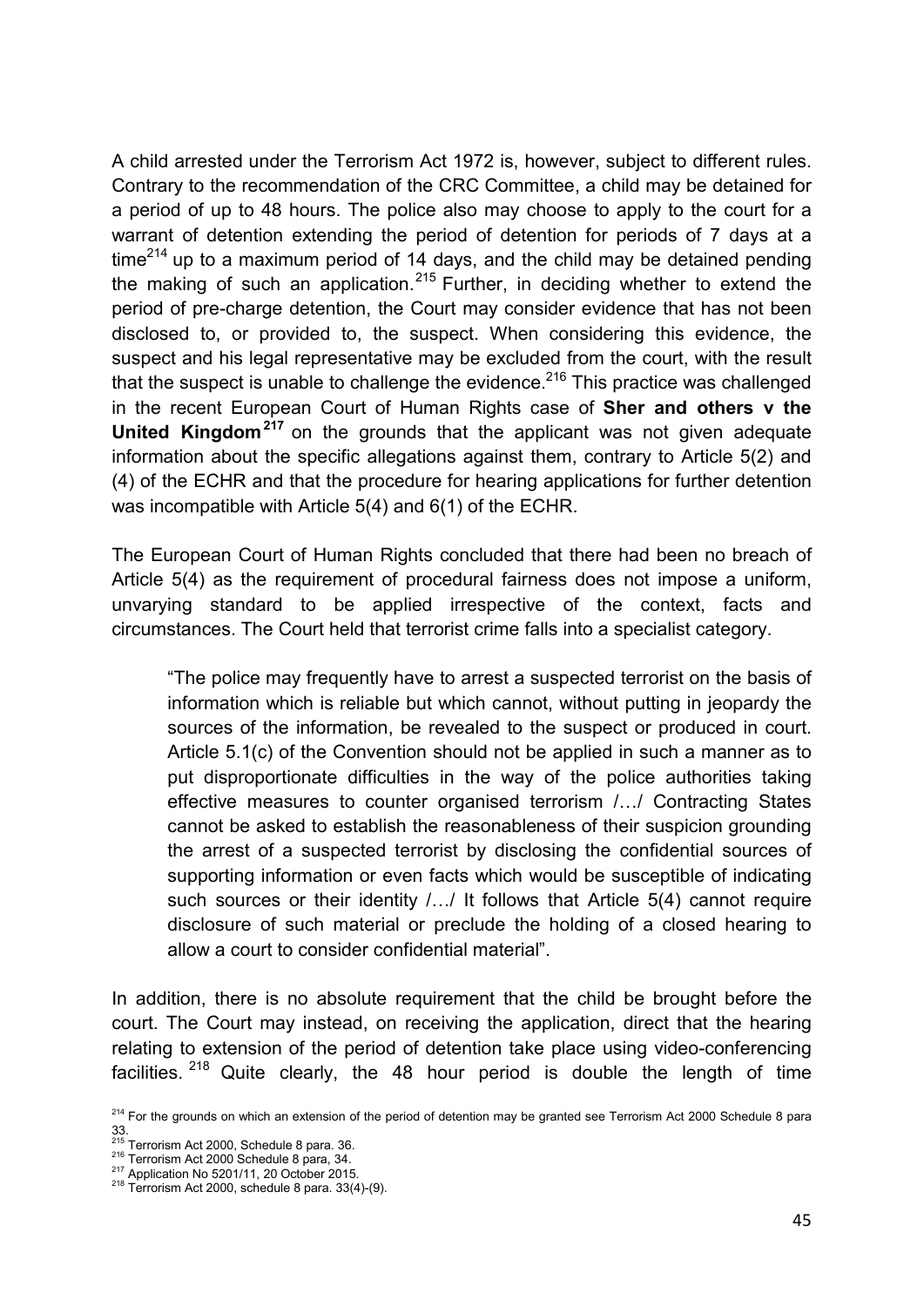A child arrested under the Terrorism Act 1972 is, however, subject to different rules. Contrary to the recommendation of the CRC Committee, a child may be detained for a period of up to 48 hours. The police also may choose to apply to the court for a warrant of detention extending the period of detention for periods of 7 days at a time[214] up to a maximum period of 14 days, and the child may be detained pending the making of such an application.[215] Further, in deciding whether to extend the period of pre-charge detention, the Court may consider evidence that has not been disclosed to, or provided to, the suspect. When considering this evidence, the suspect and his legal representative may be excluded from the court, with the result that the suspect is unable to challenge the evidence.[216] This practice was challenged in the recent European Court of Human Rights case of **Sher and others v the United Kingdom**[217] on the grounds that the applicant was not given adequate information about the specific allegations against them, contrary to Article 5(2) and (4) of the ECHR and that the procedure for hearing applications for further detention was incompatible with Article 5(4) and 6(1) of the ECHR.

The European Court of Human Rights concluded that there had been no breach of Article 5(4) as the requirement of procedural fairness does not impose a uniform, unvarying standard to be applied irrespective of the context, facts and circumstances. The Court held that terrorist crime falls into a specialist category.

> "The police may frequently have to arrest a suspected terrorist on the basis of information which is reliable but which cannot, without putting in jeopardy the sources of the information, be revealed to the suspect or produced in court. Article 5.1(c) of the Convention should not be applied in such a manner as to put disproportionate difficulties in the way of the police authorities taking effective measures to counter organised terrorism /…/ Contracting States cannot be asked to establish the reasonableness of their suspicion grounding the arrest of a suspected terrorist by disclosing the confidential sources of supporting information or even facts which would be susceptible of indicating such sources or their identity /…/ It follows that Article 5(4) cannot require disclosure of such material or preclude the holding of a closed hearing to allow a court to consider confidential material".

In addition, there is no absolute requirement that the child be brought before the court. The Court may instead, on receiving the application, direct that the hearing relating to extension of the period of detention take place using video-conferencing facilities.[218] Quite clearly, the 48 hour period is double the length of time

---

[214] For the grounds on which an extension of the period of detention may be granted see Terrorism Act 2000 Schedule 8 para 33.

[215] Terrorism Act 2000, Schedule 8 para. 36.

[216] Terrorism Act 2000 Schedule 8 para, 34.

[217] Application No 5201/11, 20 October 2015.

[218] Terrorism Act 2000, schedule 8 para. 33(4)-(9).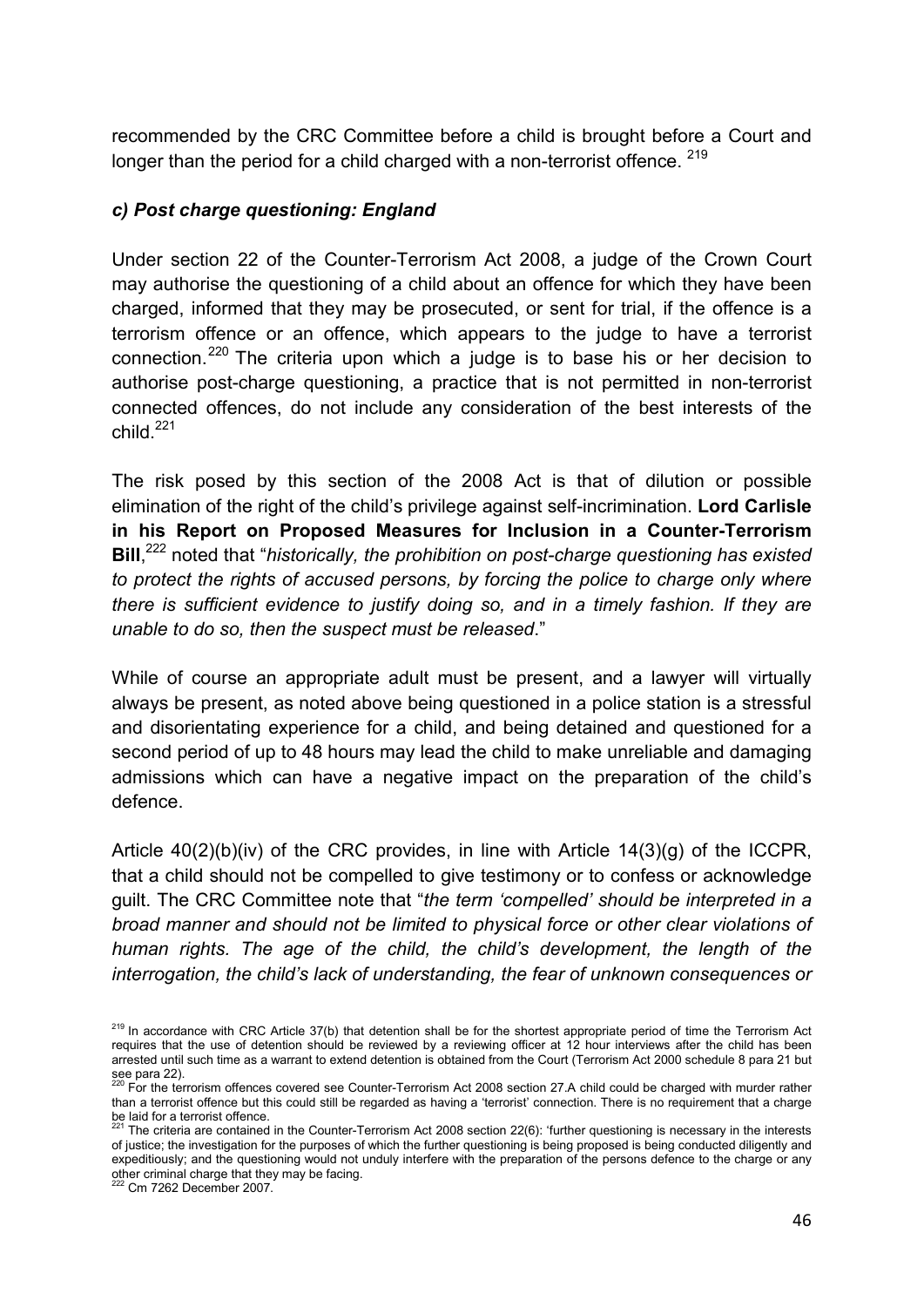recommended by the CRC Committee before a child is brought before a Court and longer than the period for a child charged with a non-terrorist offence. [219]

### *c) Post charge questioning: England*

Under section 22 of the Counter-Terrorism Act 2008, a judge of the Crown Court may authorise the questioning of a child about an offence for which they have been charged, informed that they may be prosecuted, or sent for trial, if the offence is a terrorism offence or an offence, which appears to the judge to have a terrorist connection.[220] The criteria upon which a judge is to base his or her decision to authorise post-charge questioning, a practice that is not permitted in non-terrorist connected offences, do not include any consideration of the best interests of the child.[221]

The risk posed by this section of the 2008 Act is that of dilution or possible elimination of the right of the child's privilege against self-incrimination. **Lord Carlisle in his Report on Proposed Measures for Inclusion in a Counter-Terrorism Bill**,[222] noted that "*historically, the prohibition on post-charge questioning has existed to protect the rights of accused persons, by forcing the police to charge only where there is sufficient evidence to justify doing so, and in a timely fashion. If they are unable to do so, then the suspect must be released*."

While of course an appropriate adult must be present, and a lawyer will virtually always be present, as noted above being questioned in a police station is a stressful and disorientating experience for a child, and being detained and questioned for a second period of up to 48 hours may lead the child to make unreliable and damaging admissions which can have a negative impact on the preparation of the child's defence.

Article 40(2)(b)(iv) of the CRC provides, in line with Article 14(3)(g) of the ICCPR, that a child should not be compelled to give testimony or to confess or acknowledge guilt. The CRC Committee note that "*the term 'compelled' should be interpreted in a broad manner and should not be limited to physical force or other clear violations of human rights. The age of the child, the child's development, the length of the interrogation, the child's lack of understanding, the fear of unknown consequences or*

---

[219] In accordance with CRC Article 37(b) that detention shall be for the shortest appropriate period of time the Terrorism Act requires that the use of detention should be reviewed by a reviewing officer at 12 hour interviews after the child has been arrested until such time as a warrant to extend detention is obtained from the Court (Terrorism Act 2000 schedule 8 para 21 but see para 22).

[220] For the terrorism offences covered see Counter-Terrorism Act 2008 section 27.A child could be charged with murder rather than a terrorist offence but this could still be regarded as having a 'terrorist' connection. There is no requirement that a charge be laid for a terrorist offence.

[221] The criteria are contained in the Counter-Terrorism Act 2008 section 22(6): 'further questioning is necessary in the interests of justice; the investigation for the purposes of which the further questioning is being proposed is being conducted diligently and expeditiously; and the questioning would not unduly interfere with the preparation of the persons defence to the charge or any other criminal charge that they may be facing.

[222] Cm 7262 December 2007.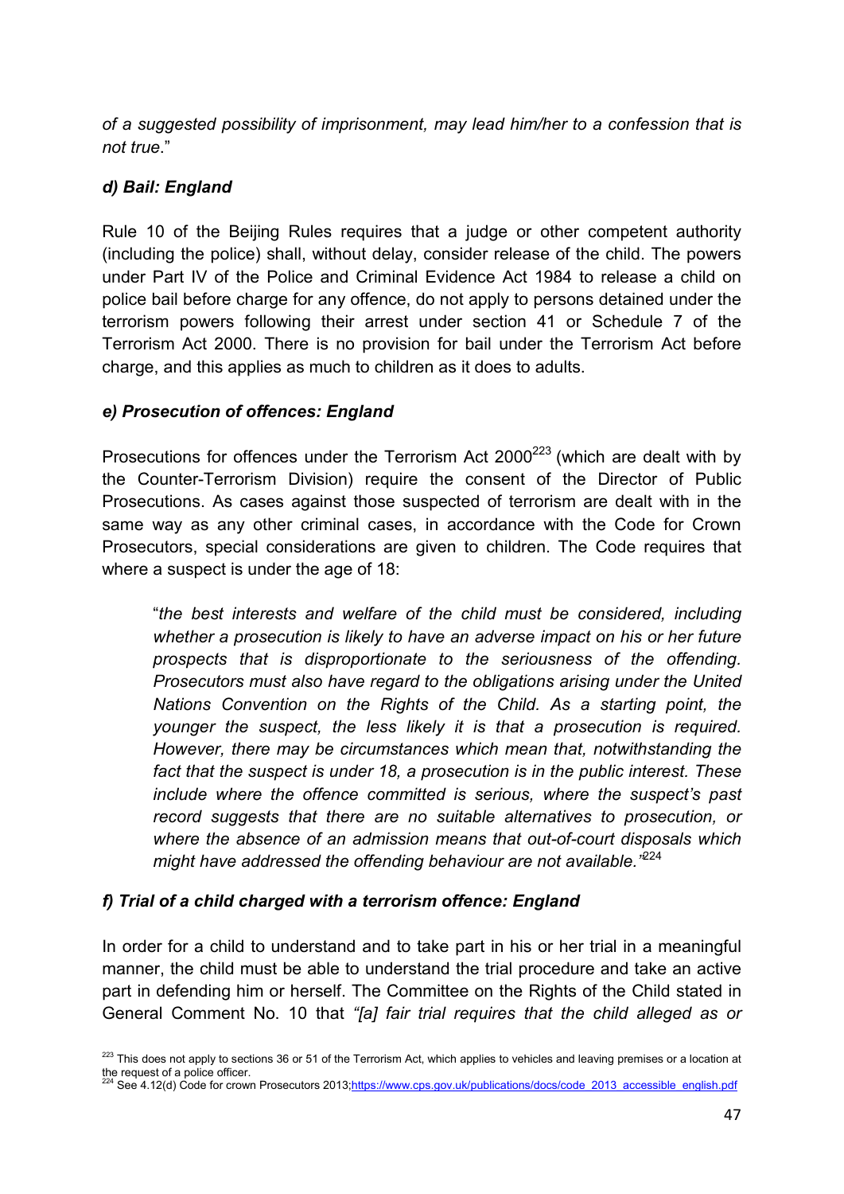*of a suggested possibility of imprisonment, may lead him/her to a confession that is not true*."

### *d) Bail: England*

Rule 10 of the Beijing Rules requires that a judge or other competent authority (including the police) shall, without delay, consider release of the child. The powers under Part IV of the Police and Criminal Evidence Act 1984 to release a child on police bail before charge for any offence, do not apply to persons detained under the terrorism powers following their arrest under section 41 or Schedule 7 of the Terrorism Act 2000. There is no provision for bail under the Terrorism Act before charge, and this applies as much to children as it does to adults.

### *e) Prosecution of offences: England*

Prosecutions for offences under the Terrorism Act 2000[223] (which are dealt with by the Counter-Terrorism Division) require the consent of the Director of Public Prosecutions. As cases against those suspected of terrorism are dealt with in the same way as any other criminal cases, in accordance with the Code for Crown Prosecutors, special considerations are given to children. The Code requires that where a suspect is under the age of 18:

> "*the best interests and welfare of the child must be considered, including whether a prosecution is likely to have an adverse impact on his or her future prospects that is disproportionate to the seriousness of the offending. Prosecutors must also have regard to the obligations arising under the United Nations Convention on the Rights of the Child. As a starting point, the younger the suspect, the less likely it is that a prosecution is required. However, there may be circumstances which mean that, notwithstanding the fact that the suspect is under 18, a prosecution is in the public interest. These include where the offence committed is serious, where the suspect's past record suggests that there are no suitable alternatives to prosecution, or where the absence of an admission means that out-of-court disposals which might have addressed the offending behaviour are not available.*"[224]

### *f) Trial of a child charged with a terrorism offence: England*

In order for a child to understand and to take part in his or her trial in a meaningful manner, the child must be able to understand the trial procedure and take an active part in defending him or herself. The Committee on the Rights of the Child stated in General Comment No. 10 that *"[a] fair trial requires that the child alleged as or*

---

[223] This does not apply to sections 36 or 51 of the Terrorism Act, which applies to vehicles and leaving premises or a location at the request of a police officer.

[224] See 4.12(d) Code for crown Prosecutors 2013;https://www.cps.gov.uk/publications/docs/code_2013_accessible_english.pdf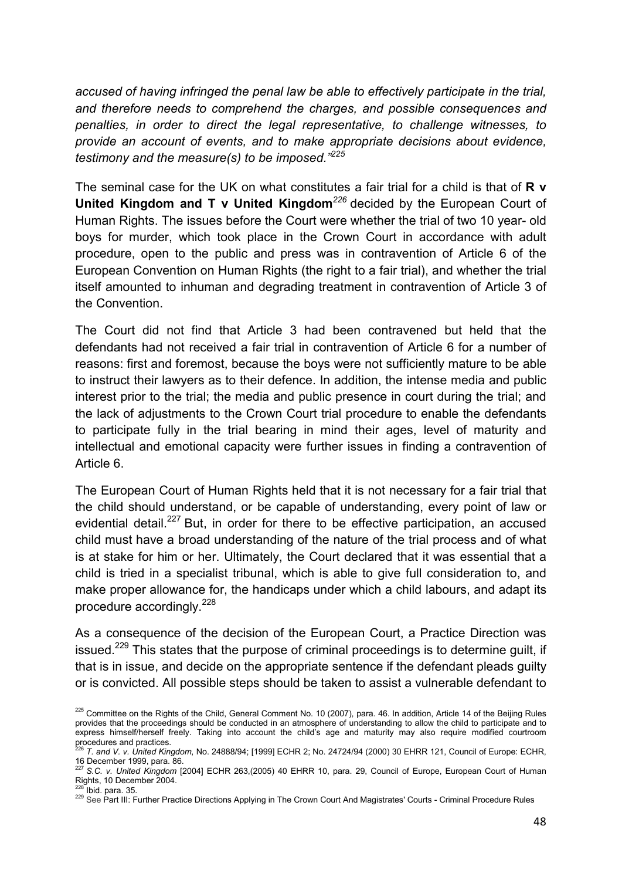*accused of having infringed the penal law be able to effectively participate in the trial, and therefore needs to comprehend the charges, and possible consequences and penalties, in order to direct the legal representative, to challenge witnesses, to provide an account of events, and to make appropriate decisions about evidence, testimony and the measure(s) to be imposed."*[225]

The seminal case for the UK on what constitutes a fair trial for a child is that of **R v United Kingdom and T v United Kingdom**[226] decided by the European Court of Human Rights. The issues before the Court were whether the trial of two 10 year- old boys for murder, which took place in the Crown Court in accordance with adult procedure, open to the public and press was in contravention of Article 6 of the European Convention on Human Rights (the right to a fair trial), and whether the trial itself amounted to inhuman and degrading treatment in contravention of Article 3 of the Convention.

The Court did not find that Article 3 had been contravened but held that the defendants had not received a fair trial in contravention of Article 6 for a number of reasons: first and foremost, because the boys were not sufficiently mature to be able to instruct their lawyers as to their defence. In addition, the intense media and public interest prior to the trial; the media and public presence in court during the trial; and the lack of adjustments to the Crown Court trial procedure to enable the defendants to participate fully in the trial bearing in mind their ages, level of maturity and intellectual and emotional capacity were further issues in finding a contravention of Article 6.

The European Court of Human Rights held that it is not necessary for a fair trial that the child should understand, or be capable of understanding, every point of law or evidential detail.[227] But, in order for there to be effective participation, an accused child must have a broad understanding of the nature of the trial process and of what is at stake for him or her. Ultimately, the Court declared that it was essential that a child is tried in a specialist tribunal, which is able to give full consideration to, and make proper allowance for, the handicaps under which a child labours, and adapt its procedure accordingly.[228]

As a consequence of the decision of the European Court, a Practice Direction was issued.[229] This states that the purpose of criminal proceedings is to determine guilt, if that is in issue, and decide on the appropriate sentence if the defendant pleads guilty or is convicted. All possible steps should be taken to assist a vulnerable defendant to

---

[225] Committee on the Rights of the Child, General Comment No. 10 (2007), para. 46. In addition, Article 14 of the Beijing Rules provides that the proceedings should be conducted in an atmosphere of understanding to allow the child to participate and to express himself/herself freely. Taking into account the child's age and maturity may also require modified courtroom procedures and practices.

[226] *T. and V. v. United Kingdom*, No. 24888/94; [1999] ECHR 2; No. 24724/94 (2000) 30 EHRR 121, Council of Europe: ECHR, 16 December 1999, para. 86.

[227] *S.C. v. United Kingdom* [2004] ECHR 263,(2005) 40 EHRR 10, para. 29, Council of Europe, European Court of Human Rights, 10 December 2004.

[228] Ibid. para. 35.

[229] See Part III: Further Practice Directions Applying in The Crown Court And Magistrates' Courts - Criminal Procedure Rules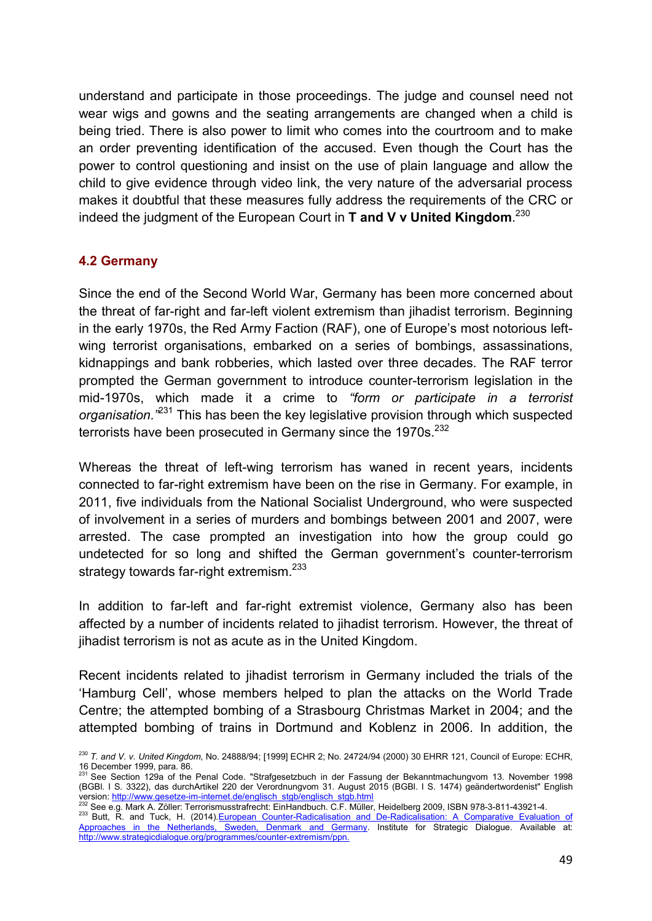understand and participate in those proceedings. The judge and counsel need not wear wigs and gowns and the seating arrangements are changed when a child is being tried. There is also power to limit who comes into the courtroom and to make an order preventing identification of the accused. Even though the Court has the power to control questioning and insist on the use of plain language and allow the child to give evidence through video link, the very nature of the adversarial process makes it doubtful that these measures fully address the requirements of the CRC or indeed the judgment of the European Court in **T and V v United Kingdom**.[230]

### 4.2 Germany

Since the end of the Second World War, Germany has been more concerned about the threat of far-right and far-left violent extremism than jihadist terrorism. Beginning in the early 1970s, the Red Army Faction (RAF), one of Europe's most notorious left-wing terrorist organisations, embarked on a series of bombings, assassinations, kidnappings and bank robberies, which lasted over three decades. The RAF terror prompted the German government to introduce counter-terrorism legislation in the mid-1970s, which made it a crime to *"form or participate in a terrorist organisation."*[231] This has been the key legislative provision through which suspected terrorists have been prosecuted in Germany since the 1970s.[232]

Whereas the threat of left-wing terrorism has waned in recent years, incidents connected to far-right extremism have been on the rise in Germany. For example, in 2011, five individuals from the National Socialist Underground, who were suspected of involvement in a series of murders and bombings between 2001 and 2007, were arrested. The case prompted an investigation into how the group could go undetected for so long and shifted the German government's counter-terrorism strategy towards far-right extremism.[233]

In addition to far-left and far-right extremist violence, Germany also has been affected by a number of incidents related to jihadist terrorism. However, the threat of jihadist terrorism is not as acute as in the United Kingdom.

Recent incidents related to jihadist terrorism in Germany included the trials of the 'Hamburg Cell', whose members helped to plan the attacks on the World Trade Centre; the attempted bombing of a Strasbourg Christmas Market in 2004; and the attempted bombing of trains in Dortmund and Koblenz in 2006. In addition, the

---

[230] *T. and V. v. United Kingdom*, No. 24888/94; [1999] ECHR 2; No. 24724/94 (2000) 30 EHRR 121, Council of Europe: ECHR, 16 December 1999, para. 86.

[231] See Section 129a of the Penal Code. "Strafgesetzbuch in der Fassung der Bekanntmachungvom 13. November 1998 (BGBl. I S. 3322), das durchArtikel 220 der Verordnungvom 31. August 2015 (BGBl. I S. 1474) geändertwordenist" English version: http://www.gesetze-im-internet.de/englisch_stgb/englisch_stgb.html

[232] See e.g. Mark A. Zöller: Terrorismusstrafrecht: EinHandbuch. C.F. Müller, Heidelberg 2009, ISBN 978-3-811-43921-4.

[233] Butt, R. and Tuck, H. (2014).European Counter-Radicalisation and De-Radicalisation: A Comparative Evaluation of Approaches in the Netherlands, Sweden, Denmark and Germany. Institute for Strategic Dialogue. Available at: http://www.strategicdialogue.org/programmes/counter-extremism/ppn.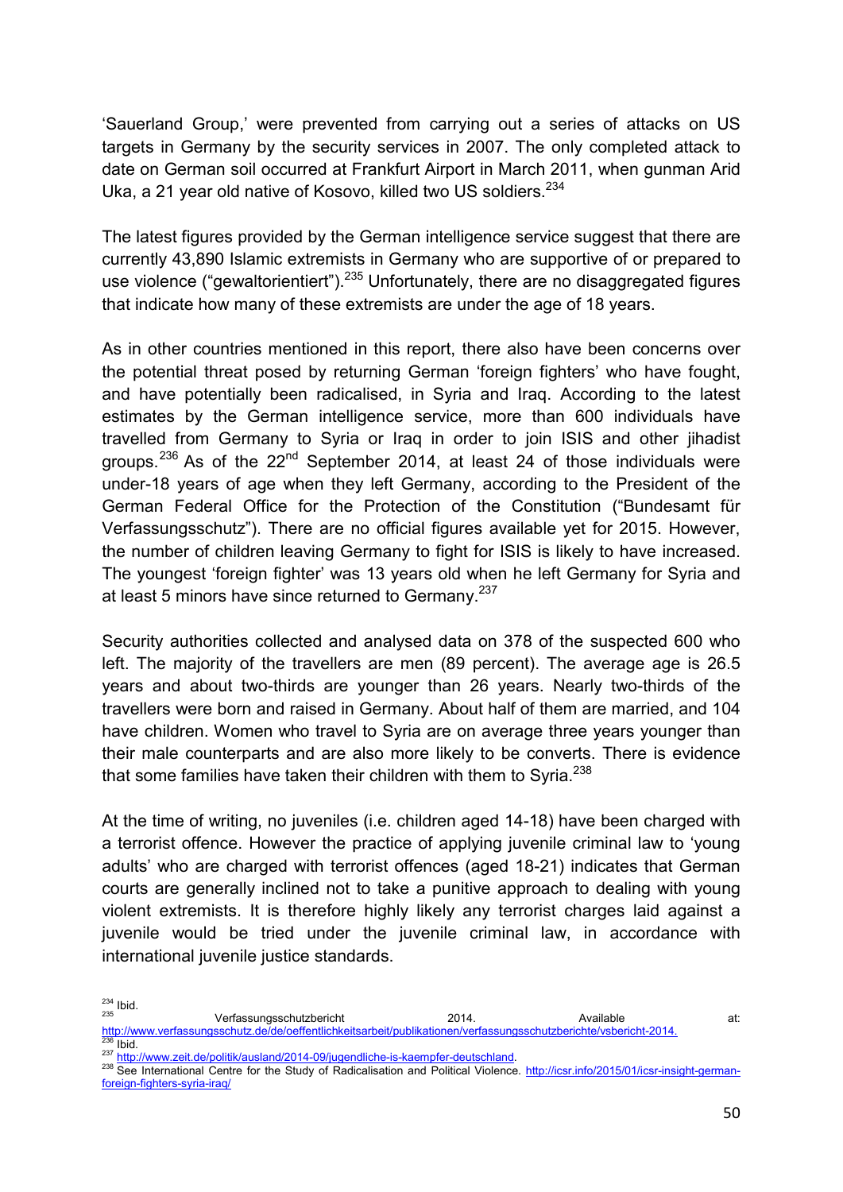'Sauerland Group,' were prevented from carrying out a series of attacks on US targets in Germany by the security services in 2007. The only completed attack to date on German soil occurred at Frankfurt Airport in March 2011, when gunman Arid Uka, a 21 year old native of Kosovo, killed two US soldiers.[234]

The latest figures provided by the German intelligence service suggest that there are currently 43,890 Islamic extremists in Germany who are supportive of or prepared to use violence ("gewaltorientiert").[235] Unfortunately, there are no disaggregated figures that indicate how many of these extremists are under the age of 18 years.

As in other countries mentioned in this report, there also have been concerns over the potential threat posed by returning German 'foreign fighters' who have fought, and have potentially been radicalised, in Syria and Iraq. According to the latest estimates by the German intelligence service, more than 600 individuals have travelled from Germany to Syria or Iraq in order to join ISIS and other jihadist groups.[236] As of the 22nd September 2014, at least 24 of those individuals were under-18 years of age when they left Germany, according to the President of the German Federal Office for the Protection of the Constitution ("Bundesamt für Verfassungsschutz"). There are no official figures available yet for 2015. However, the number of children leaving Germany to fight for ISIS is likely to have increased. The youngest 'foreign fighter' was 13 years old when he left Germany for Syria and at least 5 minors have since returned to Germany.[237]

Security authorities collected and analysed data on 378 of the suspected 600 who left. The majority of the travellers are men (89 percent). The average age is 26.5 years and about two-thirds are younger than 26 years. Nearly two-thirds of the travellers were born and raised in Germany. About half of them are married, and 104 have children. Women who travel to Syria are on average three years younger than their male counterparts and are also more likely to be converts. There is evidence that some families have taken their children with them to Syria.[238]

At the time of writing, no juveniles (i.e. children aged 14-18) have been charged with a terrorist offence. However the practice of applying juvenile criminal law to 'young adults' who are charged with terrorist offences (aged 18-21) indicates that German courts are generally inclined not to take a punitive approach to dealing with young violent extremists. It is therefore highly likely any terrorist charges laid against a juvenile would be tried under the juvenile criminal law, in accordance with international juvenile justice standards.

---

[234] Ibid.

[235] Verfassungsschutzbericht 2014. Available at: http://www.verfassungsschutz.de/de/oeffentlichkeitsarbeit/publikationen/verfassungsschutzberichte/vsbericht-2014.

[236] Ibid.

[237] http://www.zeit.de/politik/ausland/2014-09/jugendliche-is-kaempfer-deutschland.

[238] See International Centre for the Study of Radicalisation and Political Violence. http://icsr.info/2015/01/icsr-insight-german-foreign-fighters-syria-iraq/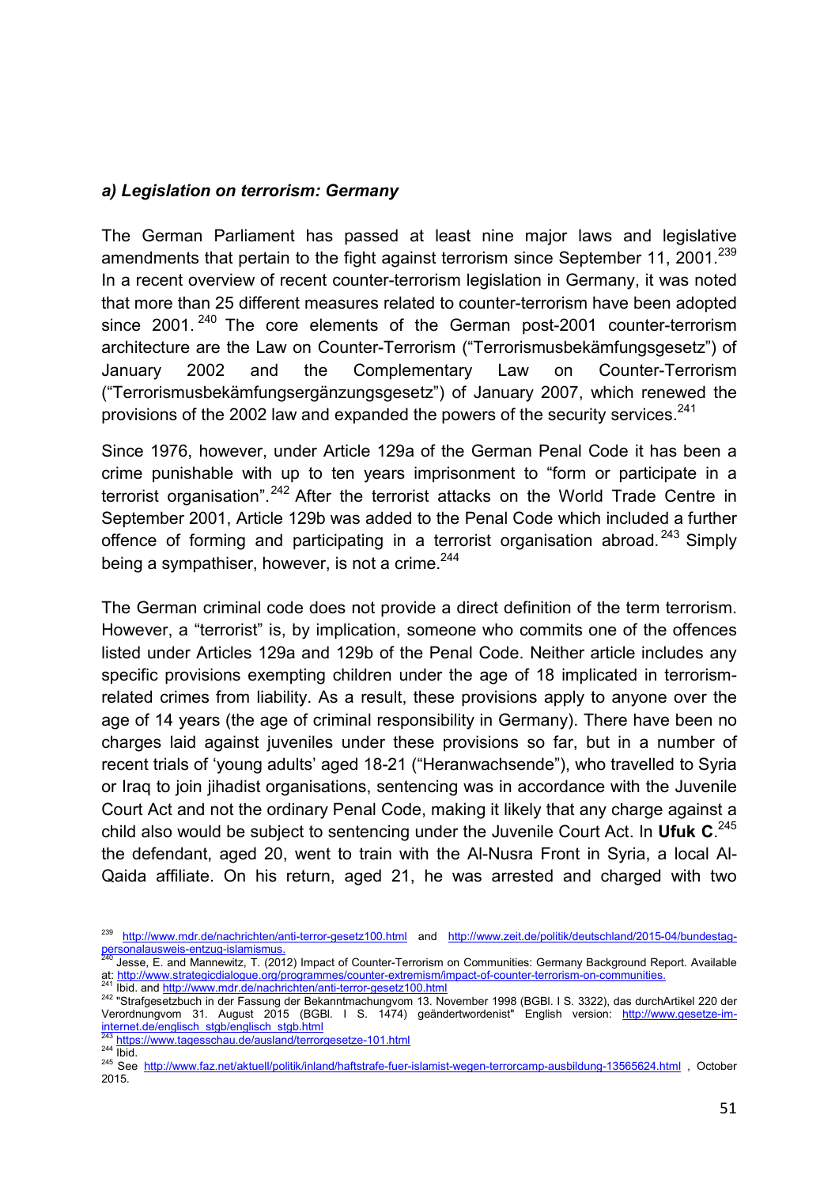#### *a) Legislation on terrorism: Germany*

The German Parliament has passed at least nine major laws and legislative amendments that pertain to the fight against terrorism since September 11, 2001.[239] In a recent overview of recent counter-terrorism legislation in Germany, it was noted that more than 25 different measures related to counter-terrorism have been adopted since 2001.[240] The core elements of the German post-2001 counter-terrorism architecture are the Law on Counter-Terrorism ("Terrorismusbekämfungsgesetz") of January 2002 and the Complementary Law on Counter-Terrorism ("Terrorismusbekämfungsergänzungsgesetz") of January 2007, which renewed the provisions of the 2002 law and expanded the powers of the security services.[241]

Since 1976, however, under Article 129a of the German Penal Code it has been a crime punishable with up to ten years imprisonment to "form or participate in a terrorist organisation".[242] After the terrorist attacks on the World Trade Centre in September 2001, Article 129b was added to the Penal Code which included a further offence of forming and participating in a terrorist organisation abroad.[243] Simply being a sympathiser, however, is not a crime.[244]

The German criminal code does not provide a direct definition of the term terrorism. However, a "terrorist" is, by implication, someone who commits one of the offences listed under Articles 129a and 129b of the Penal Code. Neither article includes any specific provisions exempting children under the age of 18 implicated in terrorism-related crimes from liability. As a result, these provisions apply to anyone over the age of 14 years (the age of criminal responsibility in Germany). There have been no charges laid against juveniles under these provisions so far, but in a number of recent trials of 'young adults' aged 18-21 ("Heranwachsende"), who travelled to Syria or Iraq to join jihadist organisations, sentencing was in accordance with the Juvenile Court Act and not the ordinary Penal Code, making it likely that any charge against a child also would be subject to sentencing under the Juvenile Court Act. In **Ufuk C**.[245] the defendant, aged 20, went to train with the Al-Nusra Front in Syria, a local Al-Qaida affiliate. On his return, aged 21, he was arrested and charged with two

---

[239] http://www.mdr.de/nachrichten/anti-terror-gesetz100.html and http://www.zeit.de/politik/deutschland/2015-04/bundestag-personalausweis-entzug-islamismus.

[240] Jesse, E. and Mannewitz, T. (2012) Impact of Counter-Terrorism on Communities: Germany Background Report. Available at: http://www.strategicdialogue.org/programmes/counter-extremism/impact-of-counter-terrorism-on-communities.

[241] Ibid. and http://www.mdr.de/nachrichten/anti-terror-gesetz100.html

[242] "Strafgesetzbuch in der Fassung der Bekanntmachungvom 13. November 1998 (BGBl. I S. 3322), das durchArtikel 220 der Verordnungvom 31. August 2015 (BGBl. I S. 1474) geändertwordenist" English version: http://www.gesetze-im-internet.de/englisch_stgb/englisch_stgb.html

[243] https://www.tagesschau.de/ausland/terrorgesetze-101.html

[244] Ibid.

[245] See http://www.faz.net/aktuell/politik/inland/haftstrafe-fuer-islamist-wegen-terrorcamp-ausbildung-13565624.html , October 2015.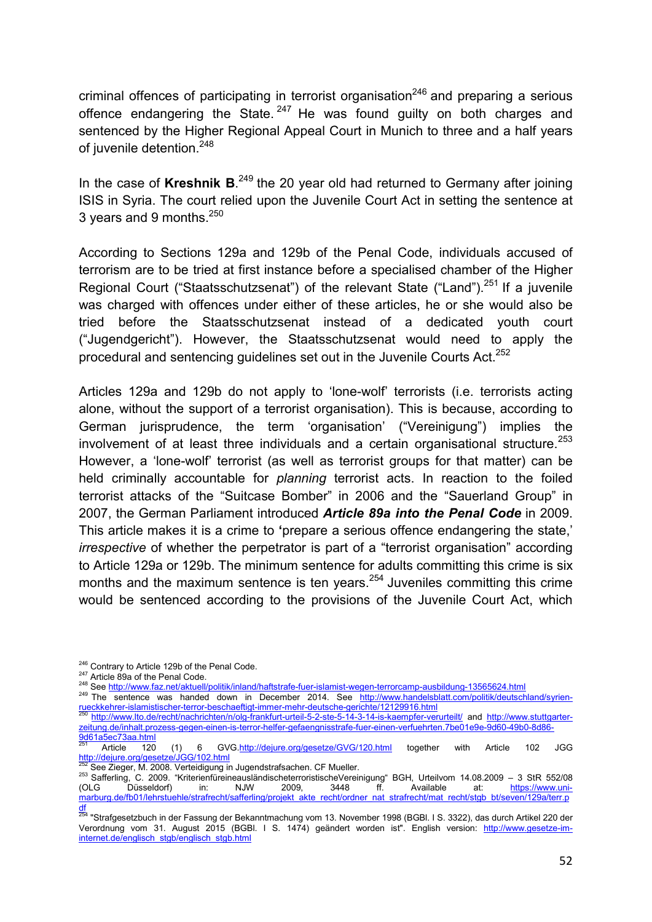criminal offences of participating in terrorist organisation[246] and preparing a serious offence endangering the State.[247] He was found guilty on both charges and sentenced by the Higher Regional Appeal Court in Munich to three and a half years of juvenile detention.[248]

In the case of **Kreshnik B**.[249] the 20 year old had returned to Germany after joining ISIS in Syria. The court relied upon the Juvenile Court Act in setting the sentence at 3 years and 9 months.[250]

According to Sections 129a and 129b of the Penal Code, individuals accused of terrorism are to be tried at first instance before a specialised chamber of the Higher Regional Court ("Staatsschutzsenat") of the relevant State ("Land").[251] If a juvenile was charged with offences under either of these articles, he or she would also be tried before the Staatsschutzsenat instead of a dedicated youth court ("Jugendgericht"). However, the Staatsschutzsenat would need to apply the procedural and sentencing guidelines set out in the Juvenile Courts Act.[252]

Articles 129a and 129b do not apply to 'lone-wolf' terrorists (i.e. terrorists acting alone, without the support of a terrorist organisation). This is because, according to German jurisprudence, the term 'organisation' ("Vereinigung") implies the involvement of at least three individuals and a certain organisational structure.[253] However, a 'lone-wolf' terrorist (as well as terrorist groups for that matter) can be held criminally accountable for *planning* terrorist acts. In reaction to the foiled terrorist attacks of the "Suitcase Bomber" in 2006 and the "Sauerland Group" in 2007, the German Parliament introduced ***Article 89a into the Penal Code*** in 2009. This article makes it is a crime to **'**prepare a serious offence endangering the state,' *irrespective* of whether the perpetrator is part of a "terrorist organisation" according to Article 129a or 129b. The minimum sentence for adults committing this crime is six months and the maximum sentence is ten years.[254] Juveniles committing this crime would be sentenced according to the provisions of the Juvenile Court Act, which

---

[246] Contrary to Article 129b of the Penal Code.

[247] Article 89a of the Penal Code.

[248] See http://www.faz.net/aktuell/politik/inland/haftstrafe-fuer-islamist-wegen-terrorcamp-ausbildung-13565624.html

[249] The sentence was handed down in December 2014. See http://www.handelsblatt.com/politik/deutschland/syrien-rueckkehrer-islamistischer-terror-beschaeftigt-immer-mehr-deutsche-gerichte/12129916.html

[250] http://www.lto.de/recht/nachrichten/n/olg-frankfurt-urteil-5-2-ste-5-14-3-14-is-kaempfer-verurteilt/ and http://www.stuttgarter-zeitung.de/inhalt.prozess-gegen-einen-is-terror-helfer-gefaengnisstrafe-fuer-einen-verfuehrten.7be01e9e-9d60-49b0-8d86-9d61a5ec73aa.html

[251] Article 120 (1) 6 GVG.http://dejure.org/gesetze/GVG/120.html together with Article 102 JGG http://dejure.org/gesetze/JGG/102.html

[252] See Zieger, M. 2008. Verteidigung in Jugendstrafsachen. CF Mueller.

[253] Safferling, C. 2009. "KriterienfüreineausländischeterroristischeVereinigung" BGH, Urteilvom 14.08.2009 – 3 StR 552/08 (OLG Düsseldorf) in: NJW 2009, 3448 ff. Available at: https://www.uni-marburg.de/fb01/lehrstuehle/strafrecht/safferling/projekt_akte_recht/ordner_nat_strafrecht/mat_recht/stgb_bt/seven/129a/terr.pdf

[254] "Strafgesetzbuch in der Fassung der Bekanntmachung vom 13. November 1998 (BGBl. I S. 3322), das durch Artikel 220 der Verordnung vom 31. August 2015 (BGBl. I S. 1474) geändert worden ist". English version: http://www.gesetze-im-internet.de/englisch_stgb/englisch_stgb.html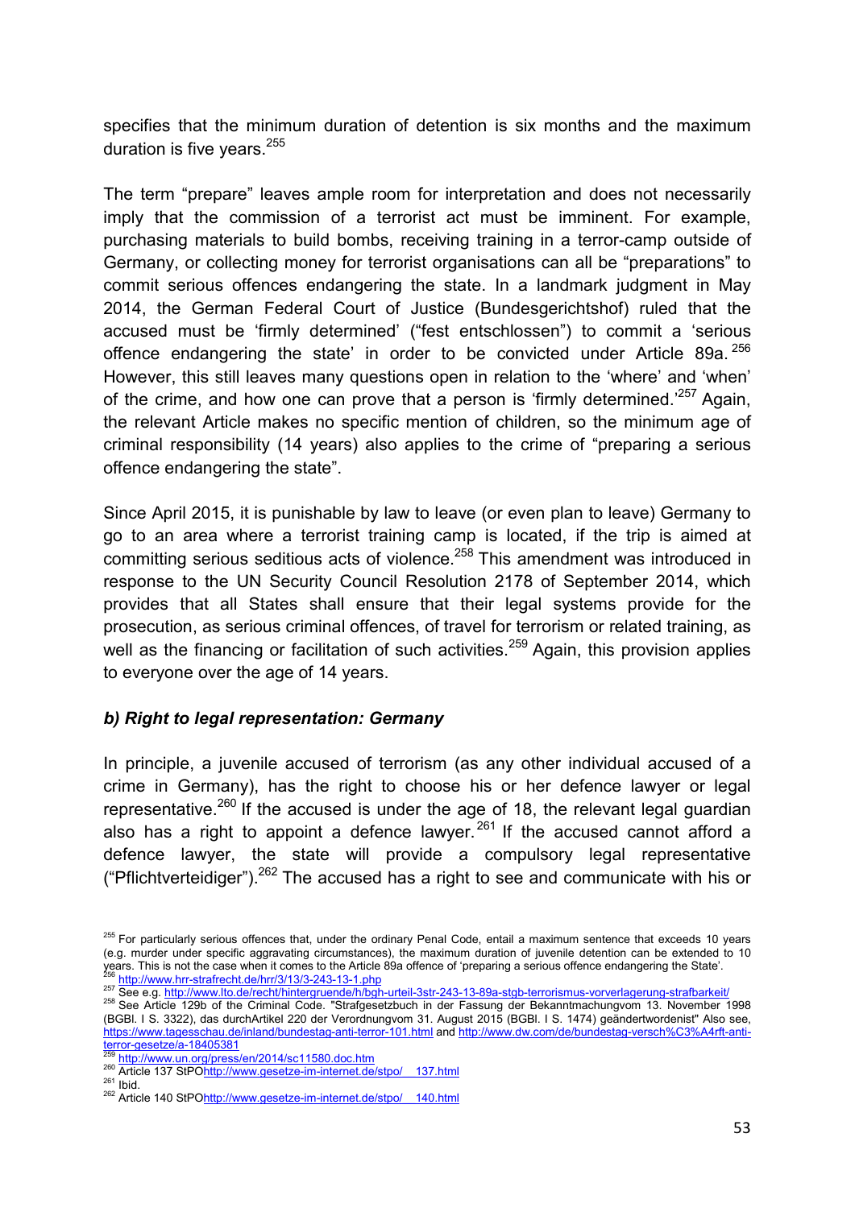specifies that the minimum duration of detention is six months and the maximum duration is five years.[255]

The term "prepare" leaves ample room for interpretation and does not necessarily imply that the commission of a terrorist act must be imminent. For example, purchasing materials to build bombs, receiving training in a terror-camp outside of Germany, or collecting money for terrorist organisations can all be "preparations" to commit serious offences endangering the state. In a landmark judgment in May 2014, the German Federal Court of Justice (Bundesgerichtshof) ruled that the accused must be 'firmly determined' ("fest entschlossen") to commit a 'serious offence endangering the state' in order to be convicted under Article 89a.[256] However, this still leaves many questions open in relation to the 'where' and 'when' of the crime, and how one can prove that a person is 'firmly determined.'[257] Again, the relevant Article makes no specific mention of children, so the minimum age of criminal responsibility (14 years) also applies to the crime of "preparing a serious offence endangering the state".

Since April 2015, it is punishable by law to leave (or even plan to leave) Germany to go to an area where a terrorist training camp is located, if the trip is aimed at committing serious seditious acts of violence.[258] This amendment was introduced in response to the UN Security Council Resolution 2178 of September 2014, which provides that all States shall ensure that their legal systems provide for the prosecution, as serious criminal offences, of travel for terrorism or related training, as well as the financing or facilitation of such activities.[259] Again, this provision applies to everyone over the age of 14 years.

### *b) Right to legal representation: Germany*

In principle, a juvenile accused of terrorism (as any other individual accused of a crime in Germany), has the right to choose his or her defence lawyer or legal representative.[260] If the accused is under the age of 18, the relevant legal guardian also has a right to appoint a defence lawyer.[261] If the accused cannot afford a defence lawyer, the state will provide a compulsory legal representative ("Pflichtverteidiger").[262] The accused has a right to see and communicate with his or

---

[255] For particularly serious offences that, under the ordinary Penal Code, entail a maximum sentence that exceeds 10 years (e.g. murder under specific aggravating circumstances), the maximum duration of juvenile detention can be extended to 10 years. This is not the case when it comes to the Article 89a offence of 'preparing a serious offence endangering the State'.

[256] http://www.hrr-strafrecht.de/hrr/3/13/3-243-13-1.php

[257] See e.g. http://www.lto.de/recht/hintergruende/h/bgh-urteil-3str-243-13-89a-stgb-terrorismus-vorverlagerung-strafbarkeit/

[258] See Article 129b of the Criminal Code. "Strafgesetzbuch in der Fassung der Bekanntmachungvom 13. November 1998 (BGBl. I S. 3322), das durchArtikel 220 der Verordnungvom 31. August 2015 (BGBl. I S. 1474) geändertwordenist" Also see, https://www.tagesschau.de/inland/bundestag-anti-terror-101.html and http://www.dw.com/de/bundestag-versch%C3%A4rft-anti-terror-gesetze/a-18405381

[259] http://www.un.org/press/en/2014/sc11580.doc.htm

[260] Article 137 StPOhttp://www.gesetze-im-internet.de/stpo/__137.html

[261] Ibid.

[262] Article 140 StPOhttp://www.gesetze-im-internet.de/stpo/__140.html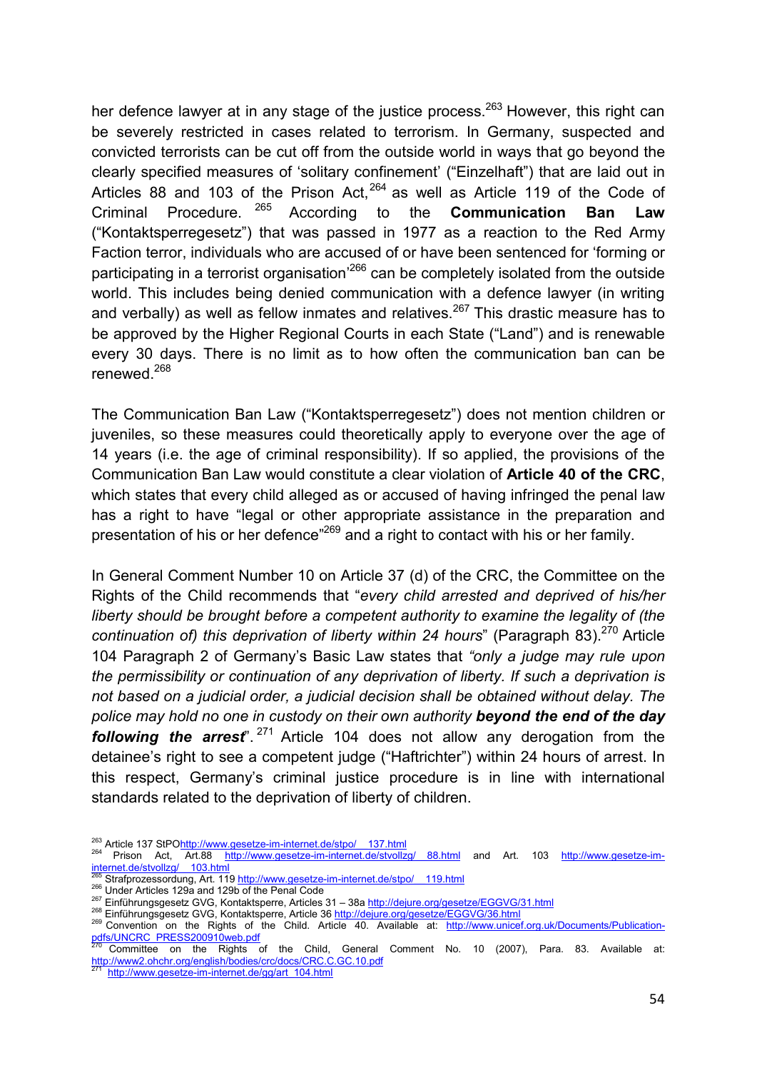her defence lawyer at in any stage of the justice process.[263] However, this right can be severely restricted in cases related to terrorism. In Germany, suspected and convicted terrorists can be cut off from the outside world in ways that go beyond the clearly specified measures of 'solitary confinement' ("Einzelhaft") that are laid out in Articles 88 and 103 of the Prison Act,[264] as well as Article 119 of the Code of Criminal Procedure.[265] According to the **Communication Ban Law** ("Kontaktsperregesetz") that was passed in 1977 as a reaction to the Red Army Faction terror, individuals who are accused of or have been sentenced for 'forming or participating in a terrorist organisation'[266] can be completely isolated from the outside world. This includes being denied communication with a defence lawyer (in writing and verbally) as well as fellow inmates and relatives.[267] This drastic measure has to be approved by the Higher Regional Courts in each State ("Land") and is renewable every 30 days. There is no limit as to how often the communication ban can be renewed.[268]

The Communication Ban Law ("Kontaktsperregesetz") does not mention children or juveniles, so these measures could theoretically apply to everyone over the age of 14 years (i.e. the age of criminal responsibility). If so applied, the provisions of the Communication Ban Law would constitute a clear violation of **Article 40 of the CRC**, which states that every child alleged as or accused of having infringed the penal law has a right to have "legal or other appropriate assistance in the preparation and presentation of his or her defence"[269] and a right to contact with his or her family.

In General Comment Number 10 on Article 37 (d) of the CRC, the Committee on the Rights of the Child recommends that "*every child arrested and deprived of his/her liberty should be brought before a competent authority to examine the legality of (the continuation of) this deprivation of liberty within 24 hours*" (Paragraph 83).[270] Article 104 Paragraph 2 of Germany's Basic Law states that *"only a judge may rule upon the permissibility or continuation of any deprivation of liberty. If such a deprivation is not based on a judicial order, a judicial decision shall be obtained without delay. The police may hold no one in custody on their own authority* ***beyond the end of the day following the arrest***".[271] Article 104 does not allow any derogation from the detainee's right to see a competent judge ("Haftrichter") within 24 hours of arrest. In this respect, Germany's criminal justice procedure is in line with international standards related to the deprivation of liberty of children.

---

[263] Article 137 StPO http://www.gesetze-im-internet.de/stpo/__137.html

[264] Prison Act, Art.88 http://www.gesetze-im-internet.de/stvollzg/__88.html and Art. 103 http://www.gesetze-im-internet.de/stvollzg/__103.html

[265] Strafprozessordung, Art. 119 http://www.gesetze-im-internet.de/stpo/__119.html

[266] Under Articles 129a and 129b of the Penal Code

[267] Einführungsgesetz GVG, Kontaktsperre, Articles 31 – 38a http://dejure.org/gesetze/EGGVG/31.html

[268] Einführungsgesetz GVG, Kontaktsperre, Article 36 http://dejure.org/gesetze/EGGVG/36.html

[269] Convention on the Rights of the Child. Article 40. Available at: http://www.unicef.org.uk/Documents/Publication-pdfs/UNCRC_PRESS200910web.pdf

[270] Committee on the Rights of the Child, General Comment No. 10 (2007), Para. 83. Available at: http://www2.ohchr.org/english/bodies/crc/docs/CRC.C.GC.10.pdf

[271] http://www.gesetze-im-internet.de/gg/art_104.html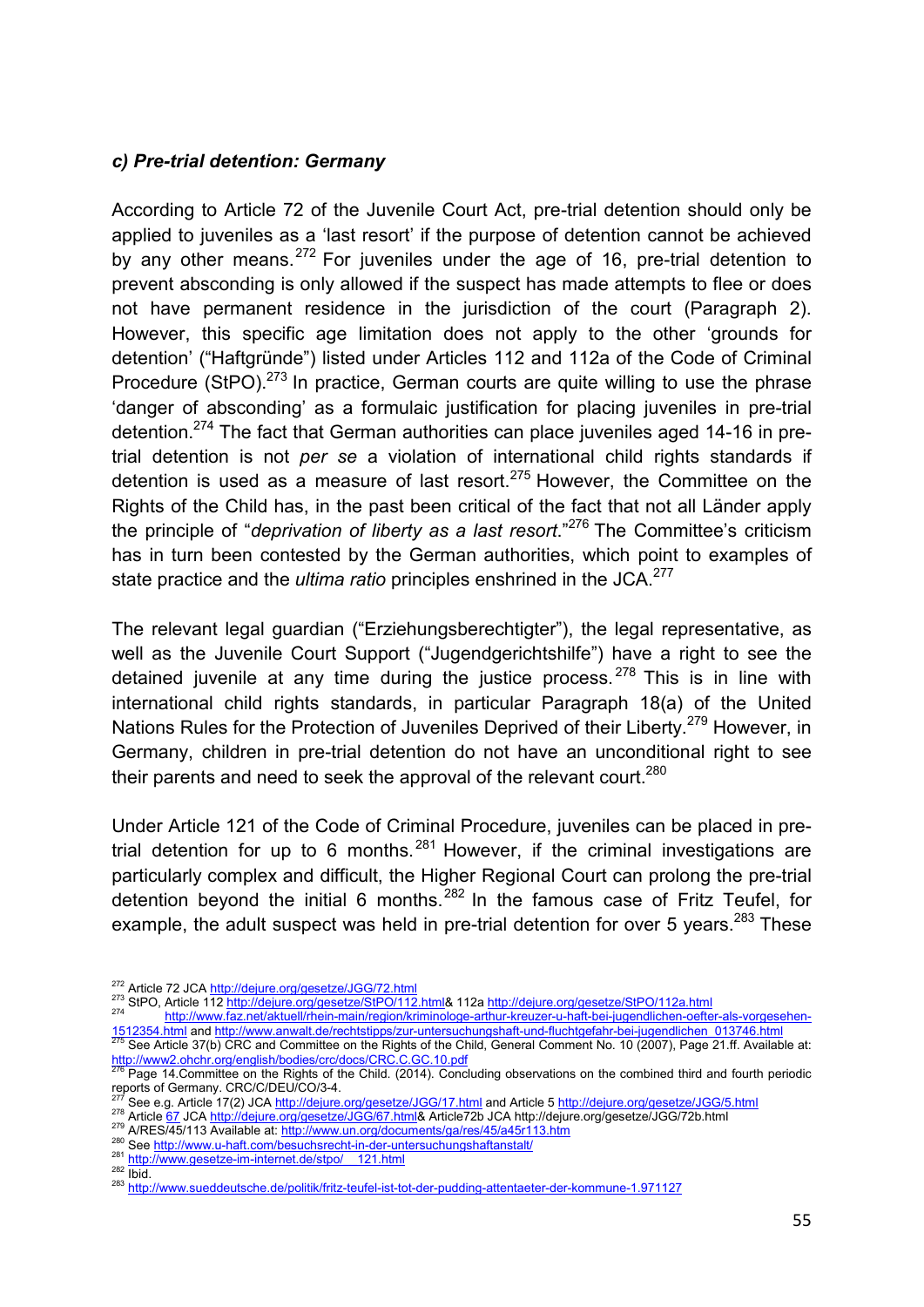### *c) Pre-trial detention: Germany*

According to Article 72 of the Juvenile Court Act, pre-trial detention should only be applied to juveniles as a 'last resort' if the purpose of detention cannot be achieved by any other means.[272] For juveniles under the age of 16, pre-trial detention to prevent absconding is only allowed if the suspect has made attempts to flee or does not have permanent residence in the jurisdiction of the court (Paragraph 2). However, this specific age limitation does not apply to the other 'grounds for detention' ("Haftgründe") listed under Articles 112 and 112a of the Code of Criminal Procedure (StPO).[273] In practice, German courts are quite willing to use the phrase 'danger of absconding' as a formulaic justification for placing juveniles in pre-trial detention.[274] The fact that German authorities can place juveniles aged 14-16 in pre-trial detention is not *per se* a violation of international child rights standards if detention is used as a measure of last resort.[275] However, the Committee on the Rights of the Child has, in the past been critical of the fact that not all Länder apply the principle of "*deprivation of liberty as a last resort*."[276] The Committee's criticism has in turn been contested by the German authorities, which point to examples of state practice and the *ultima ratio* principles enshrined in the JCA.[277]

The relevant legal guardian ("Erziehungsberechtigter"), the legal representative, as well as the Juvenile Court Support ("Jugendgerichtshilfe") have a right to see the detained juvenile at any time during the justice process.[278] This is in line with international child rights standards, in particular Paragraph 18(a) of the United Nations Rules for the Protection of Juveniles Deprived of their Liberty.[279] However, in Germany, children in pre-trial detention do not have an unconditional right to see their parents and need to seek the approval of the relevant court.[280]

Under Article 121 of the Code of Criminal Procedure, juveniles can be placed in pre-trial detention for up to 6 months.[281] However, if the criminal investigations are particularly complex and difficult, the Higher Regional Court can prolong the pre-trial detention beyond the initial 6 months.[282] In the famous case of Fritz Teufel, for example, the adult suspect was held in pre-trial detention for over 5 years.[283] These

---

[272] Article 72 JCA http://dejure.org/gesetze/JGG/72.html

[273] StPO, Article 112 http://dejure.org/gesetze/StPO/112.html& 112a http://dejure.org/gesetze/StPO/112a.html

[274] http://www.faz.net/aktuell/rhein-main/region/kriminologe-arthur-kreuzer-u-haft-bei-jugendlichen-oefter-als-vorgesehen-1512354.html and http://www.anwalt.de/rechtstipps/zur-untersuchungshaft-und-fluchtgefahr-bei-jugendlichen_013746.html

[275] See Article 37(b) CRC and Committee on the Rights of the Child, General Comment No. 10 (2007), Page 21.ff. Available at: http://www2.ohchr.org/english/bodies/crc/docs/CRC.C.GC.10.pdf

[276] Page 14.Committee on the Rights of the Child. (2014). Concluding observations on the combined third and fourth periodic reports of Germany. CRC/C/DEU/CO/3-4.

[277] See e.g. Article 17(2) JCA http://dejure.org/gesetze/JGG/17.html and Article 5 http://dejure.org/gesetze/JGG/5.html

[278] Article 67 JCA http://dejure.org/gesetze/JGG/67.html& Article72b JCA http://dejure.org/gesetze/JGG/72b.html

[279] A/RES/45/113 Available at: http://www.un.org/documents/ga/res/45/a45r113.htm

[280] See http://www.u-haft.com/besuchsrecht-in-der-untersuchungshaftanstalt/

[281] http://www.gesetze-im-internet.de/stpo/__121.html

[282] Ibid.

[283] http://www.sueddeutsche.de/politik/fritz-teufel-ist-tot-der-pudding-attentaeter-der-kommune-1.971127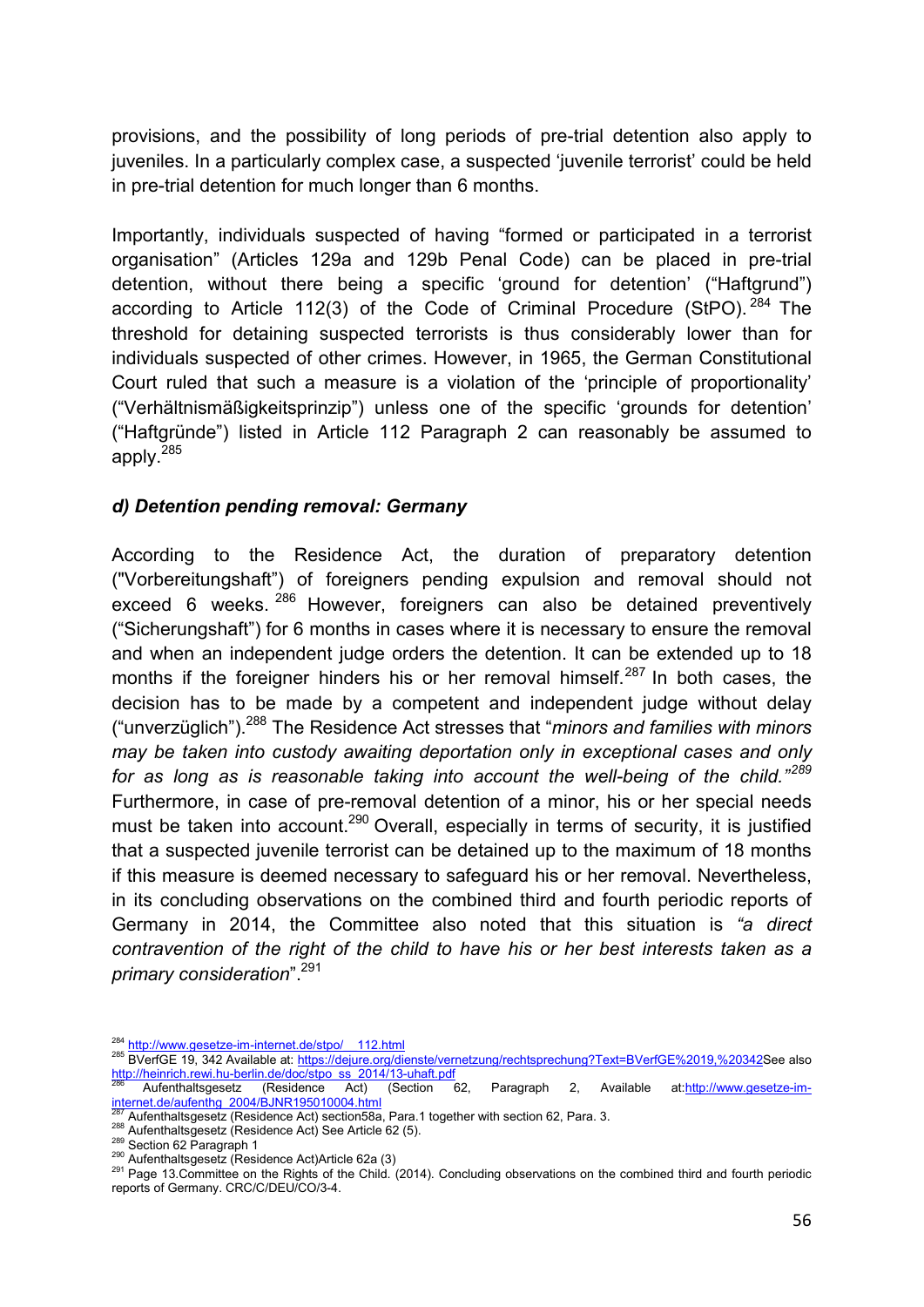provisions, and the possibility of long periods of pre-trial detention also apply to juveniles. In a particularly complex case, a suspected 'juvenile terrorist' could be held in pre-trial detention for much longer than 6 months.

Importantly, individuals suspected of having "formed or participated in a terrorist organisation" (Articles 129a and 129b Penal Code) can be placed in pre-trial detention, without there being a specific 'ground for detention' ("Haftgrund") according to Article 112(3) of the Code of Criminal Procedure (StPO).[284] The threshold for detaining suspected terrorists is thus considerably lower than for individuals suspected of other crimes. However, in 1965, the German Constitutional Court ruled that such a measure is a violation of the 'principle of proportionality' ("Verhältnismäßigkeitsprinzip") unless one of the specific 'grounds for detention' ("Haftgründe") listed in Article 112 Paragraph 2 can reasonably be assumed to apply.[285]

### *d) Detention pending removal: Germany*

According to the Residence Act, the duration of preparatory detention ("Vorbereitungshaft") of foreigners pending expulsion and removal should not exceed 6 weeks.[286] However, foreigners can also be detained preventively ("Sicherungshaft") for 6 months in cases where it is necessary to ensure the removal and when an independent judge orders the detention. It can be extended up to 18 months if the foreigner hinders his or her removal himself.[287] In both cases, the decision has to be made by a competent and independent judge without delay ("unverzüglich").[288] The Residence Act stresses that "*minors and families with minors may be taken into custody awaiting deportation only in exceptional cases and only for as long as is reasonable taking into account the well-being of the child.*"[289] Furthermore, in case of pre-removal detention of a minor, his or her special needs must be taken into account.[290] Overall, especially in terms of security, it is justified that a suspected juvenile terrorist can be detained up to the maximum of 18 months if this measure is deemed necessary to safeguard his or her removal. Nevertheless, in its concluding observations on the combined third and fourth periodic reports of Germany in 2014, the Committee also noted that this situation is *"a direct contravention of the right of the child to have his or her best interests taken as a primary consideration*".[291]

---

[284] http://www.gesetze-im-internet.de/stpo/__112.html

[285] BVerfGE 19, 342 Available at: https://dejure.org/dienste/vernetzung/rechtsprechung?Text=BVerfGE%2019,%20342See also http://heinrich.rewi.hu-berlin.de/doc/stpo_ss_2014/13-uhaft.pdf

[286] Aufenthaltsgesetz (Residence Act) (Section 62, Paragraph 2, Available at:http://www.gesetze-im-internet.de/aufenthg_2004/BJNR195010004.html

[287] Aufenthaltsgesetz (Residence Act) section58a, Para.1 together with section 62, Para. 3.

[288] Aufenthaltsgesetz (Residence Act) See Article 62 (5).

[289] Section 62 Paragraph 1

[290] Aufenthaltsgesetz (Residence Act)Article 62a (3)

[291] Page 13.Committee on the Rights of the Child. (2014). Concluding observations on the combined third and fourth periodic reports of Germany. CRC/C/DEU/CO/3-4.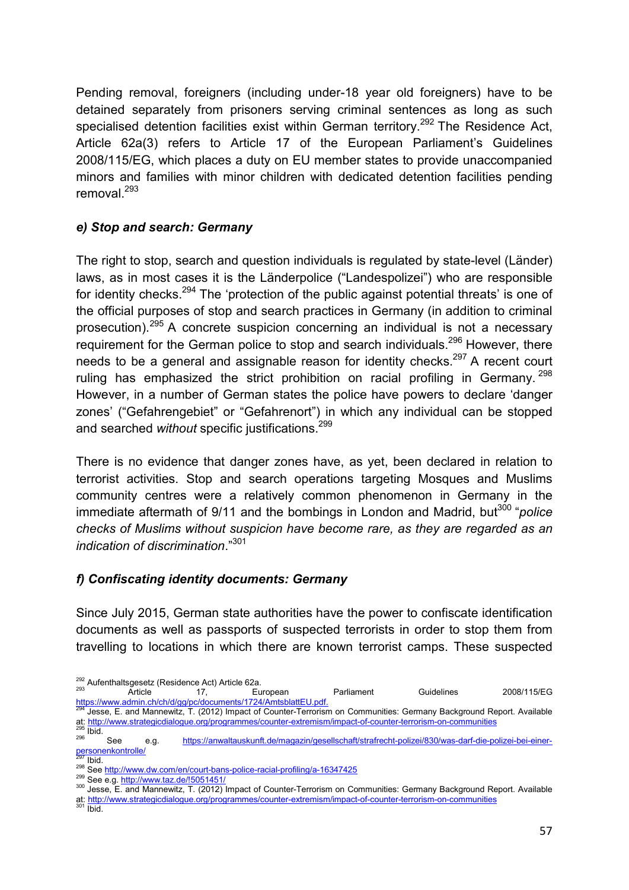Pending removal, foreigners (including under-18 year old foreigners) have to be detained separately from prisoners serving criminal sentences as long as such specialised detention facilities exist within German territory.[292] The Residence Act, Article 62a(3) refers to Article 17 of the European Parliament's Guidelines 2008/115/EG, which places a duty on EU member states to provide unaccompanied minors and families with minor children with dedicated detention facilities pending removal.[293]

### *e) Stop and search: Germany*

The right to stop, search and question individuals is regulated by state-level (Länder) laws, as in most cases it is the Länderpolice ("Landespolizei") who are responsible for identity checks.[294] The 'protection of the public against potential threats' is one of the official purposes of stop and search practices in Germany (in addition to criminal prosecution).[295] A concrete suspicion concerning an individual is not a necessary requirement for the German police to stop and search individuals.[296] However, there needs to be a general and assignable reason for identity checks.[297] A recent court ruling has emphasized the strict prohibition on racial profiling in Germany.[298] However, in a number of German states the police have powers to declare 'danger zones' ("Gefahrengebiet" or "Gefahrenort") in which any individual can be stopped and searched *without* specific justifications.[299]

There is no evidence that danger zones have, as yet, been declared in relation to terrorist activities. Stop and search operations targeting Mosques and Muslims community centres were a relatively common phenomenon in Germany in the immediate aftermath of 9/11 and the bombings in London and Madrid, but[300] "*police checks of Muslims without suspicion have become rare, as they are regarded as an indication of discrimination*."[301]

### *f) Confiscating identity documents: Germany*

Since July 2015, German state authorities have the power to confiscate identification documents as well as passports of suspected terrorists in order to stop them from travelling to locations in which there are known terrorist camps. These suspected

---

[292] Aufenthaltsgesetz (Residence Act) Article 62a.

[293] Article 17, European Parliament Guidelines 2008/115/EG https://www.admin.ch/ch/d/gg/pc/documents/1724/AmtsblattEU.pdf.

[294] Jesse, E. and Mannewitz, T. (2012) Impact of Counter-Terrorism on Communities: Germany Background Report. Available at: http://www.strategicdialogue.org/programmes/counter-extremism/impact-of-counter-terrorism-on-communities

[295] Ibid.

[296] See e.g. https://anwaltauskunft.de/magazin/gesellschaft/strafrecht-polizei/830/was-darf-die-polizei-bei-einer-personenkontrolle/

[297] Ibid.

[298] See http://www.dw.com/en/court-bans-police-racial-profiling/a-16347425

[299] See e.g. http://www.taz.de/!5051451/

[300] Jesse, E. and Mannewitz, T. (2012) Impact of Counter-Terrorism on Communities: Germany Background Report. Available at: http://www.strategicdialogue.org/programmes/counter-extremism/impact-of-counter-terrorism-on-communities

[301] Ibid.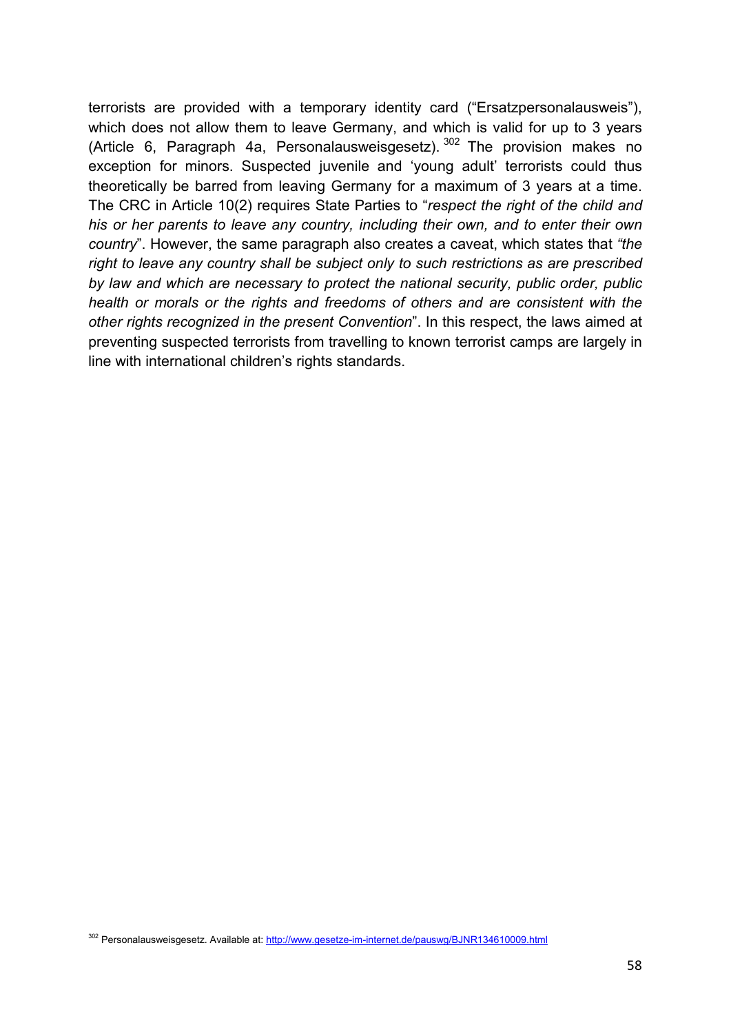terrorists are provided with a temporary identity card ("Ersatzpersonalausweis"), which does not allow them to leave Germany, and which is valid for up to 3 years (Article 6, Paragraph 4a, Personalausweisgesetz).[302] The provision makes no exception for minors. Suspected juvenile and 'young adult' terrorists could thus theoretically be barred from leaving Germany for a maximum of 3 years at a time. The CRC in Article 10(2) requires State Parties to "*respect the right of the child and his or her parents to leave any country, including their own, and to enter their own country*". However, the same paragraph also creates a caveat, which states that *"the right to leave any country shall be subject only to such restrictions as are prescribed by law and which are necessary to protect the national security, public order, public health or morals or the rights and freedoms of others and are consistent with the other rights recognized in the present Convention*". In this respect, the laws aimed at preventing suspected terrorists from travelling to known terrorist camps are largely in line with international children's rights standards.

[302] Personalausweisgesetz. Available at: http://www.gesetze-im-internet.de/pauswg/BJNR134610009.html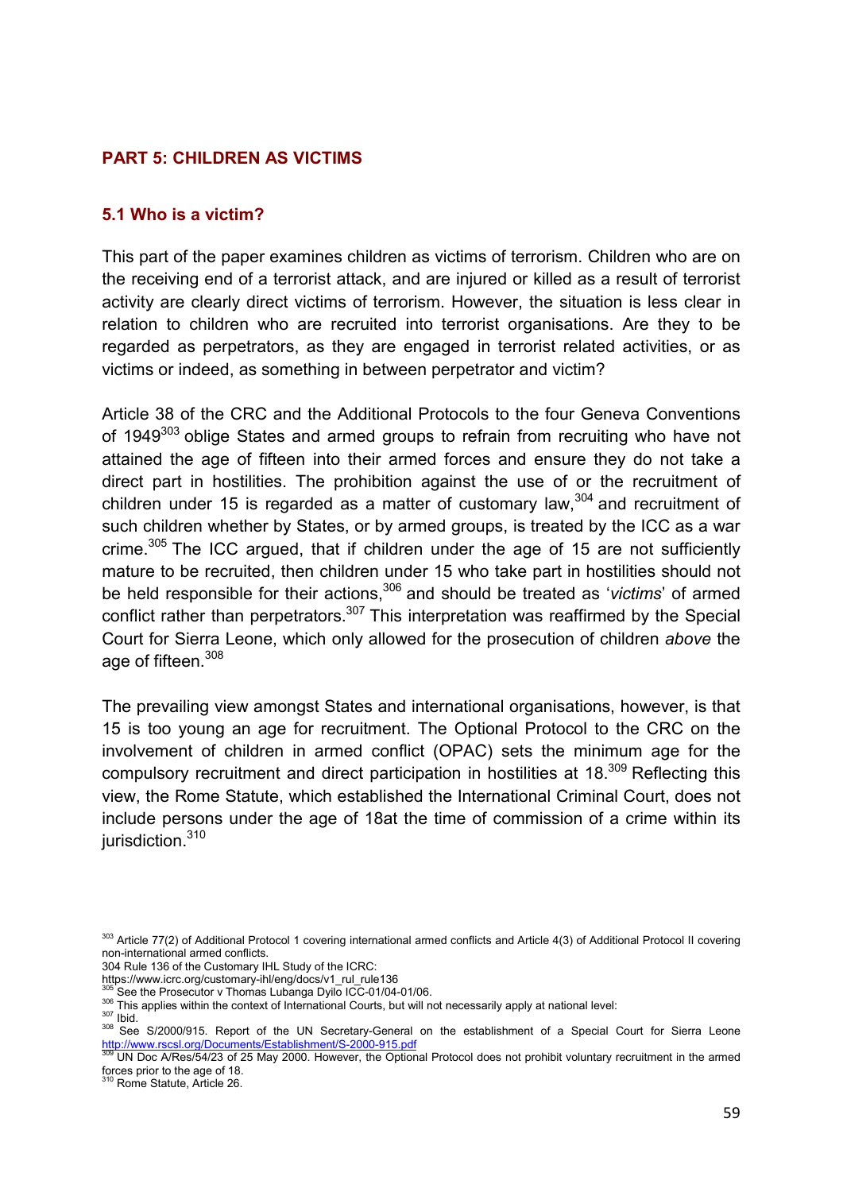## PART 5: CHILDREN AS VICTIMS

### 5.1 Who is a victim?

This part of the paper examines children as victims of terrorism. Children who are on the receiving end of a terrorist attack, and are injured or killed as a result of terrorist activity are clearly direct victims of terrorism. However, the situation is less clear in relation to children who are recruited into terrorist organisations. Are they to be regarded as perpetrators, as they are engaged in terrorist related activities, or as victims or indeed, as something in between perpetrator and victim?

Article 38 of the CRC and the Additional Protocols to the four Geneva Conventions of 1949[303] oblige States and armed groups to refrain from recruiting who have not attained the age of fifteen into their armed forces and ensure they do not take a direct part in hostilities. The prohibition against the use of or the recruitment of children under 15 is regarded as a matter of customary law,[304] and recruitment of such children whether by States, or by armed groups, is treated by the ICC as a war crime.[305] The ICC argued, that if children under the age of 15 are not sufficiently mature to be recruited, then children under 15 who take part in hostilities should not be held responsible for their actions,[306] and should be treated as '*victims*' of armed conflict rather than perpetrators.[307] This interpretation was reaffirmed by the Special Court for Sierra Leone, which only allowed for the prosecution of children *above* the age of fifteen.[308]

The prevailing view amongst States and international organisations, however, is that 15 is too young an age for recruitment. The Optional Protocol to the CRC on the involvement of children in armed conflict (OPAC) sets the minimum age for the compulsory recruitment and direct participation in hostilities at 18.[309] Reflecting this view, the Rome Statute, which established the International Criminal Court, does not include persons under the age of 18at the time of commission of a crime within its jurisdiction.[310]

---

[303] Article 77(2) of Additional Protocol 1 covering international armed conflicts and Article 4(3) of Additional Protocol II covering non-international armed conflicts.

304 Rule 136 of the Customary IHL Study of the ICRC: https://www.icrc.org/customary-ihl/eng/docs/v1_rul_rule136

[305] See the Prosecutor v Thomas Lubanga Dyilo ICC-01/04-01/06.

[306] This applies within the context of International Courts, but will not necessarily apply at national level:

[307] Ibid.

[308] See S/2000/915. Report of the UN Secretary-General on the establishment of a Special Court for Sierra Leone http://www.rscsl.org/Documents/Establishment/S-2000-915.pdf

[309] UN Doc A/Res/54/23 of 25 May 2000. However, the Optional Protocol does not prohibit voluntary recruitment in the armed forces prior to the age of 18.

[310] Rome Statute, Article 26.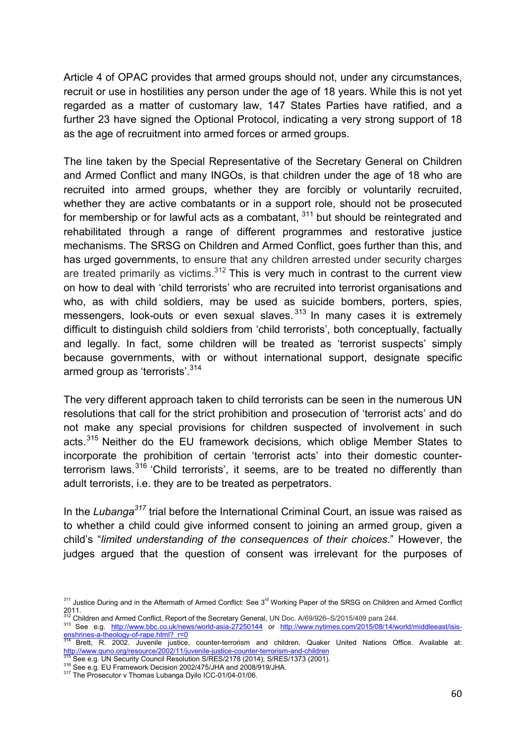Article 4 of OPAC provides that armed groups should not, under any circumstances, recruit or use in hostilities any person under the age of 18 years. While this is not yet regarded as a matter of customary law, 147 States Parties have ratified, and a further 23 have signed the Optional Protocol, indicating a very strong support of 18 as the age of recruitment into armed forces or armed groups.

The line taken by the Special Representative of the Secretary General on Children and Armed Conflict and many INGOs, is that children under the age of 18 who are recruited into armed groups, whether they are forcibly or voluntarily recruited, whether they are active combatants or in a support role, should not be prosecuted for membership or for lawful acts as a combatant, [311] but should be reintegrated and rehabilitated through a range of different programmes and restorative justice mechanisms. The SRSG on Children and Armed Conflict, goes further than this, and has urged governments, to ensure that any children arrested under security charges are treated primarily as victims.[312] This is very much in contrast to the current view on how to deal with 'child terrorists' who are recruited into terrorist organisations and who, as with child soldiers, may be used as suicide bombers, porters, spies, messengers, look-outs or even sexual slaves.[313] In many cases it is extremely difficult to distinguish child soldiers from 'child terrorists', both conceptually, factually and legally. In fact, some children will be treated as 'terrorist suspects' simply because governments, with or without international support, designate specific armed group as 'terrorists'.[314]

The very different approach taken to child terrorists can be seen in the numerous UN resolutions that call for the strict prohibition and prosecution of 'terrorist acts' and do not make any special provisions for children suspected of involvement in such acts.[315] Neither do the EU framework decisions, which oblige Member States to incorporate the prohibition of certain 'terrorist acts' into their domestic counter-terrorism laws.[316] 'Child terrorists', it seems, are to be treated no differently than adult terrorists, i.e. they are to be treated as perpetrators.

In the *Lubanga*[317] trial before the International Criminal Court, an issue was raised as to whether a child could give informed consent to joining an armed group, given a child's "*limited understanding of the consequences of their choices*." However, the judges argued that the question of consent was irrelevant for the purposes of

---

[311] Justice During and in the Aftermath of Armed Conflict: See 3rd Working Paper of the SRSG on Children and Armed Conflict 2011.

[312] Children and Armed Conflict, Report of the Secretary General, UN Doc. A/69/926–S/2015/409 para 244.

[313] See e.g. http://www.bbc.co.uk/news/world-asia-27250144 or http://www.nytimes.com/2015/08/14/world/middleeast/isis-enshrines-a-theology-of-rape.html?_r=0

[314] Brett, R. 2002. Juvenile justice, counter-terrorism and children. Quaker United Nations Office. Available at: http://www.quno.org/resource/2002/11/juvenile-justice-counter-terrorism-and-children

[315] See e.g. UN Security Council Resolution S/RES/2178 (2014); S/RES/1373 (2001).

[316] See e.g. EU Framework Decision 2002/475/JHA and 2008/919/JHA.

[317] The Prosecutor v Thomas Lubanga Dyilo ICC-01/04-01/06.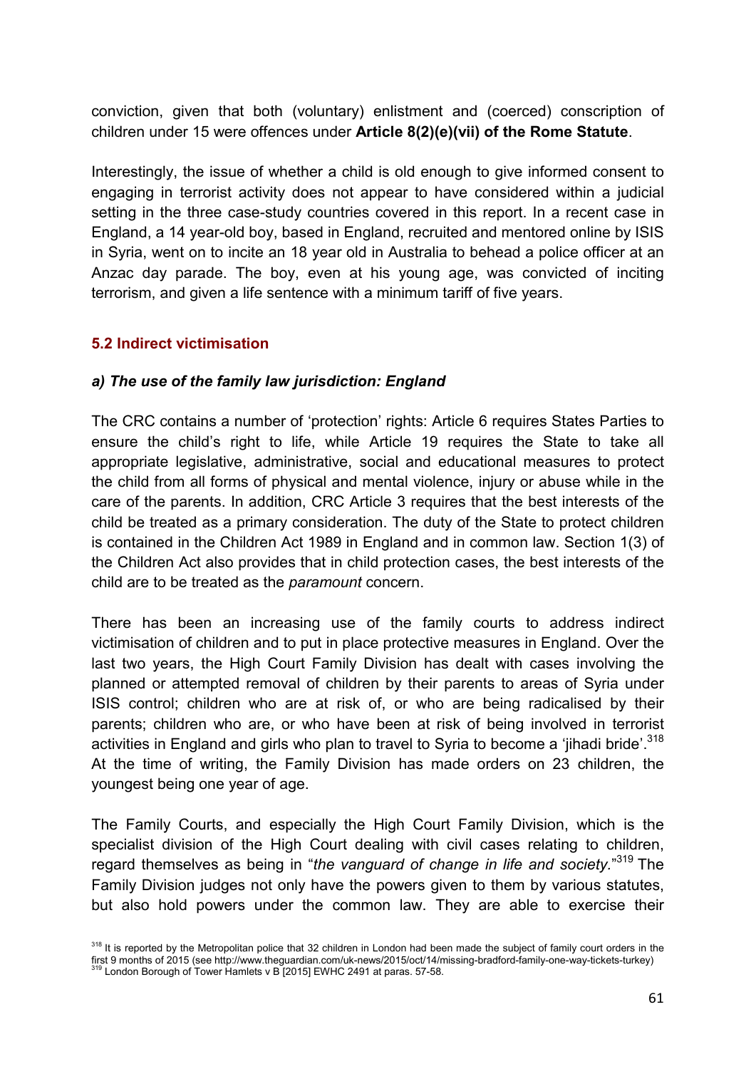conviction, given that both (voluntary) enlistment and (coerced) conscription of children under 15 were offences under **Article 8(2)(e)(vii) of the Rome Statute**.

Interestingly, the issue of whether a child is old enough to give informed consent to engaging in terrorist activity does not appear to have considered within a judicial setting in the three case-study countries covered in this report. In a recent case in England, a 14 year-old boy, based in England, recruited and mentored online by ISIS in Syria, went on to incite an 18 year old in Australia to behead a police officer at an Anzac day parade. The boy, even at his young age, was convicted of inciting terrorism, and given a life sentence with a minimum tariff of five years.

### 5.2 Indirect victimisation

#### *a) The use of the family law jurisdiction: England*

The CRC contains a number of 'protection' rights: Article 6 requires States Parties to ensure the child's right to life, while Article 19 requires the State to take all appropriate legislative, administrative, social and educational measures to protect the child from all forms of physical and mental violence, injury or abuse while in the care of the parents. In addition, CRC Article 3 requires that the best interests of the child be treated as a primary consideration. The duty of the State to protect children is contained in the Children Act 1989 in England and in common law. Section 1(3) of the Children Act also provides that in child protection cases, the best interests of the child are to be treated as the *paramount* concern.

There has been an increasing use of the family courts to address indirect victimisation of children and to put in place protective measures in England. Over the last two years, the High Court Family Division has dealt with cases involving the planned or attempted removal of children by their parents to areas of Syria under ISIS control; children who are at risk of, or who are being radicalised by their parents; children who are, or who have been at risk of being involved in terrorist activities in England and girls who plan to travel to Syria to become a 'jihadi bride'.[318] At the time of writing, the Family Division has made orders on 23 children, the youngest being one year of age.

The Family Courts, and especially the High Court Family Division, which is the specialist division of the High Court dealing with civil cases relating to children, regard themselves as being in "*the vanguard of change in life and society*."[319] The Family Division judges not only have the powers given to them by various statutes, but also hold powers under the common law. They are able to exercise their

---

[318] It is reported by the Metropolitan police that 32 children in London had been made the subject of family court orders in the first 9 months of 2015 (see http://www.theguardian.com/uk-news/2015/oct/14/missing-bradford-family-one-way-tickets-turkey)

[319] London Borough of Tower Hamlets v B [2015] EWHC 2491 at paras. 57-58.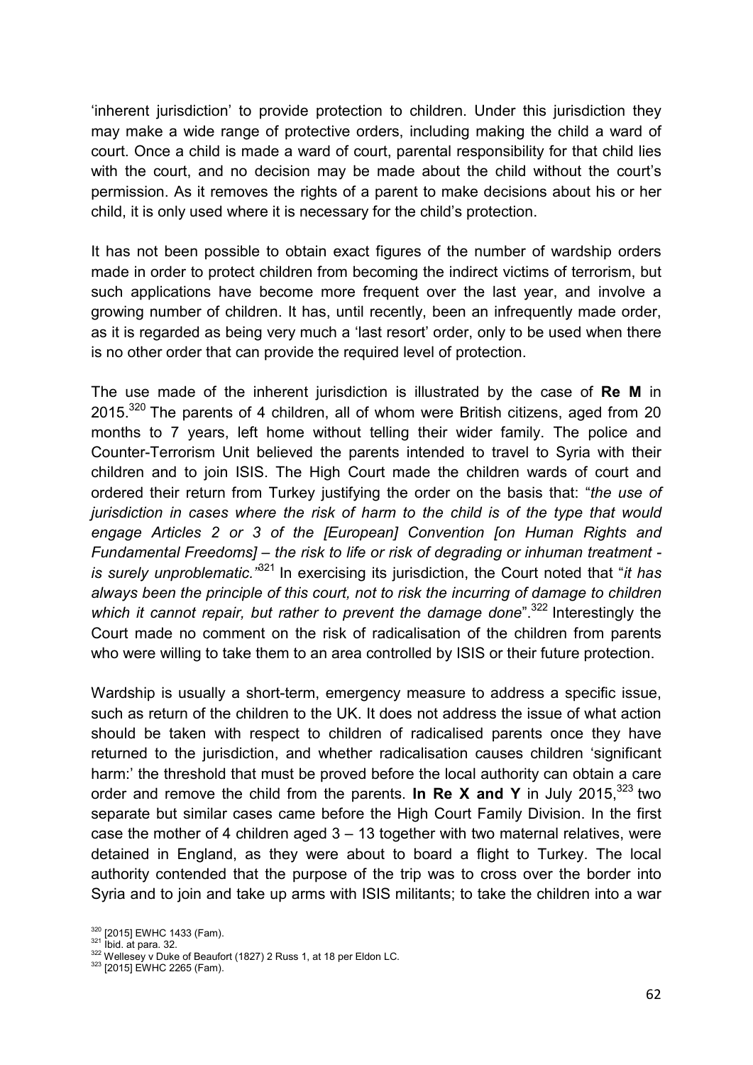'inherent jurisdiction' to provide protection to children. Under this jurisdiction they may make a wide range of protective orders, including making the child a ward of court. Once a child is made a ward of court, parental responsibility for that child lies with the court, and no decision may be made about the child without the court's permission. As it removes the rights of a parent to make decisions about his or her child, it is only used where it is necessary for the child's protection.

It has not been possible to obtain exact figures of the number of wardship orders made in order to protect children from becoming the indirect victims of terrorism, but such applications have become more frequent over the last year, and involve a growing number of children. It has, until recently, been an infrequently made order, as it is regarded as being very much a 'last resort' order, only to be used when there is no other order that can provide the required level of protection.

The use made of the inherent jurisdiction is illustrated by the case of **Re M** in 2015.[320] The parents of 4 children, all of whom were British citizens, aged from 20 months to 7 years, left home without telling their wider family. The police and Counter-Terrorism Unit believed the parents intended to travel to Syria with their children and to join ISIS. The High Court made the children wards of court and ordered their return from Turkey justifying the order on the basis that: "*the use of jurisdiction in cases where the risk of harm to the child is of the type that would engage Articles 2 or 3 of the [European] Convention [on Human Rights and Fundamental Freedoms] – the risk to life or risk of degrading or inhuman treatment - is surely unproblematic."*[321] In exercising its jurisdiction, the Court noted that "*it has always been the principle of this court, not to risk the incurring of damage to children which it cannot repair, but rather to prevent the damage done*".[322] Interestingly the Court made no comment on the risk of radicalisation of the children from parents who were willing to take them to an area controlled by ISIS or their future protection.

Wardship is usually a short-term, emergency measure to address a specific issue, such as return of the children to the UK. It does not address the issue of what action should be taken with respect to children of radicalised parents once they have returned to the jurisdiction, and whether radicalisation causes children 'significant harm:' the threshold that must be proved before the local authority can obtain a care order and remove the child from the parents. **In Re X and Y** in July 2015,[323] two separate but similar cases came before the High Court Family Division. In the first case the mother of 4 children aged 3 – 13 together with two maternal relatives, were detained in England, as they were about to board a flight to Turkey. The local authority contended that the purpose of the trip was to cross over the border into Syria and to join and take up arms with ISIS militants; to take the children into a war

[320] [2015] EWHC 1433 (Fam).
[321] Ibid. at para. 32.
[322] Wellesey v Duke of Beaufort (1827) 2 Russ 1, at 18 per Eldon LC.
[323] [2015] EWHC 2265 (Fam).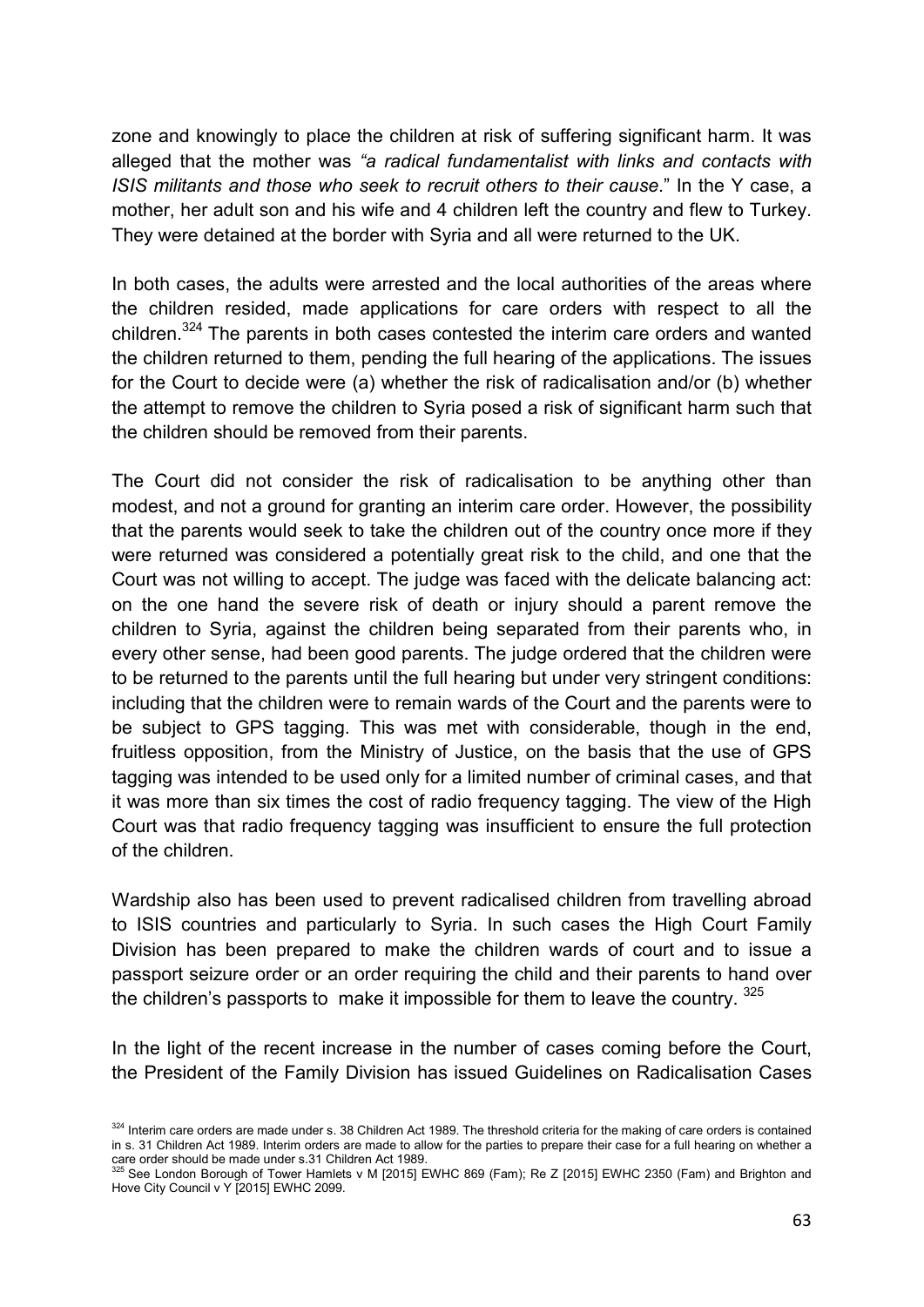zone and knowingly to place the children at risk of suffering significant harm. It was alleged that the mother was *"a radical fundamentalist with links and contacts with ISIS militants and those who seek to recruit others to their cause*." In the Y case, a mother, her adult son and his wife and 4 children left the country and flew to Turkey. They were detained at the border with Syria and all were returned to the UK.

In both cases, the adults were arrested and the local authorities of the areas where the children resided, made applications for care orders with respect to all the children.[324] The parents in both cases contested the interim care orders and wanted the children returned to them, pending the full hearing of the applications. The issues for the Court to decide were (a) whether the risk of radicalisation and/or (b) whether the attempt to remove the children to Syria posed a risk of significant harm such that the children should be removed from their parents.

The Court did not consider the risk of radicalisation to be anything other than modest, and not a ground for granting an interim care order. However, the possibility that the parents would seek to take the children out of the country once more if they were returned was considered a potentially great risk to the child, and one that the Court was not willing to accept. The judge was faced with the delicate balancing act: on the one hand the severe risk of death or injury should a parent remove the children to Syria, against the children being separated from their parents who, in every other sense, had been good parents. The judge ordered that the children were to be returned to the parents until the full hearing but under very stringent conditions: including that the children were to remain wards of the Court and the parents were to be subject to GPS tagging. This was met with considerable, though in the end, fruitless opposition, from the Ministry of Justice, on the basis that the use of GPS tagging was intended to be used only for a limited number of criminal cases, and that it was more than six times the cost of radio frequency tagging. The view of the High Court was that radio frequency tagging was insufficient to ensure the full protection of the children.

Wardship also has been used to prevent radicalised children from travelling abroad to ISIS countries and particularly to Syria. In such cases the High Court Family Division has been prepared to make the children wards of court and to issue a passport seizure order or an order requiring the child and their parents to hand over the children's passports to make it impossible for them to leave the country. [325]

In the light of the recent increase in the number of cases coming before the Court, the President of the Family Division has issued Guidelines on Radicalisation Cases

---

[324] Interim care orders are made under s. 38 Children Act 1989. The threshold criteria for the making of care orders is contained in s. 31 Children Act 1989. Interim orders are made to allow for the parties to prepare their case for a full hearing on whether a care order should be made under s.31 Children Act 1989.

[325] See London Borough of Tower Hamlets v M [2015] EWHC 869 (Fam); Re Z [2015] EWHC 2350 (Fam) and Brighton and Hove City Council v Y [2015] EWHC 2099.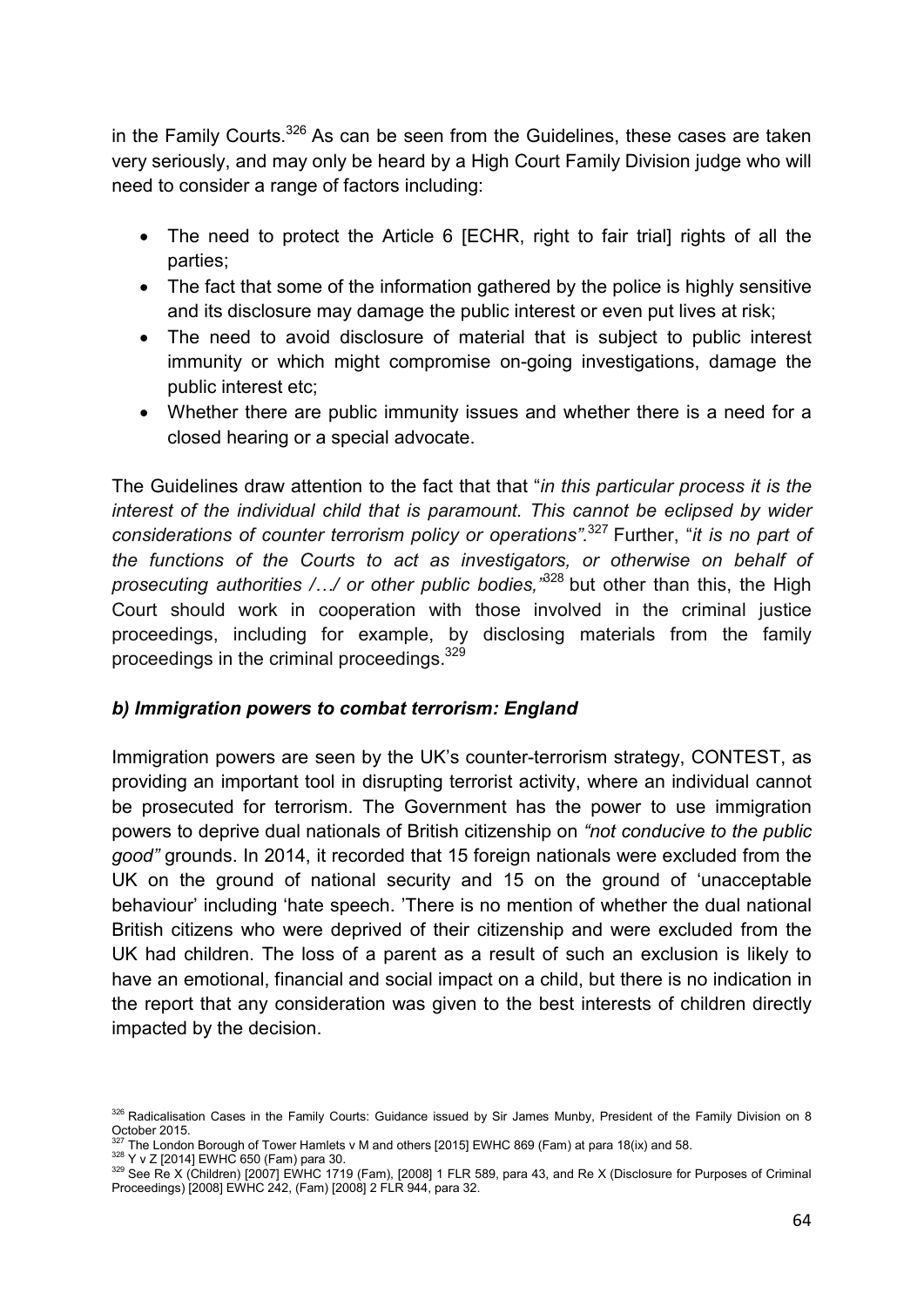in the Family Courts.[326] As can be seen from the Guidelines, these cases are taken very seriously, and may only be heard by a High Court Family Division judge who will need to consider a range of factors including:

- The need to protect the Article 6 [ECHR, right to fair trial] rights of all the parties;
- The fact that some of the information gathered by the police is highly sensitive and its disclosure may damage the public interest or even put lives at risk;
- The need to avoid disclosure of material that is subject to public interest immunity or which might compromise on-going investigations, damage the public interest etc;
- Whether there are public immunity issues and whether there is a need for a closed hearing or a special advocate.

The Guidelines draw attention to the fact that that "*in this particular process it is the interest of the individual child that is paramount. This cannot be eclipsed by wider considerations of counter terrorism policy or operations".*[327] Further, "*it is no part of the functions of the Courts to act as investigators, or otherwise on behalf of prosecuting authorities /…/ or other public bodies,"*[328] but other than this, the High Court should work in cooperation with those involved in the criminal justice proceedings, including for example, by disclosing materials from the family proceedings in the criminal proceedings.[329]

### *b) Immigration powers to combat terrorism: England*

Immigration powers are seen by the UK's counter-terrorism strategy, CONTEST, as providing an important tool in disrupting terrorist activity, where an individual cannot be prosecuted for terrorism. The Government has the power to use immigration powers to deprive dual nationals of British citizenship on *"not conducive to the public good"* grounds. In 2014, it recorded that 15 foreign nationals were excluded from the UK on the ground of national security and 15 on the ground of 'unacceptable behaviour' including 'hate speech. 'There is no mention of whether the dual national British citizens who were deprived of their citizenship and were excluded from the UK had children. The loss of a parent as a result of such an exclusion is likely to have an emotional, financial and social impact on a child, but there is no indication in the report that any consideration was given to the best interests of children directly impacted by the decision.

---

[326] Radicalisation Cases in the Family Courts: Guidance issued by Sir James Munby, President of the Family Division on 8 October 2015.

[327] The London Borough of Tower Hamlets v M and others [2015] EWHC 869 (Fam) at para 18(ix) and 58.

[328] Y v Z [2014] EWHC 650 (Fam) para 30.

[329] See Re X (Children) [2007] EWHC 1719 (Fam), [2008] 1 FLR 589, para 43, and Re X (Disclosure for Purposes of Criminal Proceedings) [2008] EWHC 242, (Fam) [2008] 2 FLR 944, para 32.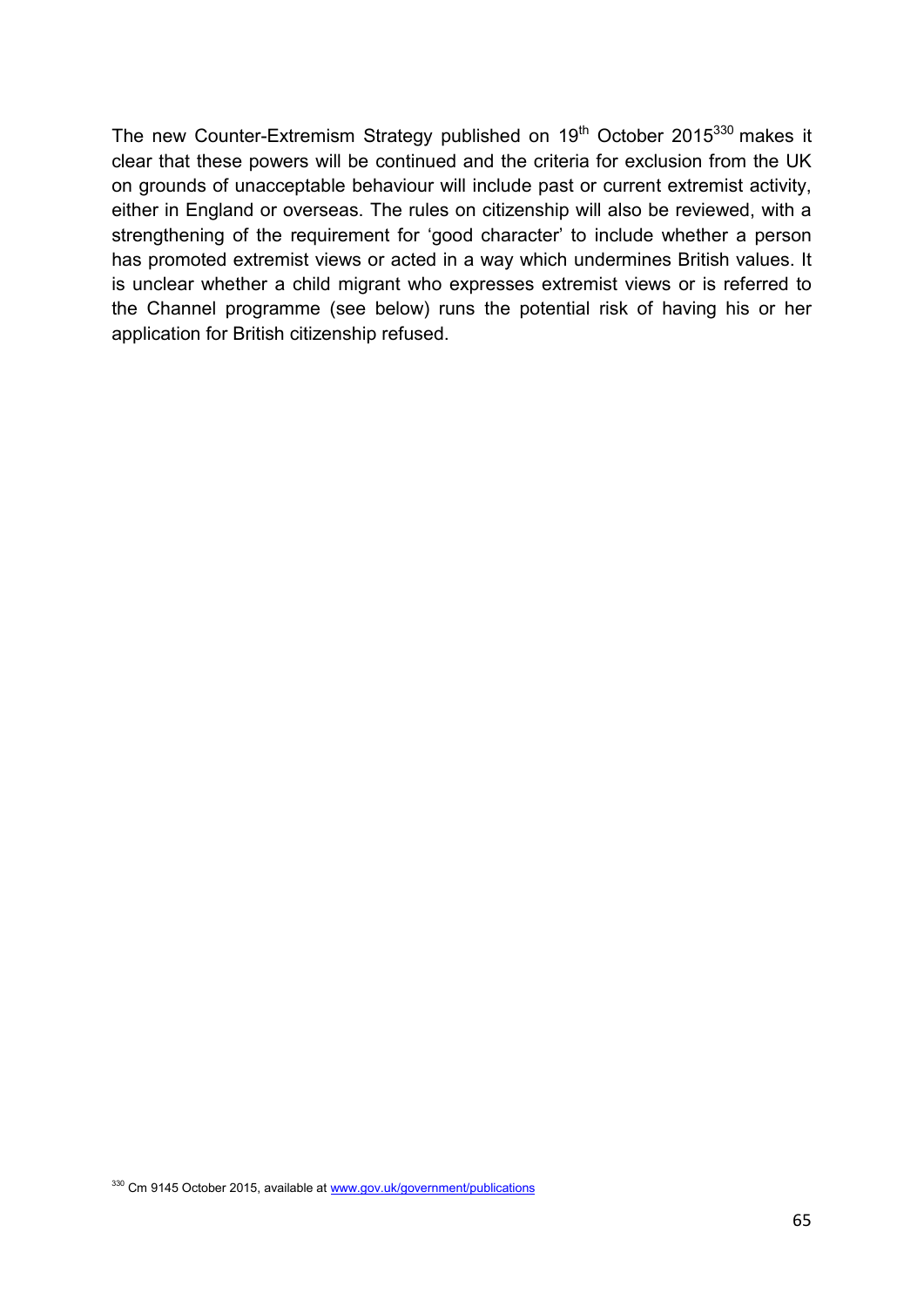The new Counter-Extremism Strategy published on 19th October 2015[330] makes it clear that these powers will be continued and the criteria for exclusion from the UK on grounds of unacceptable behaviour will include past or current extremist activity, either in England or overseas. The rules on citizenship will also be reviewed, with a strengthening of the requirement for 'good character' to include whether a person has promoted extremist views or acted in a way which undermines British values. It is unclear whether a child migrant who expresses extremist views or is referred to the Channel programme (see below) runs the potential risk of having his or her application for British citizenship refused.

[330] Cm 9145 October 2015, available at www.gov.uk/government/publications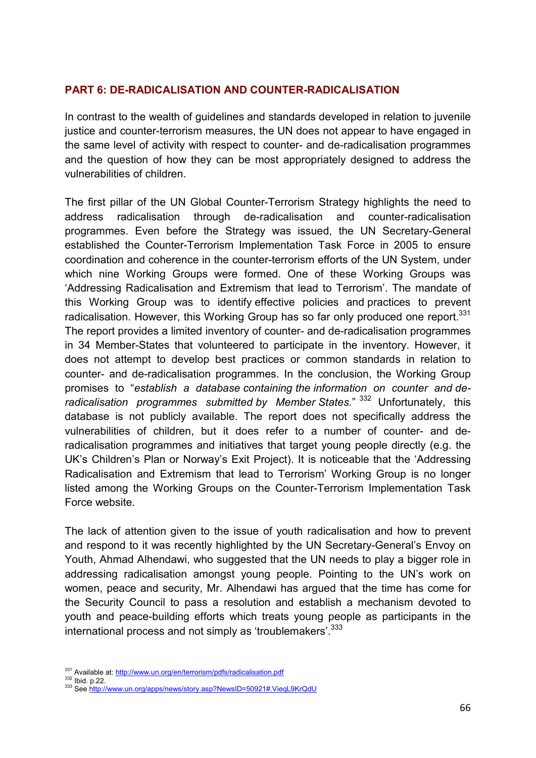## PART 6: DE-RADICALISATION AND COUNTER-RADICALISATION

In contrast to the wealth of guidelines and standards developed in relation to juvenile justice and counter-terrorism measures, the UN does not appear to have engaged in the same level of activity with respect to counter- and de-radicalisation programmes and the question of how they can be most appropriately designed to address the vulnerabilities of children.

The first pillar of the UN Global Counter-Terrorism Strategy highlights the need to address radicalisation through de-radicalisation and counter-radicalisation programmes. Even before the Strategy was issued, the UN Secretary-General established the Counter-Terrorism Implementation Task Force in 2005 to ensure coordination and coherence in the counter-terrorism efforts of the UN System, under which nine Working Groups were formed. One of these Working Groups was 'Addressing Radicalisation and Extremism that lead to Terrorism'. The mandate of this Working Group was to identify effective policies and practices to prevent radicalisation. However, this Working Group has so far only produced one report.[331] The report provides a limited inventory of counter- and de-radicalisation programmes in 34 Member-States that volunteered to participate in the inventory. However, it does not attempt to develop best practices or common standards in relation to counter- and de-radicalisation programmes. In the conclusion, the Working Group promises to "*establish a database containing the information on counter and de-radicalisation programmes submitted by Member States.*" [332] Unfortunately, this database is not publicly available. The report does not specifically address the vulnerabilities of children, but it does refer to a number of counter- and de-radicalisation programmes and initiatives that target young people directly (e.g. the UK's Children's Plan or Norway's Exit Project). It is noticeable that the 'Addressing Radicalisation and Extremism that lead to Terrorism' Working Group is no longer listed among the Working Groups on the Counter-Terrorism Implementation Task Force website.

The lack of attention given to the issue of youth radicalisation and how to prevent and respond to it was recently highlighted by the UN Secretary-General's Envoy on Youth, Ahmad Alhendawi, who suggested that the UN needs to play a bigger role in addressing radicalisation amongst young people. Pointing to the UN's work on women, peace and security, Mr. Alhendawi has argued that the time has come for the Security Council to pass a resolution and establish a mechanism devoted to youth and peace-building efforts which treats young people as participants in the international process and not simply as 'troublemakers'.[333]

---

[331] Available at: http://www.un.org/en/terrorism/pdfs/radicalisation.pdf

[332] Ibid. p.22.

[333] See http://www.un.org/apps/news/story.asp?NewsID=50921#.VieqL9KrQdU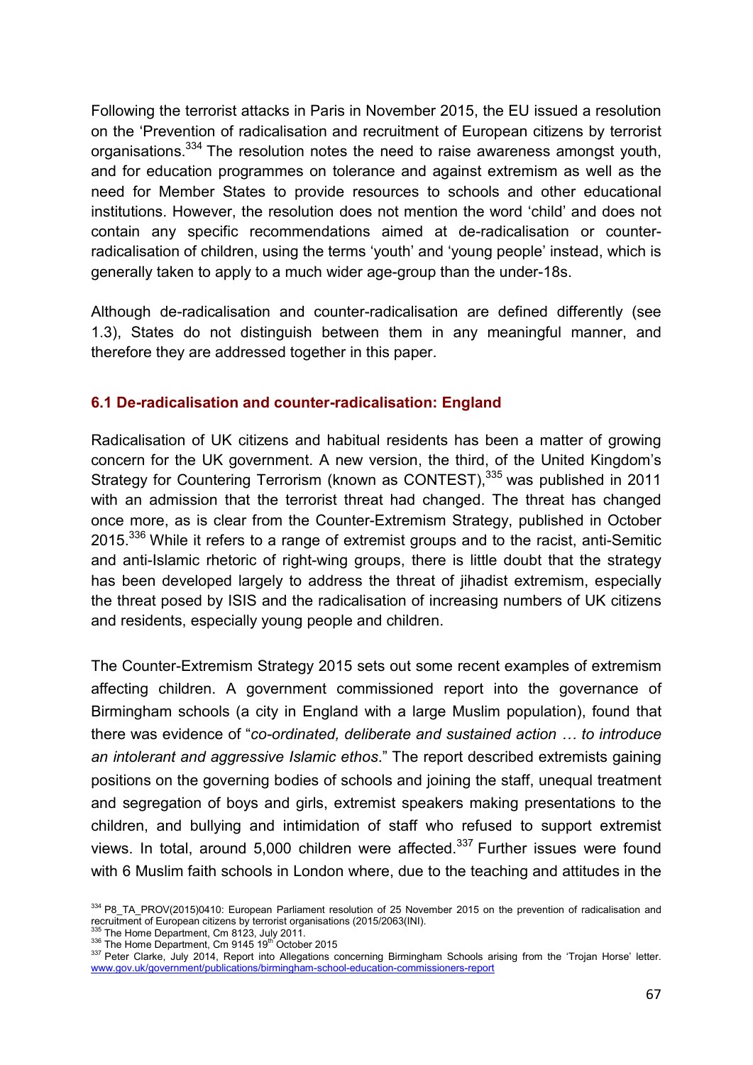Following the terrorist attacks in Paris in November 2015, the EU issued a resolution on the 'Prevention of radicalisation and recruitment of European citizens by terrorist organisations.[334] The resolution notes the need to raise awareness amongst youth, and for education programmes on tolerance and against extremism as well as the need for Member States to provide resources to schools and other educational institutions. However, the resolution does not mention the word 'child' and does not contain any specific recommendations aimed at de-radicalisation or counter-radicalisation of children, using the terms 'youth' and 'young people' instead, which is generally taken to apply to a much wider age-group than the under-18s.

Although de-radicalisation and counter-radicalisation are defined differently (see 1.3), States do not distinguish between them in any meaningful manner, and therefore they are addressed together in this paper.

### 6.1 De-radicalisation and counter-radicalisation: England

Radicalisation of UK citizens and habitual residents has been a matter of growing concern for the UK government. A new version, the third, of the United Kingdom's Strategy for Countering Terrorism (known as CONTEST),[335] was published in 2011 with an admission that the terrorist threat had changed. The threat has changed once more, as is clear from the Counter-Extremism Strategy, published in October 2015.[336] While it refers to a range of extremist groups and to the racist, anti-Semitic and anti-Islamic rhetoric of right-wing groups, there is little doubt that the strategy has been developed largely to address the threat of jihadist extremism, especially the threat posed by ISIS and the radicalisation of increasing numbers of UK citizens and residents, especially young people and children.

The Counter-Extremism Strategy 2015 sets out some recent examples of extremism affecting children. A government commissioned report into the governance of Birmingham schools (a city in England with a large Muslim population), found that there was evidence of "*co-ordinated, deliberate and sustained action … to introduce an intolerant and aggressive Islamic ethos*." The report described extremists gaining positions on the governing bodies of schools and joining the staff, unequal treatment and segregation of boys and girls, extremist speakers making presentations to the children, and bullying and intimidation of staff who refused to support extremist views. In total, around 5,000 children were affected.[337] Further issues were found with 6 Muslim faith schools in London where, due to the teaching and attitudes in the

[334] P8_TA_PROV(2015)0410: European Parliament resolution of 25 November 2015 on the prevention of radicalisation and recruitment of European citizens by terrorist organisations (2015/2063(INI).

[335] The Home Department, Cm 8123, July 2011.

[336] The Home Department, Cm 9145 19th October 2015

[337] Peter Clarke, July 2014, Report into Allegations concerning Birmingham Schools arising from the 'Trojan Horse' letter. www.gov.uk/government/publications/birmingham-school-education-commissioners-report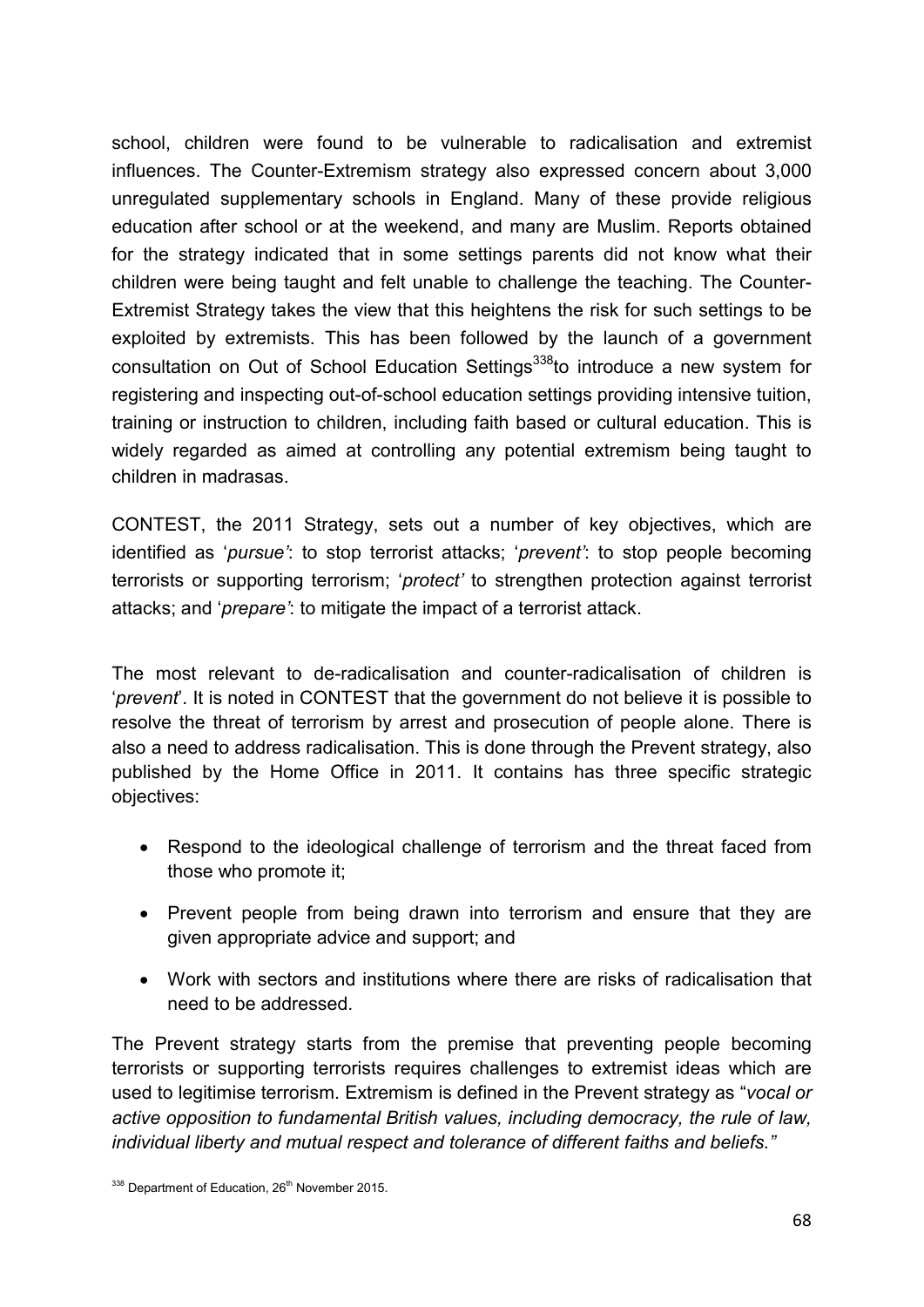school, children were found to be vulnerable to radicalisation and extremist influences. The Counter-Extremism strategy also expressed concern about 3,000 unregulated supplementary schools in England. Many of these provide religious education after school or at the weekend, and many are Muslim. Reports obtained for the strategy indicated that in some settings parents did not know what their children were being taught and felt unable to challenge the teaching. The Counter-Extremist Strategy takes the view that this heightens the risk for such settings to be exploited by extremists. This has been followed by the launch of a government consultation on Out of School Education Settings[338]to introduce a new system for registering and inspecting out-of-school education settings providing intensive tuition, training or instruction to children, including faith based or cultural education. This is widely regarded as aimed at controlling any potential extremism being taught to children in madrasas.

CONTEST, the 2011 Strategy, sets out a number of key objectives, which are identified as '*pursue'*: to stop terrorist attacks; '*prevent'*: to stop people becoming terrorists or supporting terrorism; '*protect'* to strengthen protection against terrorist attacks; and '*prepare'*: to mitigate the impact of a terrorist attack.

The most relevant to de-radicalisation and counter-radicalisation of children is '*prevent*'. It is noted in CONTEST that the government do not believe it is possible to resolve the threat of terrorism by arrest and prosecution of people alone. There is also a need to address radicalisation. This is done through the Prevent strategy, also published by the Home Office in 2011. It contains has three specific strategic objectives:

- Respond to the ideological challenge of terrorism and the threat faced from those who promote it;
- Prevent people from being drawn into terrorism and ensure that they are given appropriate advice and support; and
- Work with sectors and institutions where there are risks of radicalisation that need to be addressed.

The Prevent strategy starts from the premise that preventing people becoming terrorists or supporting terrorists requires challenges to extremist ideas which are used to legitimise terrorism. Extremism is defined in the Prevent strategy as "*vocal or active opposition to fundamental British values, including democracy, the rule of law, individual liberty and mutual respect and tolerance of different faiths and beliefs."*

[338] Department of Education, 26th November 2015.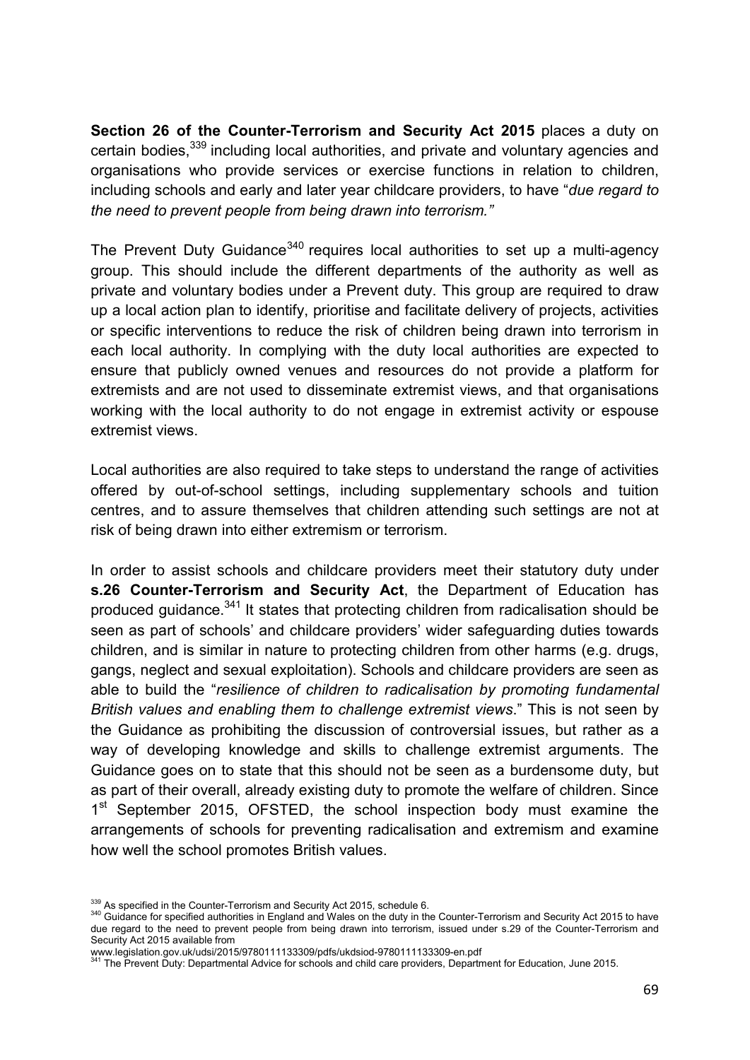**Section 26 of the Counter-Terrorism and Security Act 2015** places a duty on certain bodies,[339] including local authorities, and private and voluntary agencies and organisations who provide services or exercise functions in relation to children, including schools and early and later year childcare providers, to have "*due regard to the need to prevent people from being drawn into terrorism."*

The Prevent Duty Guidance[340] requires local authorities to set up a multi-agency group. This should include the different departments of the authority as well as private and voluntary bodies under a Prevent duty. This group are required to draw up a local action plan to identify, prioritise and facilitate delivery of projects, activities or specific interventions to reduce the risk of children being drawn into terrorism in each local authority. In complying with the duty local authorities are expected to ensure that publicly owned venues and resources do not provide a platform for extremists and are not used to disseminate extremist views, and that organisations working with the local authority to do not engage in extremist activity or espouse extremist views.

Local authorities are also required to take steps to understand the range of activities offered by out-of-school settings, including supplementary schools and tuition centres, and to assure themselves that children attending such settings are not at risk of being drawn into either extremism or terrorism.

In order to assist schools and childcare providers meet their statutory duty under **s.26 Counter-Terrorism and Security Act**, the Department of Education has produced guidance.[341] It states that protecting children from radicalisation should be seen as part of schools' and childcare providers' wider safeguarding duties towards children, and is similar in nature to protecting children from other harms (e.g. drugs, gangs, neglect and sexual exploitation). Schools and childcare providers are seen as able to build the "*resilience of children to radicalisation by promoting fundamental British values and enabling them to challenge extremist views*." This is not seen by the Guidance as prohibiting the discussion of controversial issues, but rather as a way of developing knowledge and skills to challenge extremist arguments. The Guidance goes on to state that this should not be seen as a burdensome duty, but as part of their overall, already existing duty to promote the welfare of children. Since 1st September 2015, OFSTED, the school inspection body must examine the arrangements of schools for preventing radicalisation and extremism and examine how well the school promotes British values.

[339] As specified in the Counter-Terrorism and Security Act 2015, schedule 6.

[340] Guidance for specified authorities in England and Wales on the duty in the Counter-Terrorism and Security Act 2015 to have due regard to the need to prevent people from being drawn into terrorism, issued under s.29 of the Counter-Terrorism and Security Act 2015 available from www.legislation.gov.uk/udsi/2015/9780111133309/pdfs/ukdsiod-9780111133309-en.pdf

[341] The Prevent Duty: Departmental Advice for schools and child care providers, Department for Education, June 2015.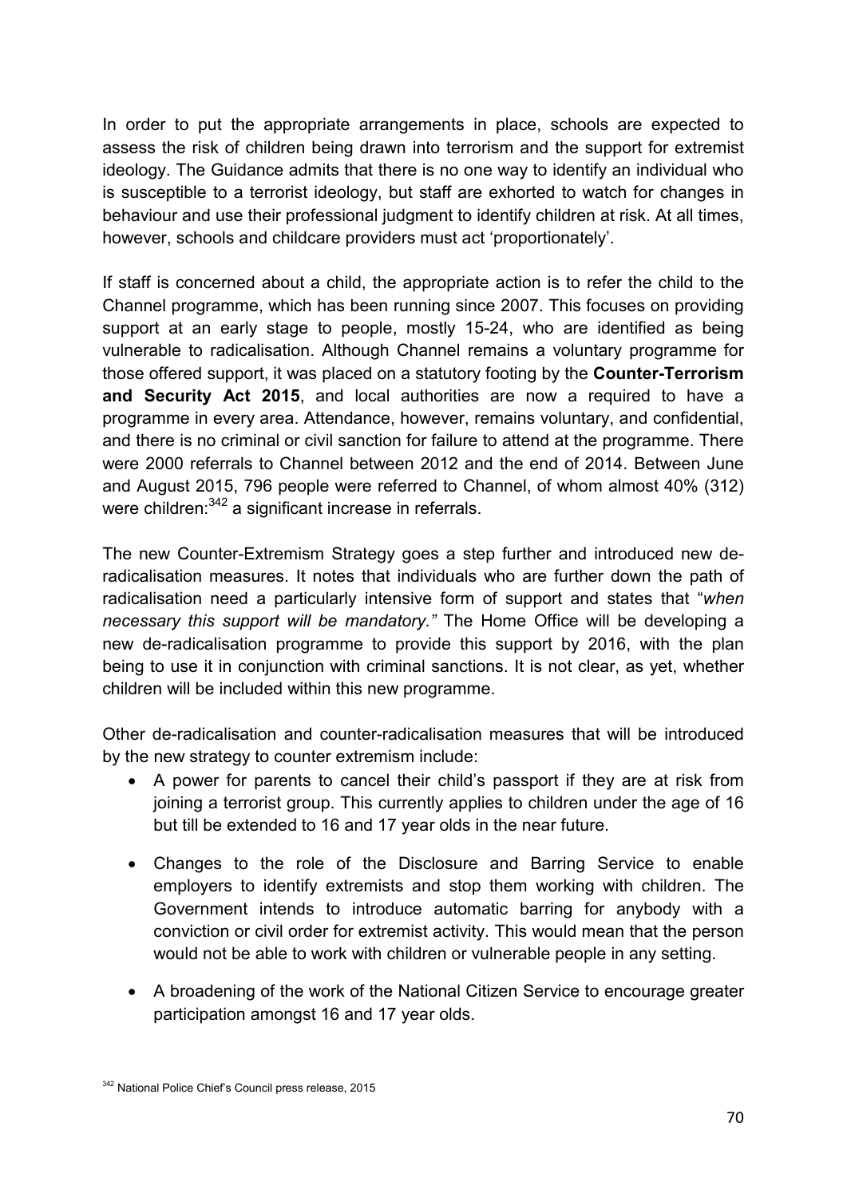In order to put the appropriate arrangements in place, schools are expected to assess the risk of children being drawn into terrorism and the support for extremist ideology. The Guidance admits that there is no one way to identify an individual who is susceptible to a terrorist ideology, but staff are exhorted to watch for changes in behaviour and use their professional judgment to identify children at risk. At all times, however, schools and childcare providers must act 'proportionately'.

If staff is concerned about a child, the appropriate action is to refer the child to the Channel programme, which has been running since 2007. This focuses on providing support at an early stage to people, mostly 15-24, who are identified as being vulnerable to radicalisation. Although Channel remains a voluntary programme for those offered support, it was placed on a statutory footing by the **Counter-Terrorism and Security Act 2015**, and local authorities are now a required to have a programme in every area. Attendance, however, remains voluntary, and confidential, and there is no criminal or civil sanction for failure to attend at the programme. There were 2000 referrals to Channel between 2012 and the end of 2014. Between June and August 2015, 796 people were referred to Channel, of whom almost 40% (312) were children:[342] a significant increase in referrals.

The new Counter-Extremism Strategy goes a step further and introduced new de-radicalisation measures. It notes that individuals who are further down the path of radicalisation need a particularly intensive form of support and states that "*when necessary this support will be mandatory."* The Home Office will be developing a new de-radicalisation programme to provide this support by 2016, with the plan being to use it in conjunction with criminal sanctions. It is not clear, as yet, whether children will be included within this new programme.

Other de-radicalisation and counter-radicalisation measures that will be introduced by the new strategy to counter extremism include:

- A power for parents to cancel their child's passport if they are at risk from joining a terrorist group. This currently applies to children under the age of 16 but till be extended to 16 and 17 year olds in the near future.

- Changes to the role of the Disclosure and Barring Service to enable employers to identify extremists and stop them working with children. The Government intends to introduce automatic barring for anybody with a conviction or civil order for extremist activity. This would mean that the person would not be able to work with children or vulnerable people in any setting.

- A broadening of the work of the National Citizen Service to encourage greater participation amongst 16 and 17 year olds.

[342] National Police Chief's Council press release, 2015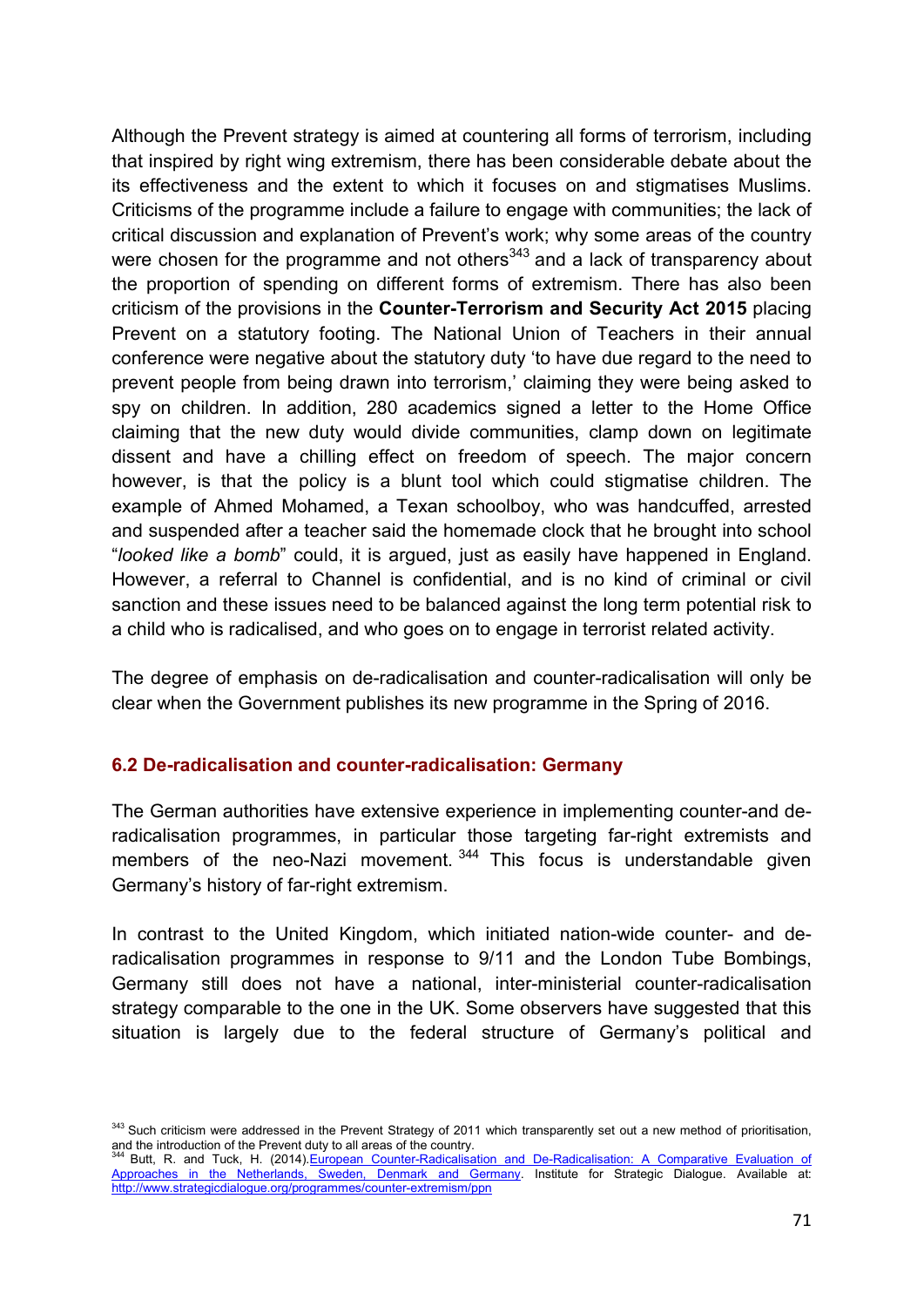Although the Prevent strategy is aimed at countering all forms of terrorism, including that inspired by right wing extremism, there has been considerable debate about the its effectiveness and the extent to which it focuses on and stigmatises Muslims. Criticisms of the programme include a failure to engage with communities; the lack of critical discussion and explanation of Prevent's work; why some areas of the country were chosen for the programme and not others[343] and a lack of transparency about the proportion of spending on different forms of extremism. There has also been criticism of the provisions in the **Counter-Terrorism and Security Act 2015** placing Prevent on a statutory footing. The National Union of Teachers in their annual conference were negative about the statutory duty 'to have due regard to the need to prevent people from being drawn into terrorism,' claiming they were being asked to spy on children. In addition, 280 academics signed a letter to the Home Office claiming that the new duty would divide communities, clamp down on legitimate dissent and have a chilling effect on freedom of speech. The major concern however, is that the policy is a blunt tool which could stigmatise children. The example of Ahmed Mohamed, a Texan schoolboy, who was handcuffed, arrested and suspended after a teacher said the homemade clock that he brought into school "*looked like a bomb*" could, it is argued, just as easily have happened in England. However, a referral to Channel is confidential, and is no kind of criminal or civil sanction and these issues need to be balanced against the long term potential risk to a child who is radicalised, and who goes on to engage in terrorist related activity.

The degree of emphasis on de-radicalisation and counter-radicalisation will only be clear when the Government publishes its new programme in the Spring of 2016.

### 6.2 De-radicalisation and counter-radicalisation: Germany

The German authorities have extensive experience in implementing counter-and de-radicalisation programmes, in particular those targeting far-right extremists and members of the neo-Nazi movement.[344] This focus is understandable given Germany's history of far-right extremism.

In contrast to the United Kingdom, which initiated nation-wide counter- and de-radicalisation programmes in response to 9/11 and the London Tube Bombings, Germany still does not have a national, inter-ministerial counter-radicalisation strategy comparable to the one in the UK. Some observers have suggested that this situation is largely due to the federal structure of Germany's political and

---

[343] Such criticism were addressed in the Prevent Strategy of 2011 which transparently set out a new method of prioritisation, and the introduction of the Prevent duty to all areas of the country.

[344] Butt, R. and Tuck, H. (2014).European Counter-Radicalisation and De-Radicalisation: A Comparative Evaluation of Approaches in the Netherlands, Sweden, Denmark and Germany. Institute for Strategic Dialogue. Available at: http://www.strategicdialogue.org/programmes/counter-extremism/ppn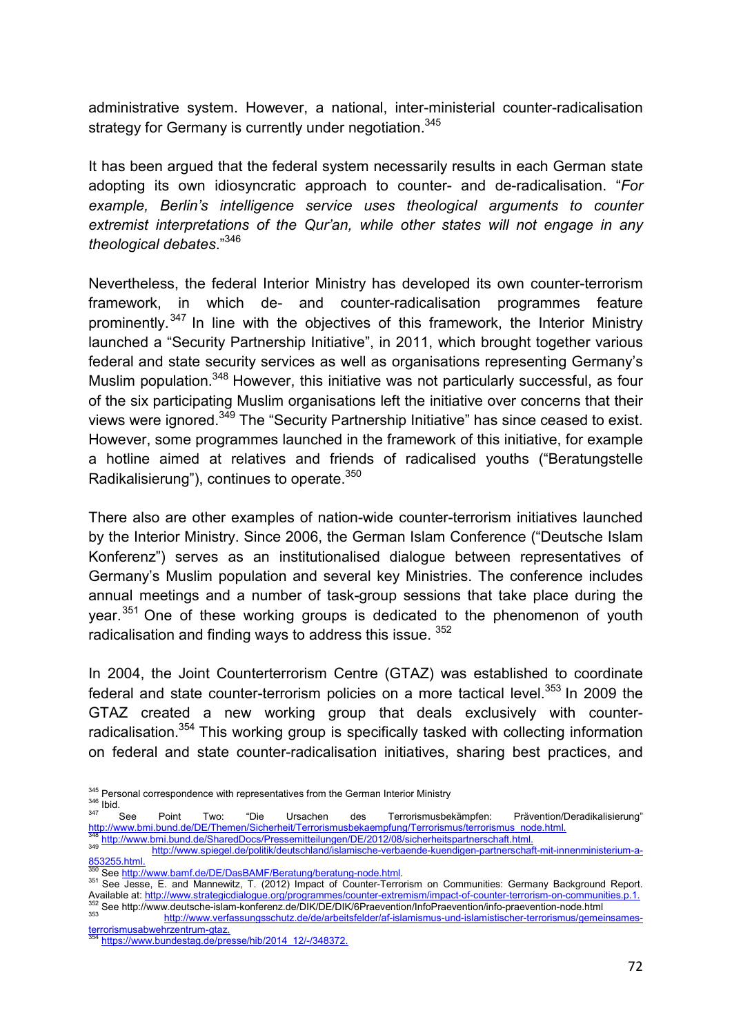administrative system. However, a national, inter-ministerial counter-radicalisation strategy for Germany is currently under negotiation.[345]

It has been argued that the federal system necessarily results in each German state adopting its own idiosyncratic approach to counter- and de-radicalisation. "*For example, Berlin's intelligence service uses theological arguments to counter extremist interpretations of the Qur'an, while other states will not engage in any theological debates*."[346]

Nevertheless, the federal Interior Ministry has developed its own counter-terrorism framework, in which de- and counter-radicalisation programmes feature prominently.[347] In line with the objectives of this framework, the Interior Ministry launched a "Security Partnership Initiative", in 2011, which brought together various federal and state security services as well as organisations representing Germany's Muslim population.[348] However, this initiative was not particularly successful, as four of the six participating Muslim organisations left the initiative over concerns that their views were ignored.[349] The "Security Partnership Initiative" has since ceased to exist. However, some programmes launched in the framework of this initiative, for example a hotline aimed at relatives and friends of radicalised youths ("Beratungstelle Radikalisierung"), continues to operate.[350]

There also are other examples of nation-wide counter-terrorism initiatives launched by the Interior Ministry. Since 2006, the German Islam Conference ("Deutsche Islam Konferenz") serves as an institutionalised dialogue between representatives of Germany's Muslim population and several key Ministries. The conference includes annual meetings and a number of task-group sessions that take place during the year.[351] One of these working groups is dedicated to the phenomenon of youth radicalisation and finding ways to address this issue. [352]

In 2004, the Joint Counterterrorism Centre (GTAZ) was established to coordinate federal and state counter-terrorism policies on a more tactical level.[353] In 2009 the GTAZ created a new working group that deals exclusively with counter-radicalisation.[354] This working group is specifically tasked with collecting information on federal and state counter-radicalisation initiatives, sharing best practices, and

---

[345] Personal correspondence with representatives from the German Interior Ministry

[346] Ibid.

[347] See Point Two: "Die Ursachen des Terrorismusbekämpfen: Prävention/Deradikalisierung" http://www.bmi.bund.de/DE/Themen/Sicherheit/Terrorismusbekaempfung/Terrorismus/terrorismus_node.html.

[348] http://www.bmi.bund.de/SharedDocs/Pressemitteilungen/DE/2012/08/sicherheitspartnerschaft.html.

[349] http://www.spiegel.de/politik/deutschland/islamische-verbaende-kuendigen-partnerschaft-mit-innenministerium-a-853255.html.

[350] See http://www.bamf.de/DE/DasBAMF/Beratung/beratung-node.html.

[351] See Jesse, E. and Mannewitz, T. (2012) Impact of Counter-Terrorism on Communities: Germany Background Report. Available at: http://www.strategicdialogue.org/programmes/counter-extremism/impact-of-counter-terrorism-on-communities.p.1.

[352] See http://www.deutsche-islam-konferenz.de/DIK/DE/DIK/6Praevention/InfoPraevention/info-praevention-node.html

[353] http://www.verfassungsschutz.de/de/arbeitsfelder/af-islamismus-und-islamistischer-terrorismus/gemeinsames-terrorismusabwehrzentrum-gtaz.

[354] https://www.bundestag.de/presse/hib/2014_12/-/348372.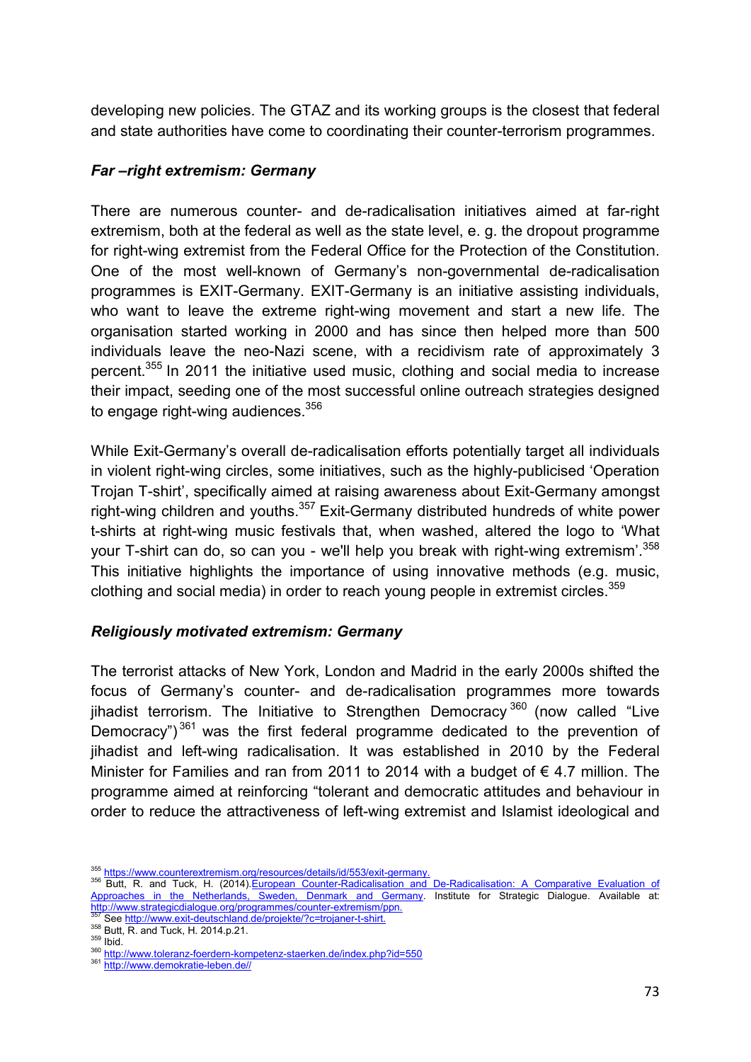developing new policies. The GTAZ and its working groups is the closest that federal and state authorities have come to coordinating their counter-terrorism programmes.

### *Far –right extremism: Germany*

There are numerous counter- and de-radicalisation initiatives aimed at far-right extremism, both at the federal as well as the state level, e. g. the dropout programme for right-wing extremist from the Federal Office for the Protection of the Constitution. One of the most well-known of Germany's non-governmental de-radicalisation programmes is EXIT-Germany. EXIT-Germany is an initiative assisting individuals, who want to leave the extreme right-wing movement and start a new life. The organisation started working in 2000 and has since then helped more than 500 individuals leave the neo-Nazi scene, with a recidivism rate of approximately 3 percent.[355] In 2011 the initiative used music, clothing and social media to increase their impact, seeding one of the most successful online outreach strategies designed to engage right-wing audiences.[356]

While Exit-Germany's overall de-radicalisation efforts potentially target all individuals in violent right-wing circles, some initiatives, such as the highly-publicised 'Operation Trojan T-shirt', specifically aimed at raising awareness about Exit-Germany amongst right-wing children and youths.[357] Exit-Germany distributed hundreds of white power t-shirts at right-wing music festivals that, when washed, altered the logo to 'What your T-shirt can do, so can you - we'll help you break with right-wing extremism'.[358] This initiative highlights the importance of using innovative methods (e.g. music, clothing and social media) in order to reach young people in extremist circles.[359]

### *Religiously motivated extremism: Germany*

The terrorist attacks of New York, London and Madrid in the early 2000s shifted the focus of Germany's counter- and de-radicalisation programmes more towards jihadist terrorism. The Initiative to Strengthen Democracy[360] (now called "Live Democracy")[361] was the first federal programme dedicated to the prevention of jihadist and left-wing radicalisation. It was established in 2010 by the Federal Minister for Families and ran from 2011 to 2014 with a budget of € 4.7 million. The programme aimed at reinforcing "tolerant and democratic attitudes and behaviour in order to reduce the attractiveness of left-wing extremist and Islamist ideological and

---

[355] https://www.counterextremism.org/resources/details/id/553/exit-germany.

[356] Butt, R. and Tuck, H. (2014). European Counter-Radicalisation and De-Radicalisation: A Comparative Evaluation of Approaches in the Netherlands, Sweden, Denmark and Germany. Institute for Strategic Dialogue. Available at: http://www.strategicdialogue.org/programmes/counter-extremism/ppn.

[357] See http://www.exit-deutschland.de/projekte/?c=trojaner-t-shirt.

[358] Butt, R. and Tuck, H. 2014.p.21.

[359] Ibid.

[360] http://www.toleranz-foerdern-kompetenz-staerken.de/index.php?id=550

[361] http://www.demokratie-leben.de//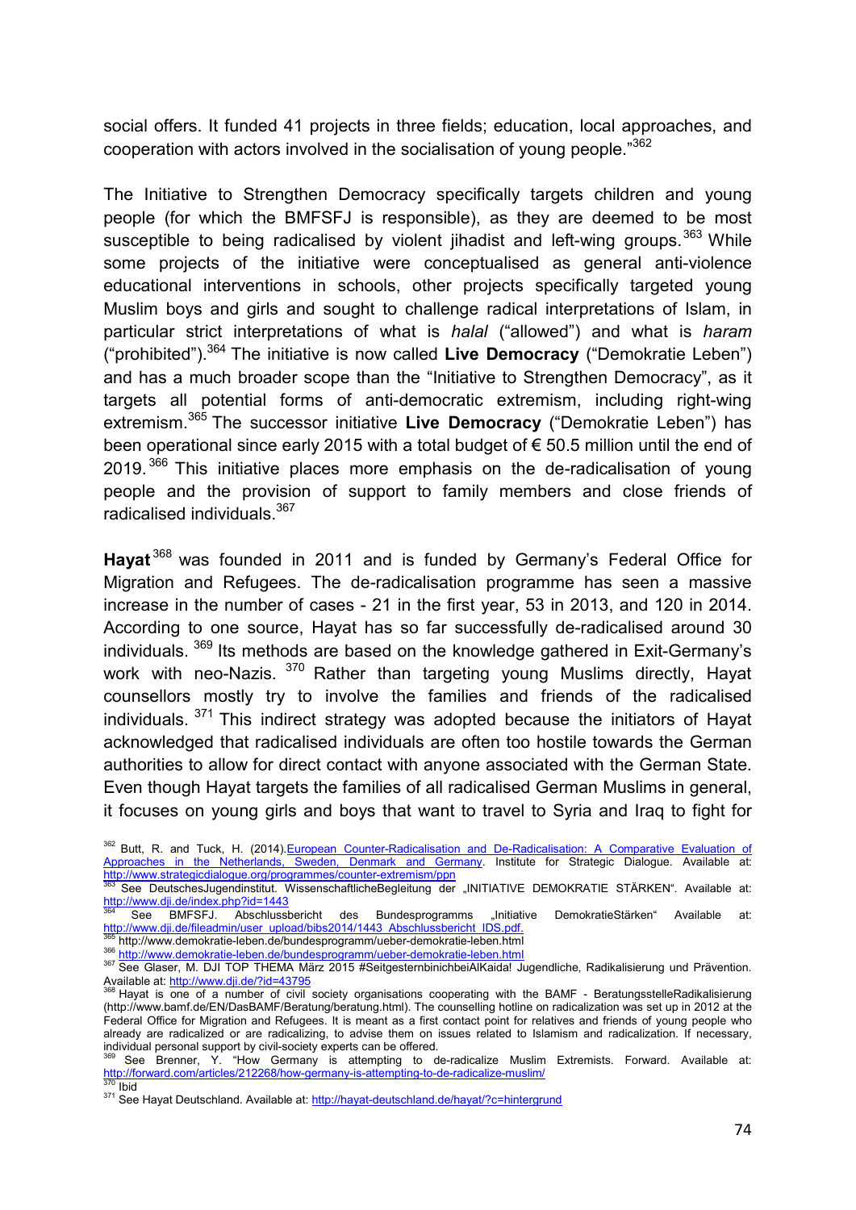social offers. It funded 41 projects in three fields; education, local approaches, and cooperation with actors involved in the socialisation of young people."[362]

The Initiative to Strengthen Democracy specifically targets children and young people (for which the BMFSFJ is responsible), as they are deemed to be most susceptible to being radicalised by violent jihadist and left-wing groups.[363] While some projects of the initiative were conceptualised as general anti-violence educational interventions in schools, other projects specifically targeted young Muslim boys and girls and sought to challenge radical interpretations of Islam, in particular strict interpretations of what is *halal* ("allowed") and what is *haram* ("prohibited").[364] The initiative is now called **Live Democracy** ("Demokratie Leben") and has a much broader scope than the "Initiative to Strengthen Democracy", as it targets all potential forms of anti-democratic extremism, including right-wing extremism.[365] The successor initiative **Live Democracy** ("Demokratie Leben") has been operational since early 2015 with a total budget of € 50.5 million until the end of 2019.[366] This initiative places more emphasis on the de-radicalisation of young people and the provision of support to family members and close friends of radicalised individuals.[367]

**Hayat**[368] was founded in 2011 and is funded by Germany's Federal Office for Migration and Refugees. The de-radicalisation programme has seen a massive increase in the number of cases - 21 in the first year, 53 in 2013, and 120 in 2014. According to one source, Hayat has so far successfully de-radicalised around 30 individuals.[369] Its methods are based on the knowledge gathered in Exit-Germany's work with neo-Nazis.[370] Rather than targeting young Muslims directly, Hayat counsellors mostly try to involve the families and friends of the radicalised individuals.[371] This indirect strategy was adopted because the initiators of Hayat acknowledged that radicalised individuals are often too hostile towards the German authorities to allow for direct contact with anyone associated with the German State. Even though Hayat targets the families of all radicalised German Muslims in general, it focuses on young girls and boys that want to travel to Syria and Iraq to fight for

---

[362] Butt, R. and Tuck, H. (2014).European Counter-Radicalisation and De-Radicalisation: A Comparative Evaluation of Approaches in the Netherlands, Sweden, Denmark and Germany. Institute for Strategic Dialogue. Available at: http://www.strategicdialogue.org/programmes/counter-extremism/ppn

[363] See DeutschesJugendinstitut. WissenschaftlicheBegleitung der „INITIATIVE DEMOKRATIE STÄRKEN". Available at: http://www.dji.de/index.php?id=1443

[364] See BMFSFJ. Abschlussbericht des Bundesprogramms „Initiative DemokratieStärken" Available at: http://www.dji.de/fileadmin/user_upload/bibs2014/1443_Abschlussbericht_IDS.pdf.

[365] http://www.demokratie-leben.de/bundesprogramm/ueber-demokratie-leben.html

[366] http://www.demokratie-leben.de/bundesprogramm/ueber-demokratie-leben.html

[367] See Glaser, M. DJI TOP THEMA März 2015 #SeitgesternbinichbeiAlKaida! Jugendliche, Radikalisierung und Prävention. Available at: http://www.dji.de/?id=43795

[368] Hayat is one of a number of civil society organisations cooperating with the BAMF - BeratungsstelleRadikalisierung (http://www.bamf.de/EN/DasBAMF/Beratung/beratung.html). The counselling hotline on radicalization was set up in 2012 at the Federal Office for Migration and Refugees. It is meant as a first contact point for relatives and friends of young people who already are radicalized or are radicalizing, to advise them on issues related to Islamism and radicalization. If necessary, individual personal support by civil-society experts can be offered.

[369] See Brenner, Y. "How Germany is attempting to de-radicalize Muslim Extremists. Forward. Available at: http://forward.com/articles/212268/how-germany-is-attempting-to-de-radicalize-muslim/

[370] Ibid

[371] See Hayat Deutschland. Available at: http://hayat-deutschland.de/hayat/?c=hintergrund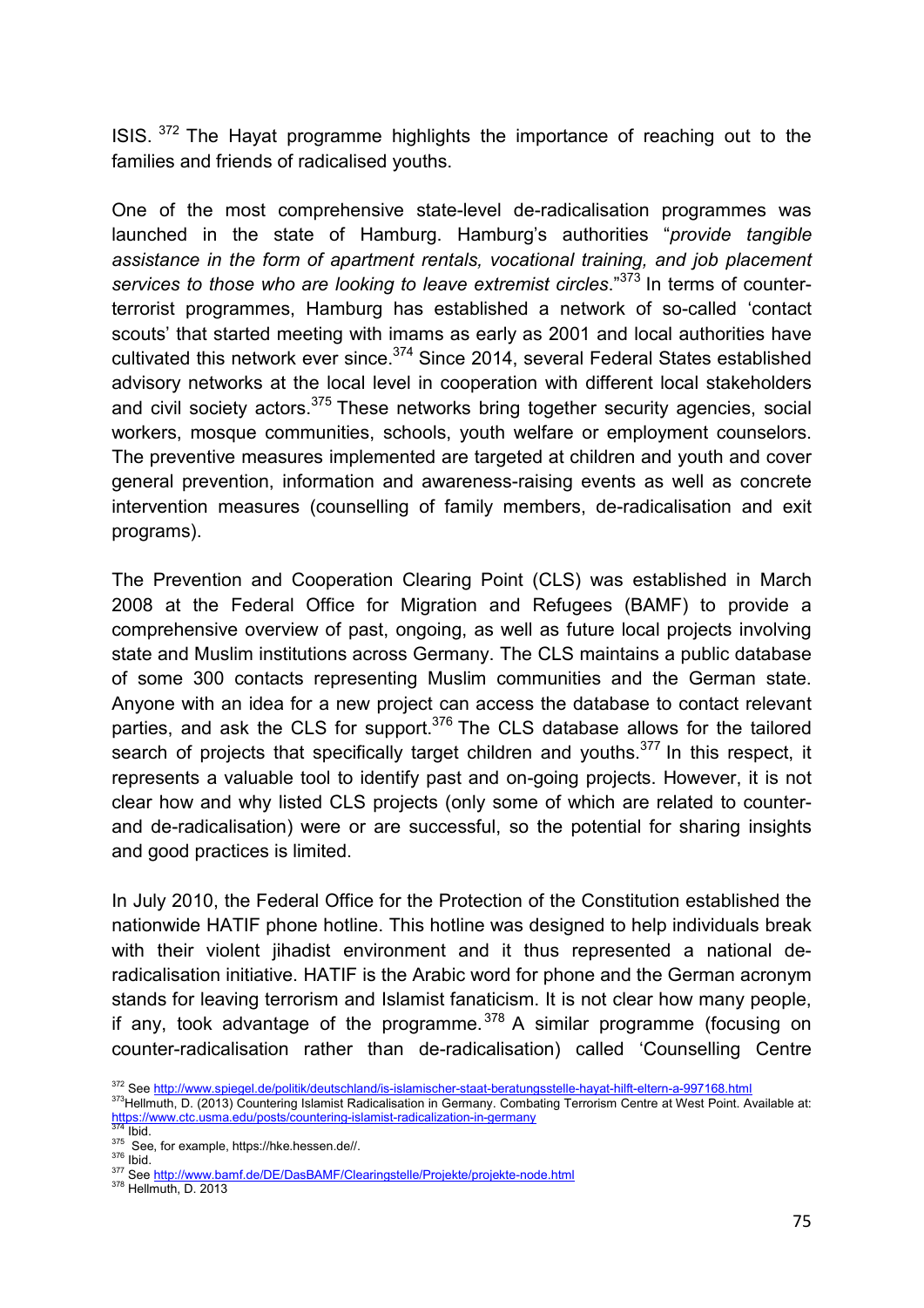ISIS.[372] The Hayat programme highlights the importance of reaching out to the families and friends of radicalised youths.

One of the most comprehensive state-level de-radicalisation programmes was launched in the state of Hamburg. Hamburg's authorities "*provide tangible assistance in the form of apartment rentals, vocational training, and job placement services to those who are looking to leave extremist circles*."[373] In terms of counter-terrorist programmes, Hamburg has established a network of so-called 'contact scouts' that started meeting with imams as early as 2001 and local authorities have cultivated this network ever since.[374] Since 2014, several Federal States established advisory networks at the local level in cooperation with different local stakeholders and civil society actors.[375] These networks bring together security agencies, social workers, mosque communities, schools, youth welfare or employment counselors. The preventive measures implemented are targeted at children and youth and cover general prevention, information and awareness-raising events as well as concrete intervention measures (counselling of family members, de-radicalisation and exit programs).

The Prevention and Cooperation Clearing Point (CLS) was established in March 2008 at the Federal Office for Migration and Refugees (BAMF) to provide a comprehensive overview of past, ongoing, as well as future local projects involving state and Muslim institutions across Germany. The CLS maintains a public database of some 300 contacts representing Muslim communities and the German state. Anyone with an idea for a new project can access the database to contact relevant parties, and ask the CLS for support.[376] The CLS database allows for the tailored search of projects that specifically target children and youths.[377] In this respect, it represents a valuable tool to identify past and on-going projects. However, it is not clear how and why listed CLS projects (only some of which are related to counter- and de-radicalisation) were or are successful, so the potential for sharing insights and good practices is limited.

In July 2010, the Federal Office for the Protection of the Constitution established the nationwide HATIF phone hotline. This hotline was designed to help individuals break with their violent jihadist environment and it thus represented a national de-radicalisation initiative. HATIF is the Arabic word for phone and the German acronym stands for leaving terrorism and Islamist fanaticism. It is not clear how many people, if any, took advantage of the programme.[378] A similar programme (focusing on counter-radicalisation rather than de-radicalisation) called 'Counselling Centre

[372] See http://www.spiegel.de/politik/deutschland/is-islamischer-staat-beratungsstelle-hayat-hilft-eltern-a-997168.html

[373] Hellmuth, D. (2013) Countering Islamist Radicalisation in Germany. Combating Terrorism Centre at West Point. Available at: https://www.ctc.usma.edu/posts/countering-islamist-radicalization-in-germany

[374] Ibid.

[375] See, for example, https://hke.hessen.de//.

[376] Ibid.

[377] See http://www.bamf.de/DE/DasBAMF/Clearingstelle/Projekte/projekte-node.html

[378] Hellmuth, D. 2013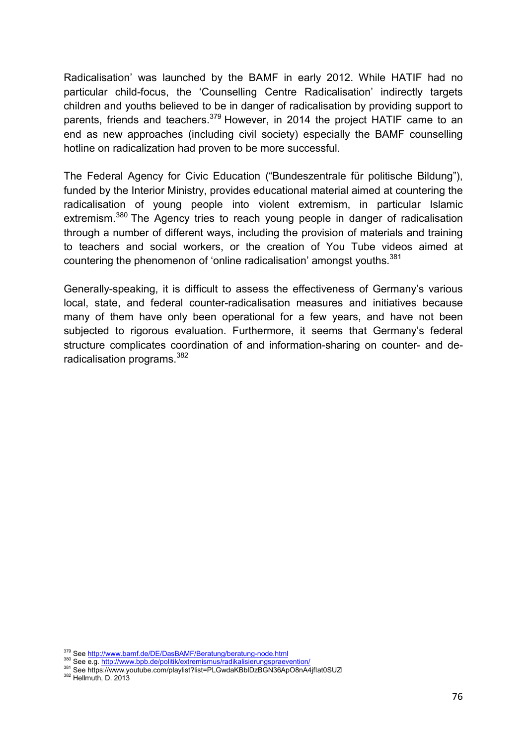Radicalisation' was launched by the BAMF in early 2012. While HATIF had no particular child-focus, the 'Counselling Centre Radicalisation' indirectly targets children and youths believed to be in danger of radicalisation by providing support to parents, friends and teachers.[379] However, in 2014 the project HATIF came to an end as new approaches (including civil society) especially the BAMF counselling hotline on radicalization had proven to be more successful.

The Federal Agency for Civic Education ("Bundeszentrale für politische Bildung"), funded by the Interior Ministry, provides educational material aimed at countering the radicalisation of young people into violent extremism, in particular Islamic extremism.[380] The Agency tries to reach young people in danger of radicalisation through a number of different ways, including the provision of materials and training to teachers and social workers, or the creation of You Tube videos aimed at countering the phenomenon of 'online radicalisation' amongst youths.[381]

Generally-speaking, it is difficult to assess the effectiveness of Germany's various local, state, and federal counter-radicalisation measures and initiatives because many of them have only been operational for a few years, and have not been subjected to rigorous evaluation. Furthermore, it seems that Germany's federal structure complicates coordination of and information-sharing on counter- and de-radicalisation programs.[382]

---

[379] See http://www.bamf.de/DE/DasBAMF/Beratung/beratung-node.html
[380] See e.g. http://www.bpb.de/politik/extremismus/radikalisierungspraevention/
[381] See https://www.youtube.com/playlist?list=PLGwdaKBblDzBGN36ApO8nA4jfIat0SUZl
[382] Hellmuth, D. 2013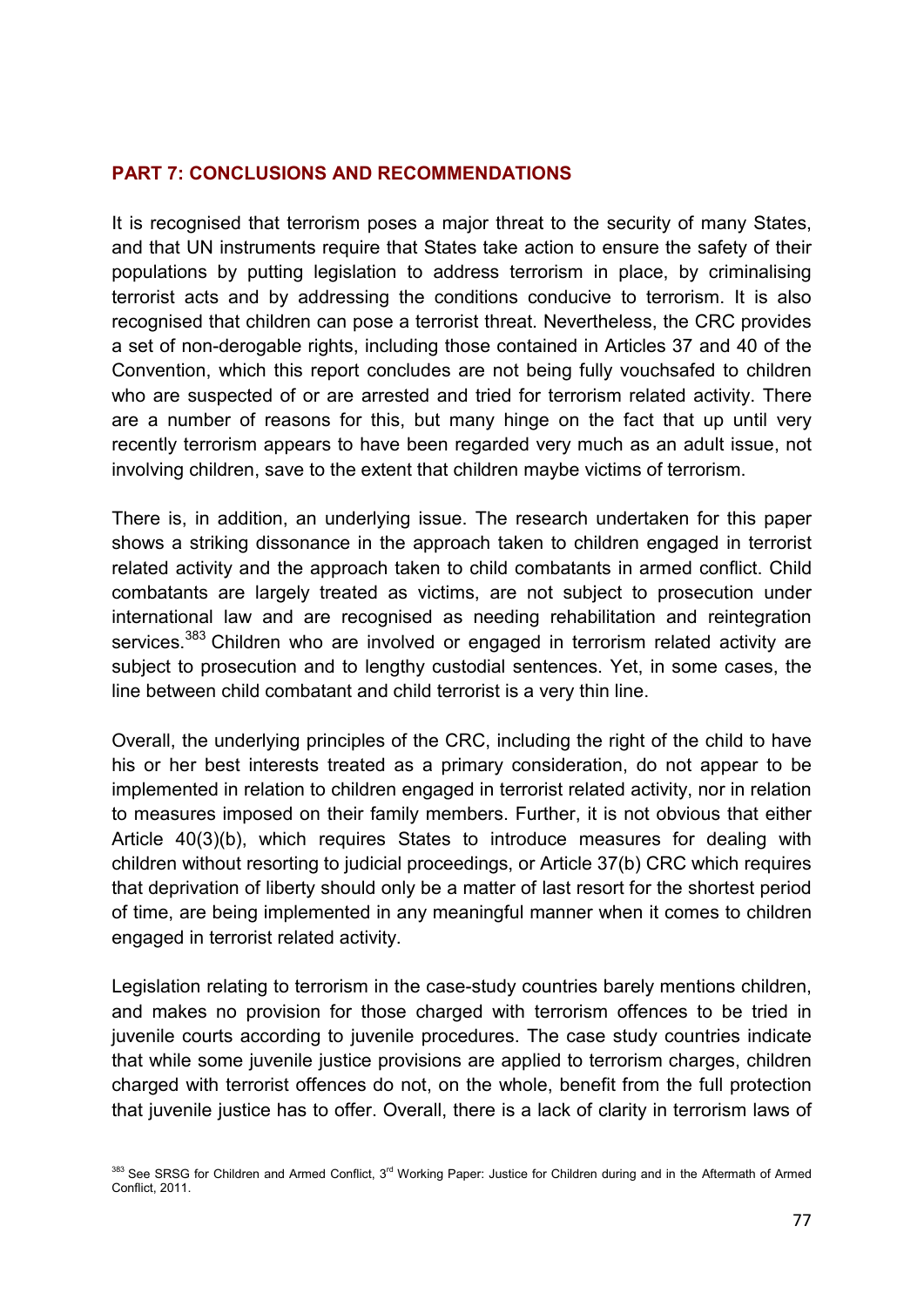## PART 7: CONCLUSIONS AND RECOMMENDATIONS

It is recognised that terrorism poses a major threat to the security of many States, and that UN instruments require that States take action to ensure the safety of their populations by putting legislation to address terrorism in place, by criminalising terrorist acts and by addressing the conditions conducive to terrorism. It is also recognised that children can pose a terrorist threat. Nevertheless, the CRC provides a set of non-derogable rights, including those contained in Articles 37 and 40 of the Convention, which this report concludes are not being fully vouchsafed to children who are suspected of or are arrested and tried for terrorism related activity. There are a number of reasons for this, but many hinge on the fact that up until very recently terrorism appears to have been regarded very much as an adult issue, not involving children, save to the extent that children maybe victims of terrorism.

There is, in addition, an underlying issue. The research undertaken for this paper shows a striking dissonance in the approach taken to children engaged in terrorist related activity and the approach taken to child combatants in armed conflict. Child combatants are largely treated as victims, are not subject to prosecution under international law and are recognised as needing rehabilitation and reintegration services.[383] Children who are involved or engaged in terrorism related activity are subject to prosecution and to lengthy custodial sentences. Yet, in some cases, the line between child combatant and child terrorist is a very thin line.

Overall, the underlying principles of the CRC, including the right of the child to have his or her best interests treated as a primary consideration, do not appear to be implemented in relation to children engaged in terrorist related activity, nor in relation to measures imposed on their family members. Further, it is not obvious that either Article 40(3)(b), which requires States to introduce measures for dealing with children without resorting to judicial proceedings, or Article 37(b) CRC which requires that deprivation of liberty should only be a matter of last resort for the shortest period of time, are being implemented in any meaningful manner when it comes to children engaged in terrorist related activity.

Legislation relating to terrorism in the case-study countries barely mentions children, and makes no provision for those charged with terrorism offences to be tried in juvenile courts according to juvenile procedures. The case study countries indicate that while some juvenile justice provisions are applied to terrorism charges, children charged with terrorist offences do not, on the whole, benefit from the full protection that juvenile justice has to offer. Overall, there is a lack of clarity in terrorism laws of

[383] See SRSG for Children and Armed Conflict, 3rd Working Paper: Justice for Children during and in the Aftermath of Armed Conflict, 2011.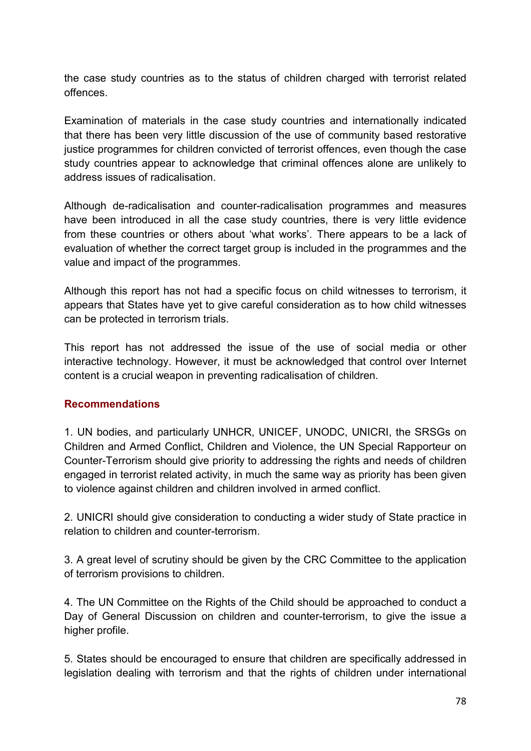the case study countries as to the status of children charged with terrorist related offences.

Examination of materials in the case study countries and internationally indicated that there has been very little discussion of the use of community based restorative justice programmes for children convicted of terrorist offences, even though the case study countries appear to acknowledge that criminal offences alone are unlikely to address issues of radicalisation.

Although de-radicalisation and counter-radicalisation programmes and measures have been introduced in all the case study countries, there is very little evidence from these countries or others about 'what works'. There appears to be a lack of evaluation of whether the correct target group is included in the programmes and the value and impact of the programmes.

Although this report has not had a specific focus on child witnesses to terrorism, it appears that States have yet to give careful consideration as to how child witnesses can be protected in terrorism trials.

This report has not addressed the issue of the use of social media or other interactive technology. However, it must be acknowledged that control over Internet content is a crucial weapon in preventing radicalisation of children.

### Recommendations

1. UN bodies, and particularly UNHCR, UNICEF, UNODC, UNICRI, the SRSGs on Children and Armed Conflict, Children and Violence, the UN Special Rapporteur on Counter-Terrorism should give priority to addressing the rights and needs of children engaged in terrorist related activity, in much the same way as priority has been given to violence against children and children involved in armed conflict.

2. UNICRI should give consideration to conducting a wider study of State practice in relation to children and counter-terrorism.

3. A great level of scrutiny should be given by the CRC Committee to the application of terrorism provisions to children.

4. The UN Committee on the Rights of the Child should be approached to conduct a Day of General Discussion on children and counter-terrorism, to give the issue a higher profile.

5. States should be encouraged to ensure that children are specifically addressed in legislation dealing with terrorism and that the rights of children under international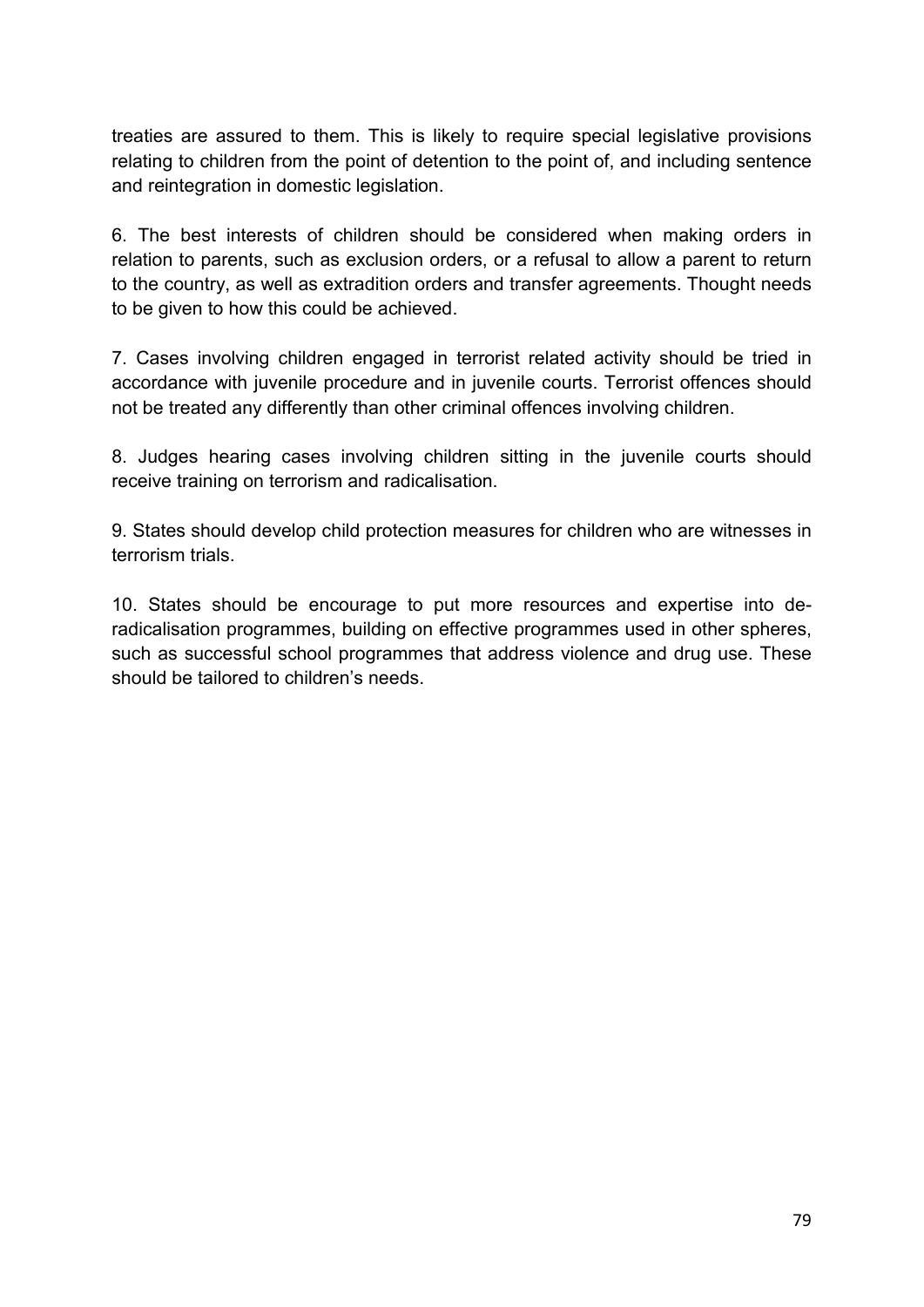treaties are assured to them. This is likely to require special legislative provisions relating to children from the point of detention to the point of, and including sentence and reintegration in domestic legislation.

6. The best interests of children should be considered when making orders in relation to parents, such as exclusion orders, or a refusal to allow a parent to return to the country, as well as extradition orders and transfer agreements. Thought needs to be given to how this could be achieved.

7. Cases involving children engaged in terrorist related activity should be tried in accordance with juvenile procedure and in juvenile courts. Terrorist offences should not be treated any differently than other criminal offences involving children.

8. Judges hearing cases involving children sitting in the juvenile courts should receive training on terrorism and radicalisation.

9. States should develop child protection measures for children who are witnesses in terrorism trials.

10. States should be encourage to put more resources and expertise into de-radicalisation programmes, building on effective programmes used in other spheres, such as successful school programmes that address violence and drug use. These should be tailored to children's needs.